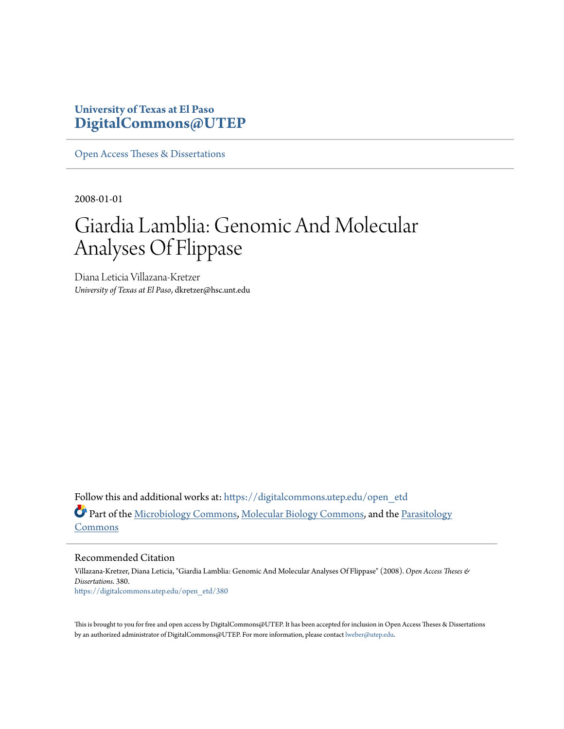University of Texas at El Paso
**DigitalCommons@UTEP**

Open Access Theses & Dissertations

2008-01-01

# Giardia Lamblia: Genomic And Molecular Analyses Of Flippase

Diana Leticia Villazana-Kretzer
*University of Texas at El Paso*, dkretzer@hsc.unt.edu

Follow this and additional works at: https://digitalcommons.utep.edu/open_etd

Part of the Microbiology Commons, Molecular Biology Commons, and the Parasitology Commons

## Recommended Citation

Villazana-Kretzer, Diana Leticia, "Giardia Lamblia: Genomic And Molecular Analyses Of Flippase" (2008). *Open Access Theses & Dissertations*. 380.
https://digitalcommons.utep.edu/open_etd/380

This is brought to you for free and open access by DigitalCommons@UTEP. It has been accepted for inclusion in Open Access Theses & Dissertations by an authorized administrator of DigitalCommons@UTEP. For more information, please contact lweber@utep.edu.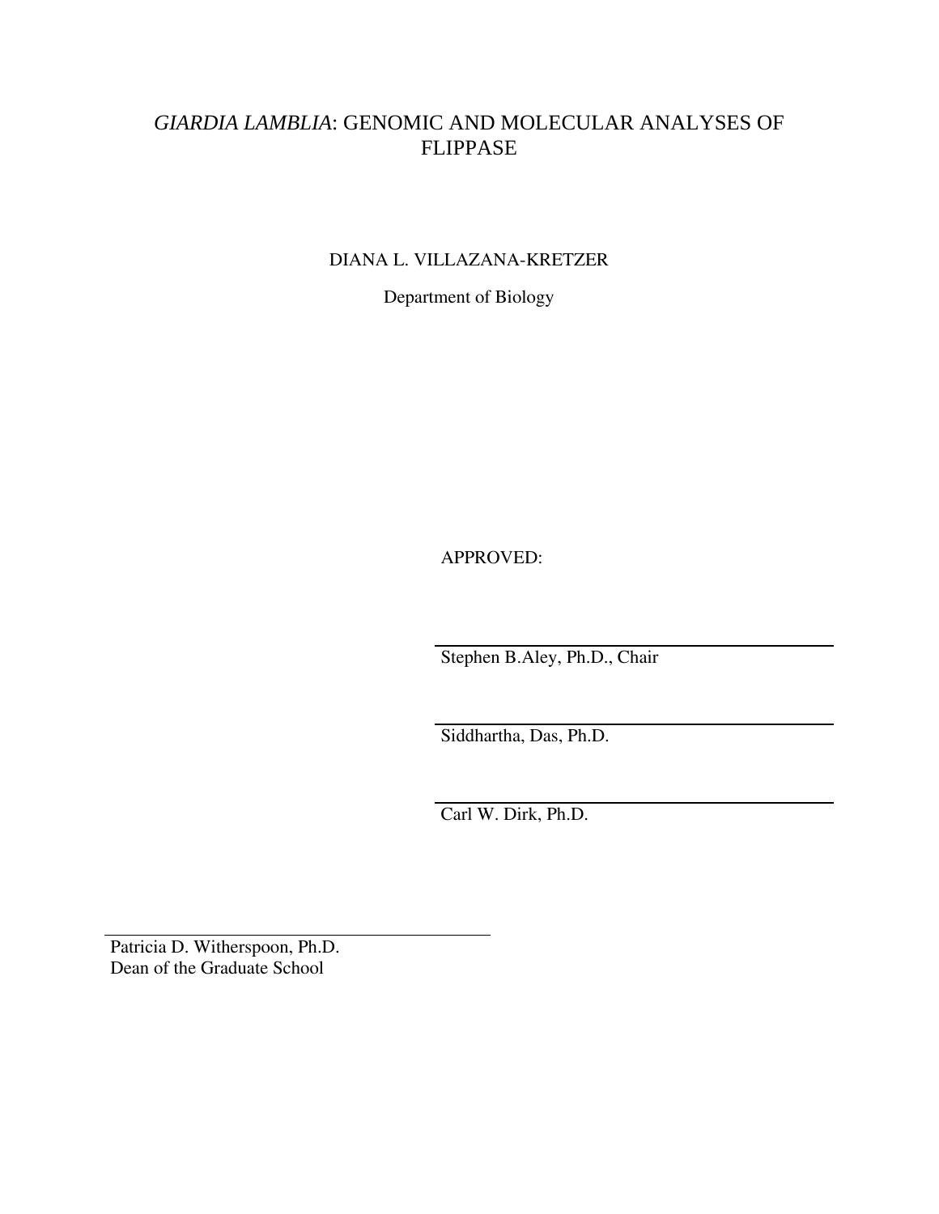# *GIARDIA LAMBLIA*: GENOMIC AND MOLECULAR ANALYSES OF FLIPPASE

DIANA L. VILLAZANA-KRETZER

Department of Biology

APPROVED:

Stephen B.Aley, Ph.D., Chair

Siddhartha, Das, Ph.D.

Carl W. Dirk, Ph.D.

Patricia D. Witherspoon, Ph.D.
Dean of the Graduate School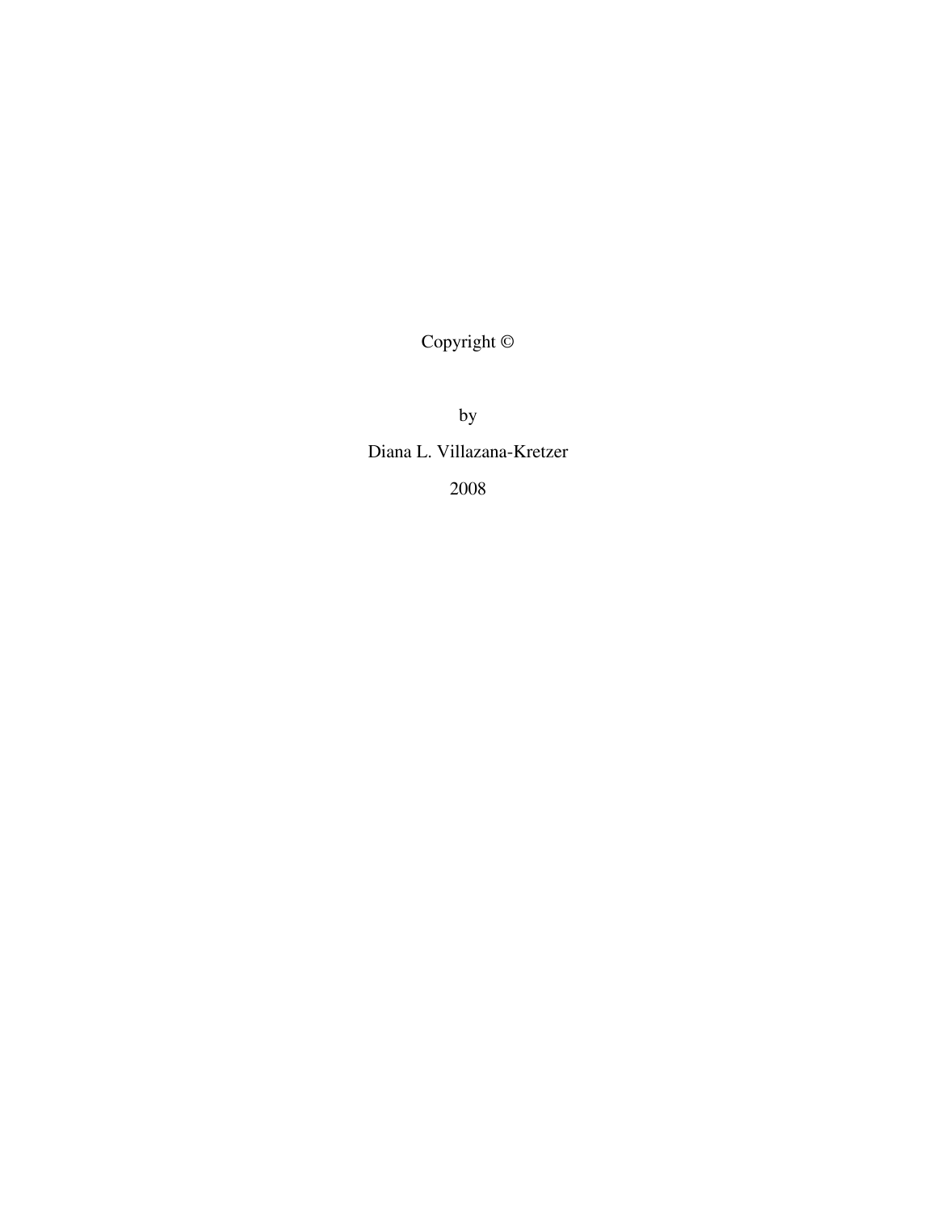Copyright ©

by

Diana L. Villazana-Kretzer

2008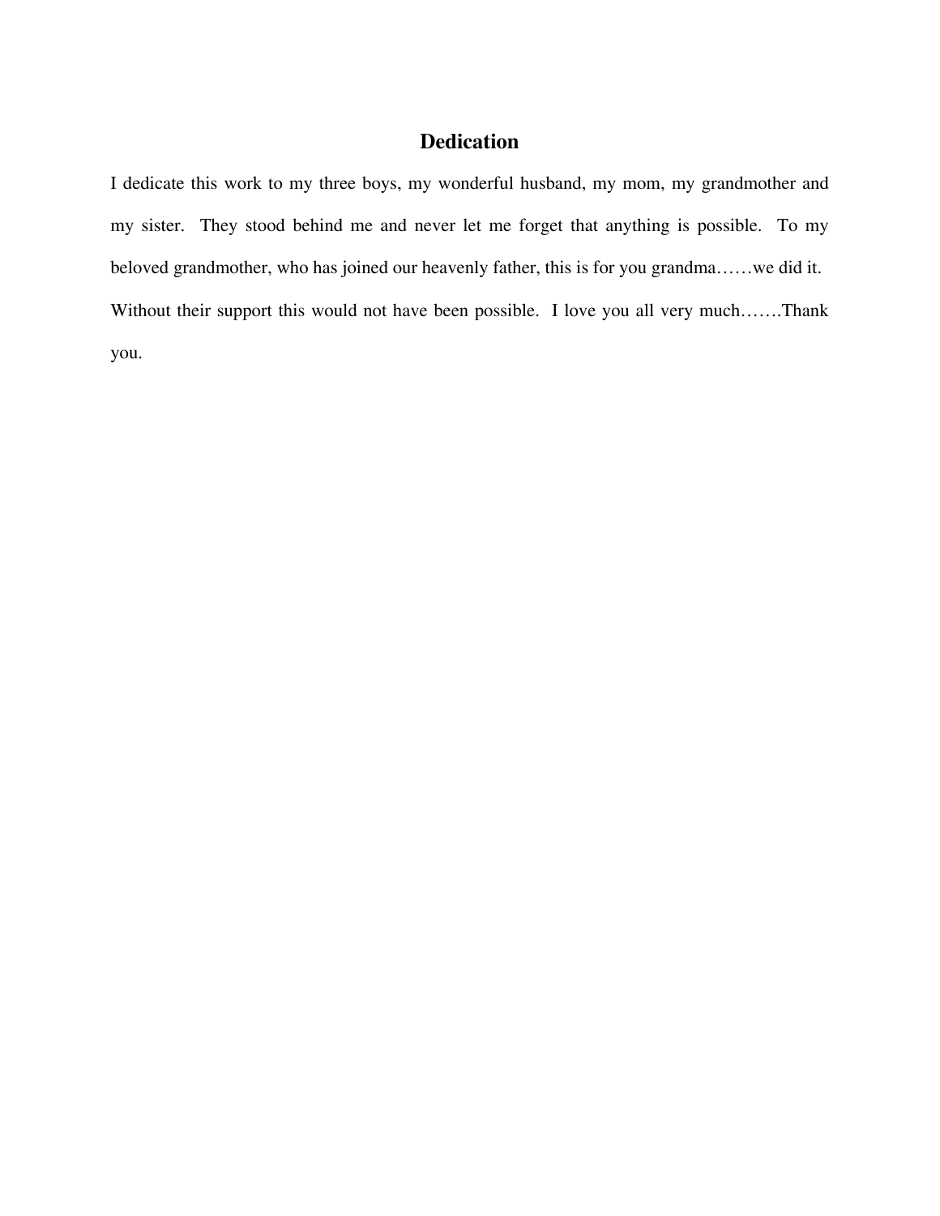# Dedication

I dedicate this work to my three boys, my wonderful husband, my mom, my grandmother and my sister. They stood behind me and never let me forget that anything is possible. To my beloved grandmother, who has joined our heavenly father, this is for you grandma……we did it. Without their support this would not have been possible. I love you all very much…….Thank you.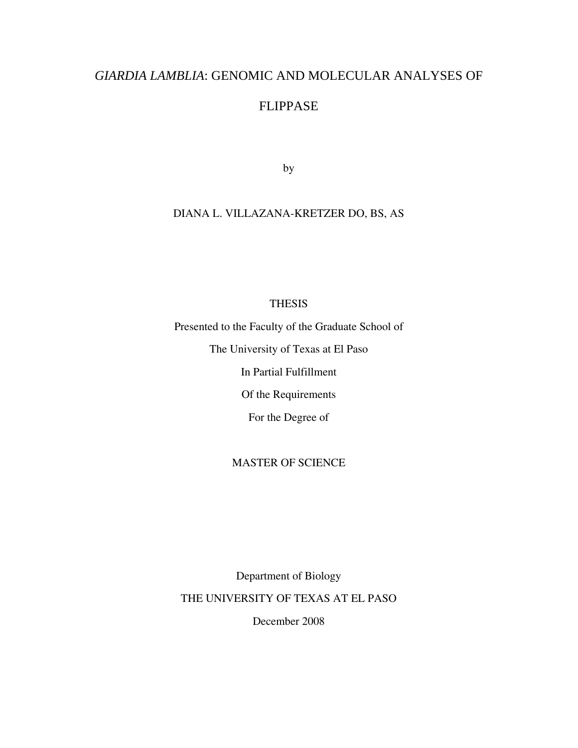# *GIARDIA LAMBLIA*: GENOMIC AND MOLECULAR ANALYSES OF FLIPPASE

by

DIANA L. VILLAZANA-KRETZER DO, BS, AS

THESIS

Presented to the Faculty of the Graduate School of

The University of Texas at El Paso

In Partial Fulfillment

Of the Requirements

For the Degree of

MASTER OF SCIENCE

Department of Biology

THE UNIVERSITY OF TEXAS AT EL PASO

December 2008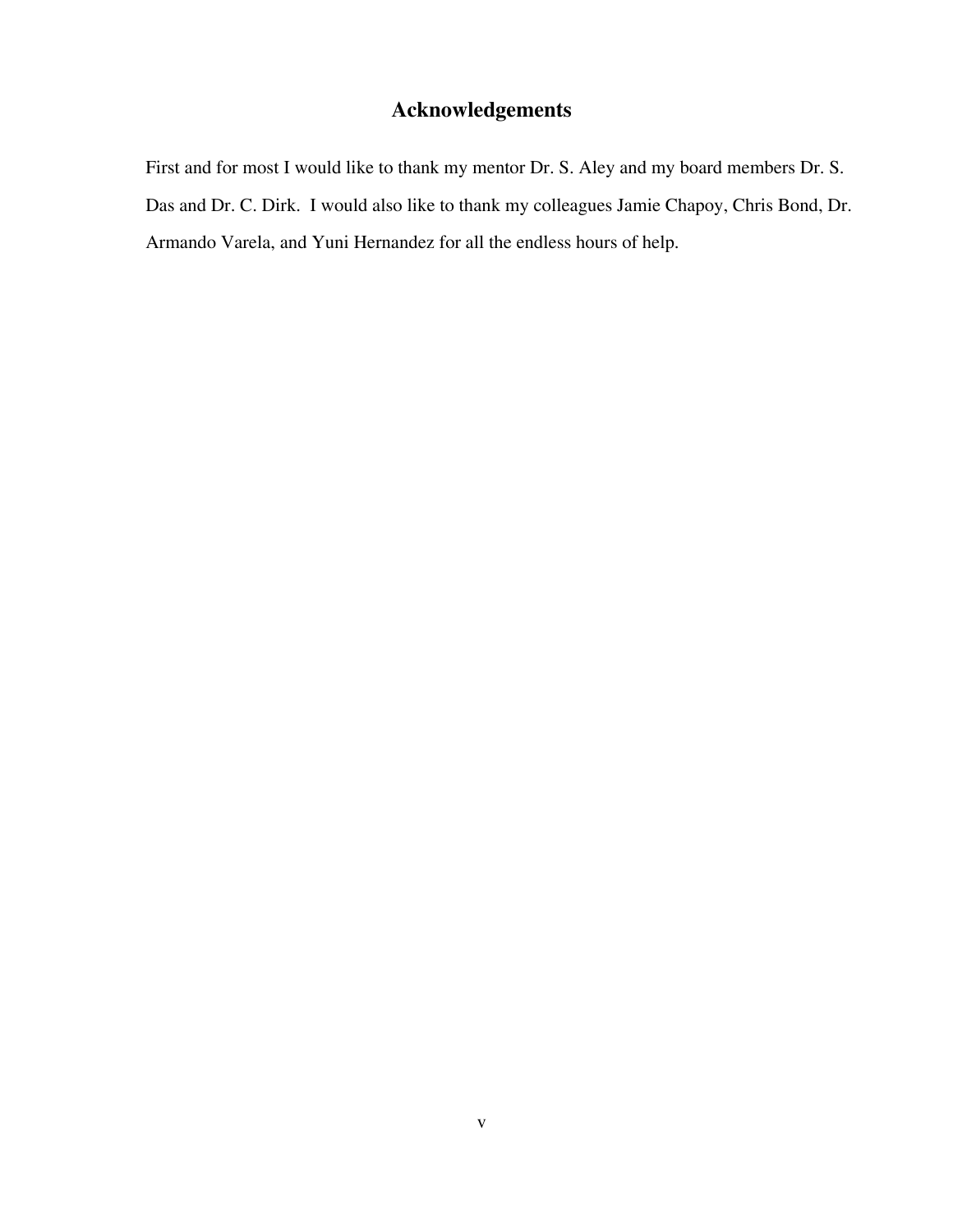# Acknowledgements

First and for most I would like to thank my mentor Dr. S. Aley and my board members Dr. S. Das and Dr. C. Dirk. I would also like to thank my colleagues Jamie Chapoy, Chris Bond, Dr. Armando Varela, and Yuni Hernandez for all the endless hours of help.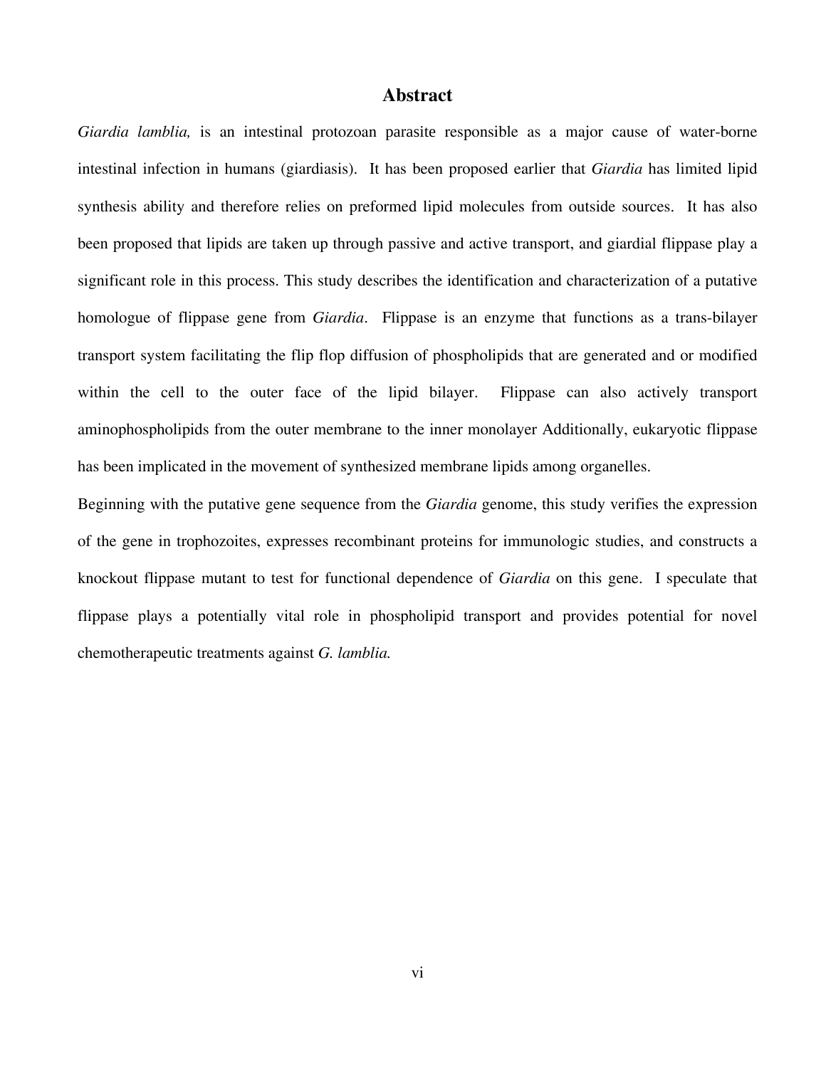# Abstract

*Giardia lamblia,* is an intestinal protozoan parasite responsible as a major cause of water-borne intestinal infection in humans (giardiasis). It has been proposed earlier that *Giardia* has limited lipid synthesis ability and therefore relies on preformed lipid molecules from outside sources. It has also been proposed that lipids are taken up through passive and active transport, and giardial flippase play a significant role in this process. This study describes the identification and characterization of a putative homologue of flippase gene from *Giardia*. Flippase is an enzyme that functions as a trans-bilayer transport system facilitating the flip flop diffusion of phospholipids that are generated and or modified within the cell to the outer face of the lipid bilayer. Flippase can also actively transport aminophospholipids from the outer membrane to the inner monolayer Additionally, eukaryotic flippase has been implicated in the movement of synthesized membrane lipids among organelles.

Beginning with the putative gene sequence from the *Giardia* genome, this study verifies the expression of the gene in trophozoites, expresses recombinant proteins for immunologic studies, and constructs a knockout flippase mutant to test for functional dependence of *Giardia* on this gene. I speculate that flippase plays a potentially vital role in phospholipid transport and provides potential for novel chemotherapeutic treatments against *G. lamblia.*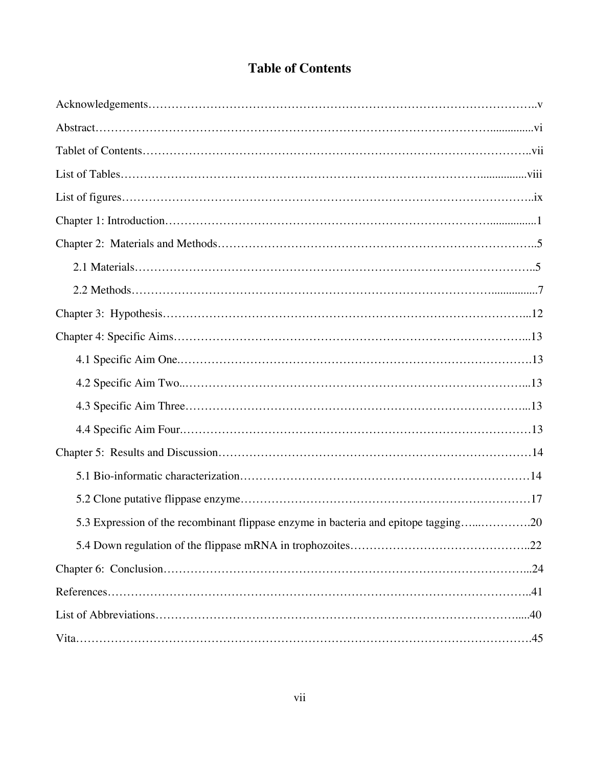# Table of Contents

Acknowledgements……………………………………………………………………………………..v

Abstract………………………………………………………………………………………...............vi

Tablet of Contents……………………………………………………………………………………..vii

List of Tables………………………………………………………………………………................viii

List of figures…………………………………………………………………………………………..ix

Chapter 1: Introduction……………………………………………………………………................1

Chapter 2: Materials and Methods……………………………………………………………………..5

- 2.1 Materials……………………………………………………………………………………..5
- 2.2 Methods…………………………………………………………………………….................7

Chapter 3: Hypothesis……………………………………………………………………………...12

Chapter 4: Specific Aims…………………………………………………………………………...13

- 4.1 Specific Aim One.……………………………………………………………………………….13
- 4.2 Specific Aim Two..………………………………………………………………………………...13
- 4.3 Specific Aim Three………………………………………………………………………………...13
- 4.4 Specific Aim Four.……………………………………………………………………………13

Chapter 5: Results and Discussion……………………………………………………………………14

- 5.1 Bio-informatic characterization…………………………………………………………………14
- 5.2 Clone putative flippase enzyme…………………………………………………………………17
- 5.3 Expression of the recombinant flippase enzyme in bacteria and epitope tagging…...………….20
- 5.4 Down regulation of the flippase mRNA in trophozoites……………………………………...22

Chapter 6: Conclusion……………………………………………………………………………...24

References……………………………………………………………………………………………..41

List of Abbreviations…………………………………………………………………………….....40

Vita……………………………………………………………………………………………………….45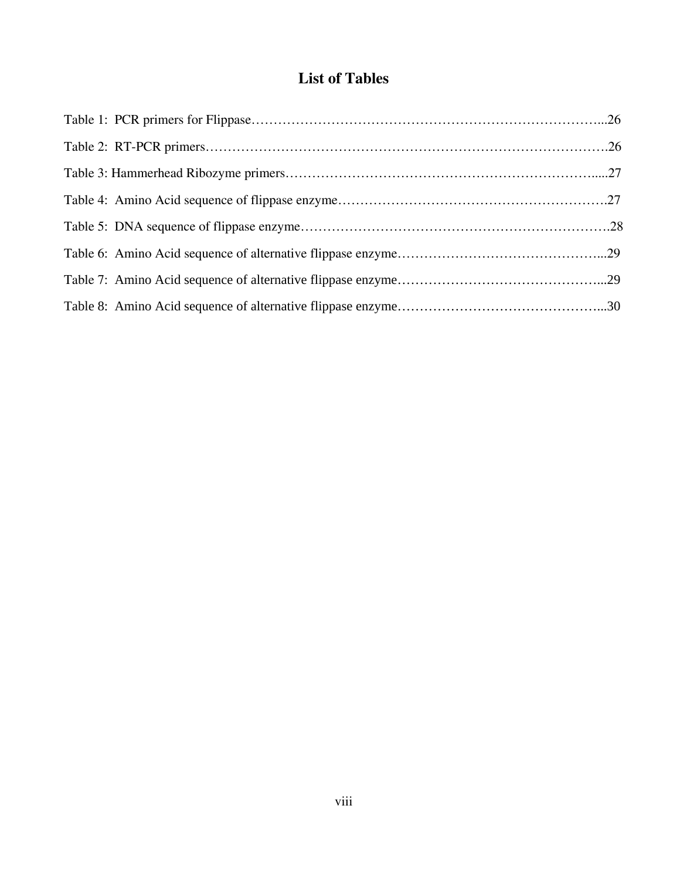# List of Tables

Table 1: PCR primers for Flippase……………………………………………………………………...26

Table 2: RT-PCR primers……………………………………………………………………………….26

Table 3: Hammerhead Ribozyme primers……………………………………………………………....27

Table 4: Amino Acid sequence of flippase enzyme…………………………………………………….27

Table 5: DNA sequence of flippase enzyme…………………………………………………………….28

Table 6: Amino Acid sequence of alternative flippase enzyme………………………………………...29

Table 7: Amino Acid sequence of alternative flippase enzyme………………………………………...29

Table 8: Amino Acid sequence of alternative flippase enzyme………………………………………...30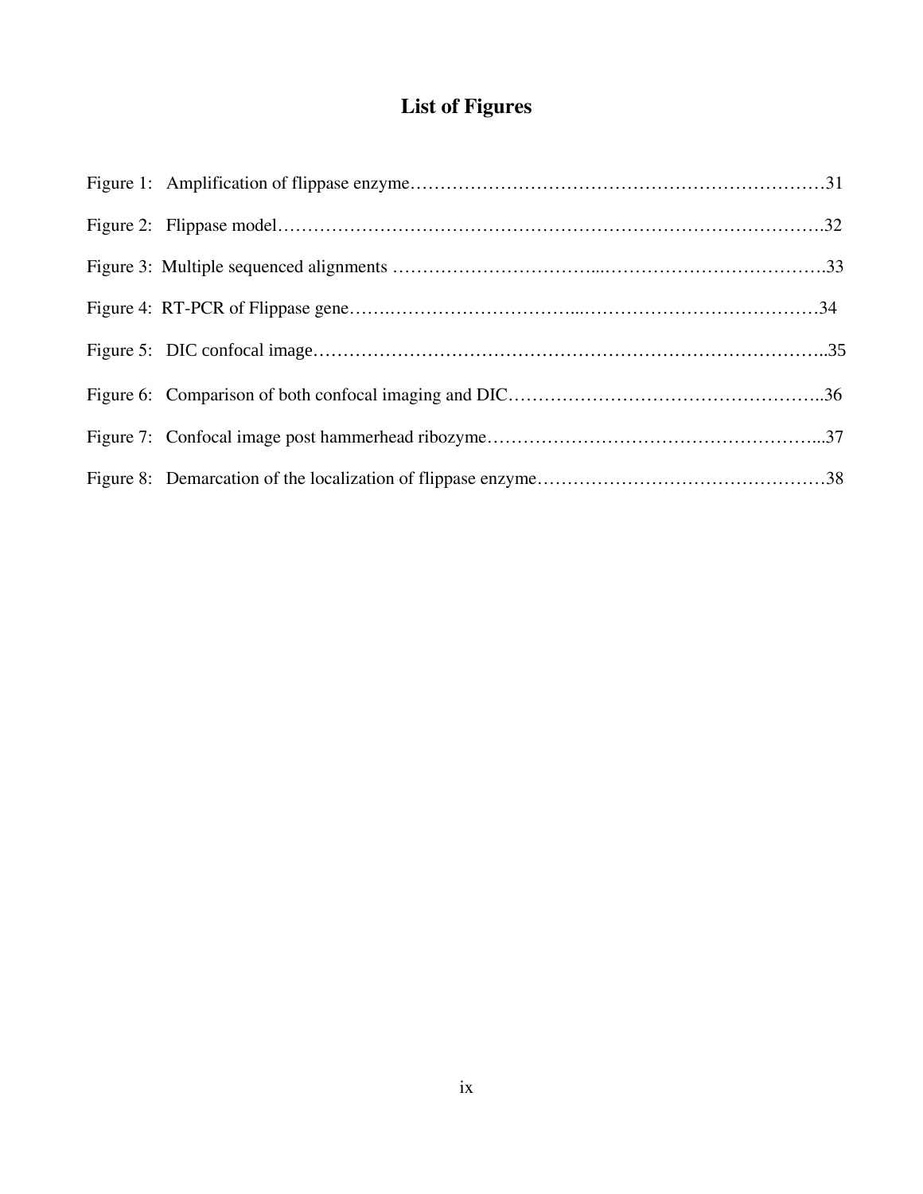# List of Figures

Figure 1: Amplification of flippase enzyme……………………………………………………………31

Figure 2: Flippase model……………………………………………………………………………….32

Figure 3: Multiple sequenced alignments …………………………...……………………………….33

Figure 4: RT-PCR of Flippase gene…….…………………………...…………………………………34

Figure 5: DIC confocal image………………………………………………………………………..35

Figure 6: Comparison of both confocal imaging and DIC……………………………………………..36

Figure 7: Confocal image post hammerhead ribozyme………………………………………………...37

Figure 8: Demarcation of the localization of flippase enzyme…………………………………………38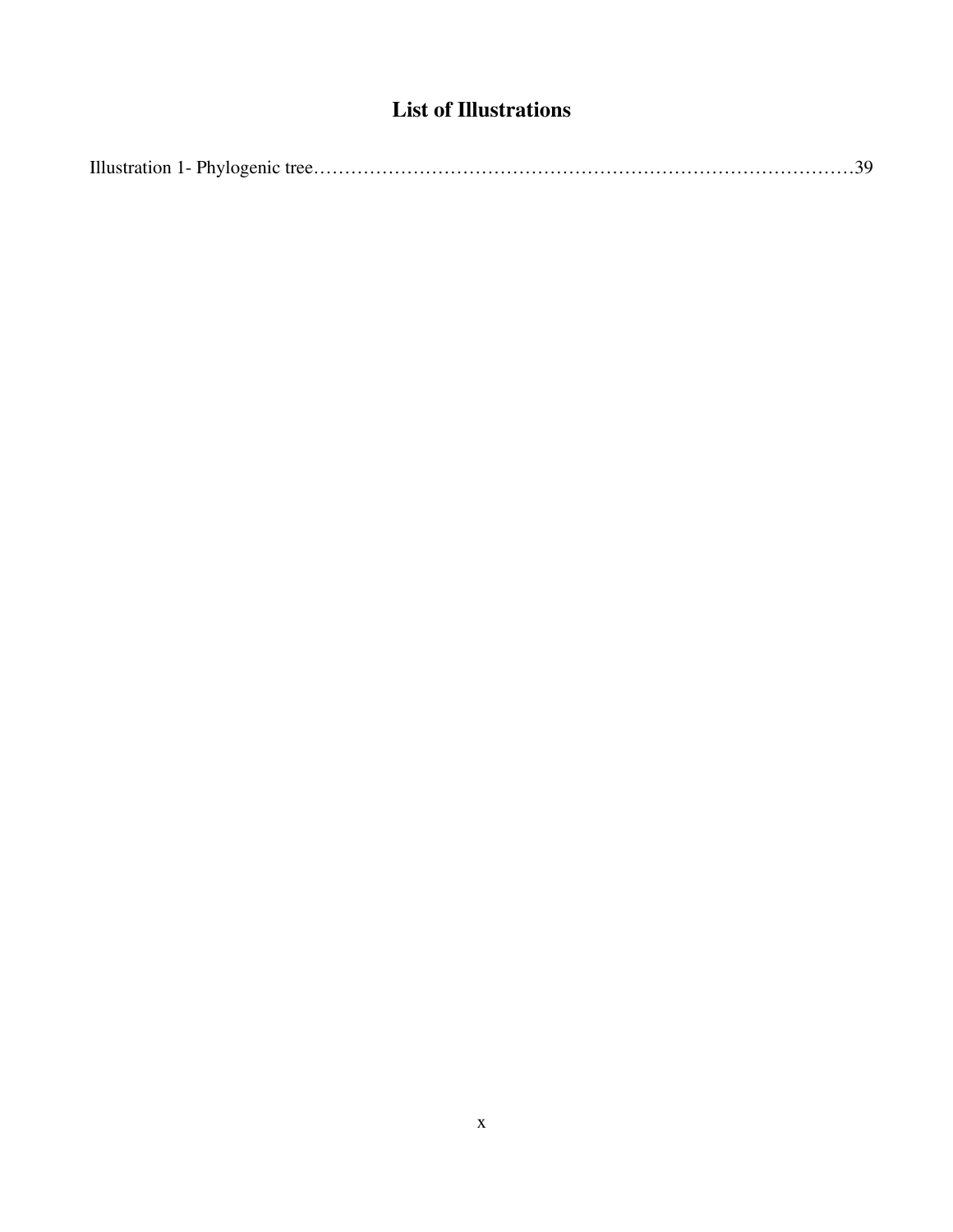# List of Illustrations

Illustration 1- Phylogenic tree……………………………………………………………………………39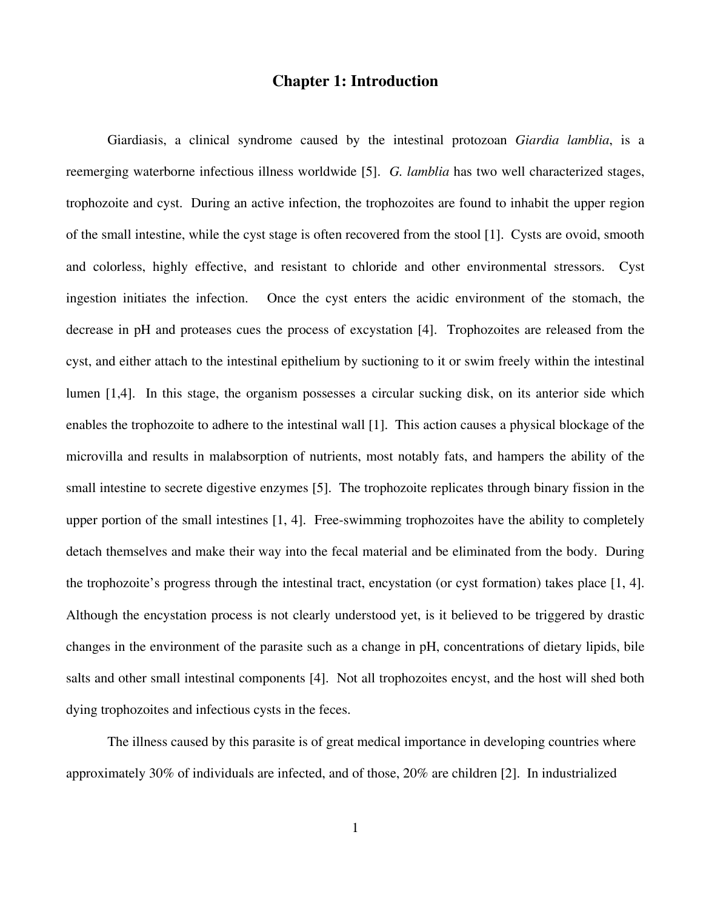# Chapter 1: Introduction

Giardiasis, a clinical syndrome caused by the intestinal protozoan *Giardia lamblia*, is a reemerging waterborne infectious illness worldwide [5]. *G. lamblia* has two well characterized stages, trophozoite and cyst. During an active infection, the trophozoites are found to inhabit the upper region of the small intestine, while the cyst stage is often recovered from the stool [1]. Cysts are ovoid, smooth and colorless, highly effective, and resistant to chloride and other environmental stressors. Cyst ingestion initiates the infection. Once the cyst enters the acidic environment of the stomach, the decrease in pH and proteases cues the process of excystation [4]. Trophozoites are released from the cyst, and either attach to the intestinal epithelium by suctioning to it or swim freely within the intestinal lumen [1,4]. In this stage, the organism possesses a circular sucking disk, on its anterior side which enables the trophozoite to adhere to the intestinal wall [1]. This action causes a physical blockage of the microvilla and results in malabsorption of nutrients, most notably fats, and hampers the ability of the small intestine to secrete digestive enzymes [5]. The trophozoite replicates through binary fission in the upper portion of the small intestines [1, 4]. Free-swimming trophozoites have the ability to completely detach themselves and make their way into the fecal material and be eliminated from the body. During the trophozoite's progress through the intestinal tract, encystation (or cyst formation) takes place [1, 4]. Although the encystation process is not clearly understood yet, is it believed to be triggered by drastic changes in the environment of the parasite such as a change in pH, concentrations of dietary lipids, bile salts and other small intestinal components [4]. Not all trophozoites encyst, and the host will shed both dying trophozoites and infectious cysts in the feces.

The illness caused by this parasite is of great medical importance in developing countries where approximately 30% of individuals are infected, and of those, 20% are children [2]. In industrialized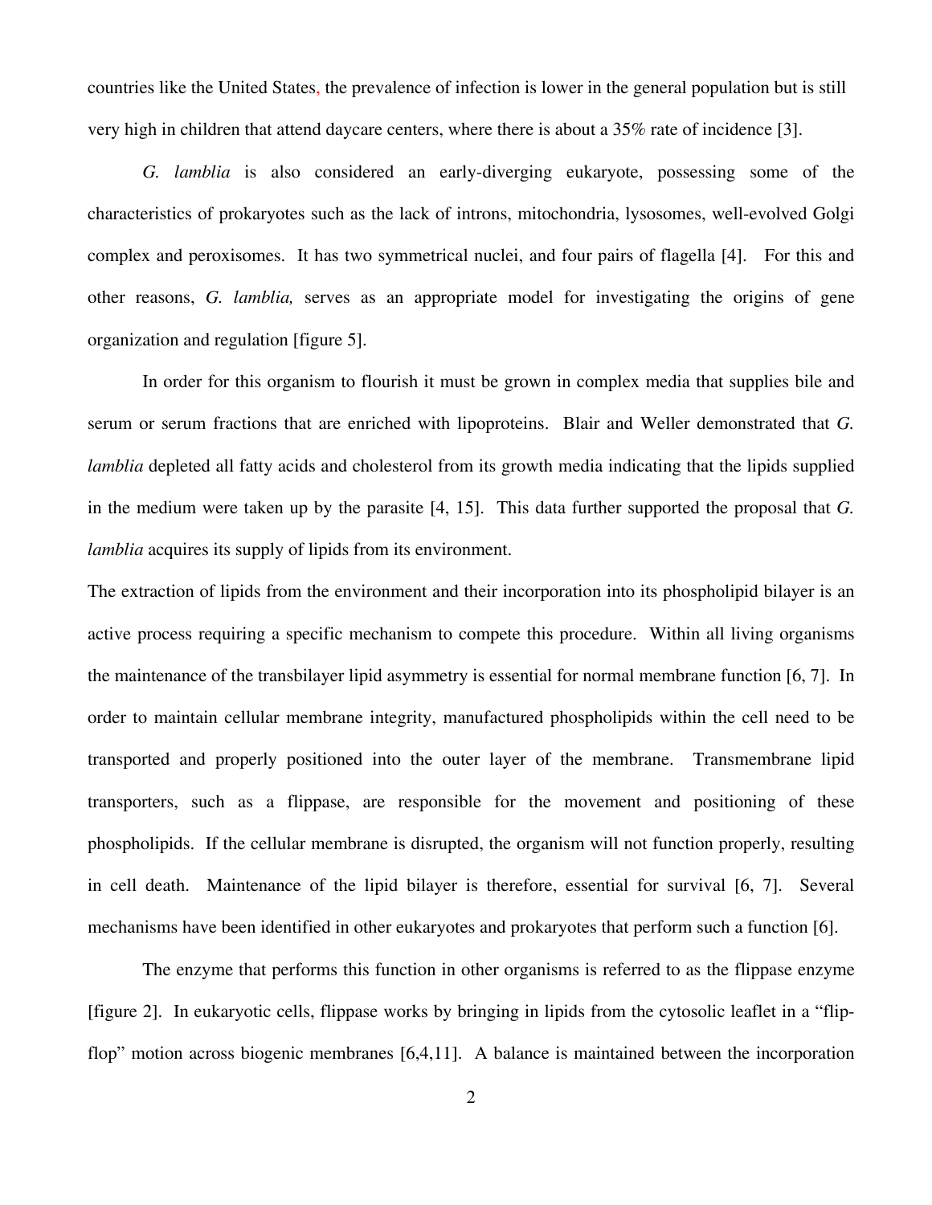countries like the United States, the prevalence of infection is lower in the general population but is still very high in children that attend daycare centers, where there is about a 35% rate of incidence [3].

*G. lamblia* is also considered an early-diverging eukaryote, possessing some of the characteristics of prokaryotes such as the lack of introns, mitochondria, lysosomes, well-evolved Golgi complex and peroxisomes. It has two symmetrical nuclei, and four pairs of flagella [4]. For this and other reasons, *G. lamblia,* serves as an appropriate model for investigating the origins of gene organization and regulation [figure 5].

In order for this organism to flourish it must be grown in complex media that supplies bile and serum or serum fractions that are enriched with lipoproteins. Blair and Weller demonstrated that *G. lamblia* depleted all fatty acids and cholesterol from its growth media indicating that the lipids supplied in the medium were taken up by the parasite [4, 15]. This data further supported the proposal that *G. lamblia* acquires its supply of lipids from its environment.

The extraction of lipids from the environment and their incorporation into its phospholipid bilayer is an active process requiring a specific mechanism to compete this procedure. Within all living organisms the maintenance of the transbilayer lipid asymmetry is essential for normal membrane function [6, 7]. In order to maintain cellular membrane integrity, manufactured phospholipids within the cell need to be transported and properly positioned into the outer layer of the membrane. Transmembrane lipid transporters, such as a flippase, are responsible for the movement and positioning of these phospholipids. If the cellular membrane is disrupted, the organism will not function properly, resulting in cell death. Maintenance of the lipid bilayer is therefore, essential for survival [6, 7]. Several mechanisms have been identified in other eukaryotes and prokaryotes that perform such a function [6].

The enzyme that performs this function in other organisms is referred to as the flippase enzyme [figure 2]. In eukaryotic cells, flippase works by bringing in lipids from the cytosolic leaflet in a "flip-flop" motion across biogenic membranes [6,4,11]. A balance is maintained between the incorporation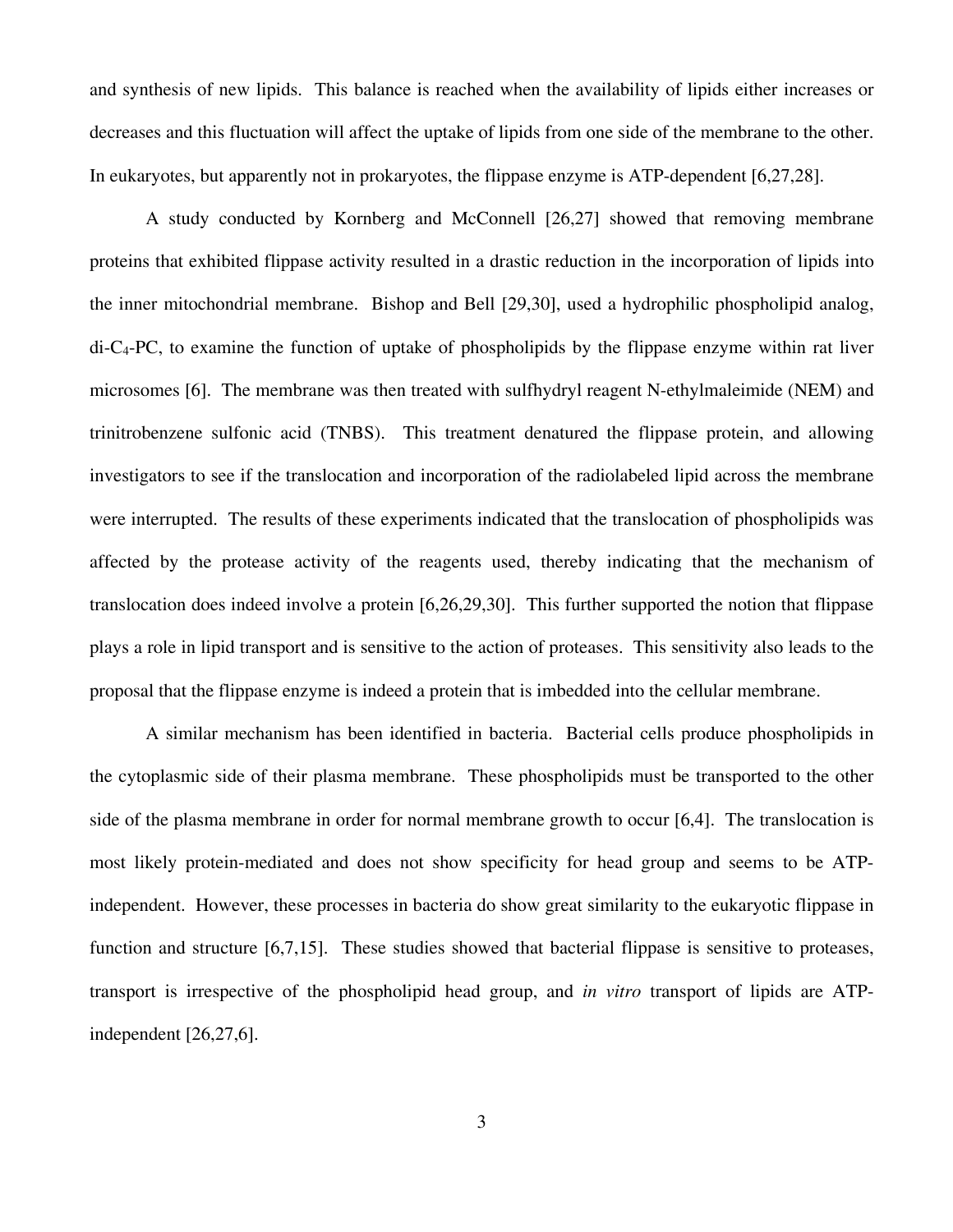and synthesis of new lipids. This balance is reached when the availability of lipids either increases or decreases and this fluctuation will affect the uptake of lipids from one side of the membrane to the other. In eukaryotes, but apparently not in prokaryotes, the flippase enzyme is ATP-dependent [6,27,28].

A study conducted by Kornberg and McConnell [26,27] showed that removing membrane proteins that exhibited flippase activity resulted in a drastic reduction in the incorporation of lipids into the inner mitochondrial membrane. Bishop and Bell [29,30], used a hydrophilic phospholipid analog, di-$C_4$-PC, to examine the function of uptake of phospholipids by the flippase enzyme within rat liver microsomes [6]. The membrane was then treated with sulfhydryl reagent N-ethylmaleimide (NEM) and trinitrobenzene sulfonic acid (TNBS). This treatment denatured the flippase protein, and allowing investigators to see if the translocation and incorporation of the radiolabeled lipid across the membrane were interrupted. The results of these experiments indicated that the translocation of phospholipids was affected by the protease activity of the reagents used, thereby indicating that the mechanism of translocation does indeed involve a protein [6,26,29,30]. This further supported the notion that flippase plays a role in lipid transport and is sensitive to the action of proteases. This sensitivity also leads to the proposal that the flippase enzyme is indeed a protein that is imbedded into the cellular membrane.

A similar mechanism has been identified in bacteria. Bacterial cells produce phospholipids in the cytoplasmic side of their plasma membrane. These phospholipids must be transported to the other side of the plasma membrane in order for normal membrane growth to occur [6,4]. The translocation is most likely protein-mediated and does not show specificity for head group and seems to be ATP-independent. However, these processes in bacteria do show great similarity to the eukaryotic flippase in function and structure [6,7,15]. These studies showed that bacterial flippase is sensitive to proteases, transport is irrespective of the phospholipid head group, and *in vitro* transport of lipids are ATP-independent [26,27,6].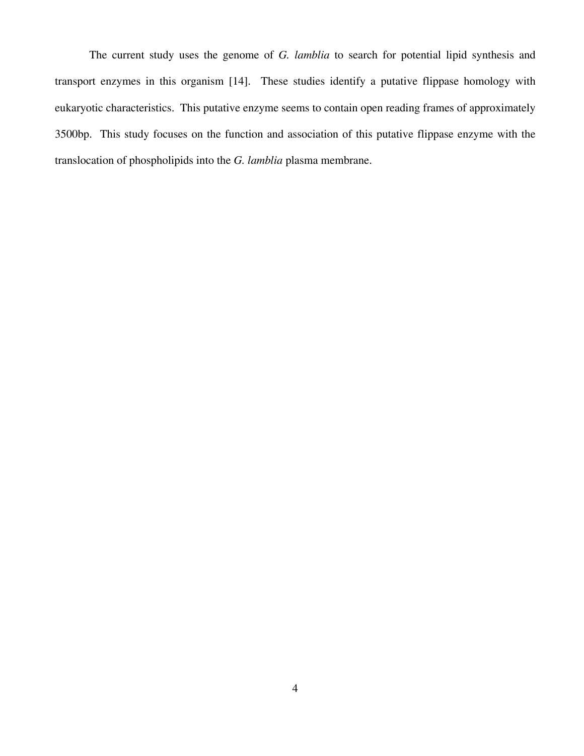The current study uses the genome of *G. lamblia* to search for potential lipid synthesis and transport enzymes in this organism [14]. These studies identify a putative flippase homology with eukaryotic characteristics. This putative enzyme seems to contain open reading frames of approximately 3500bp. This study focuses on the function and association of this putative flippase enzyme with the translocation of phospholipids into the *G. lamblia* plasma membrane.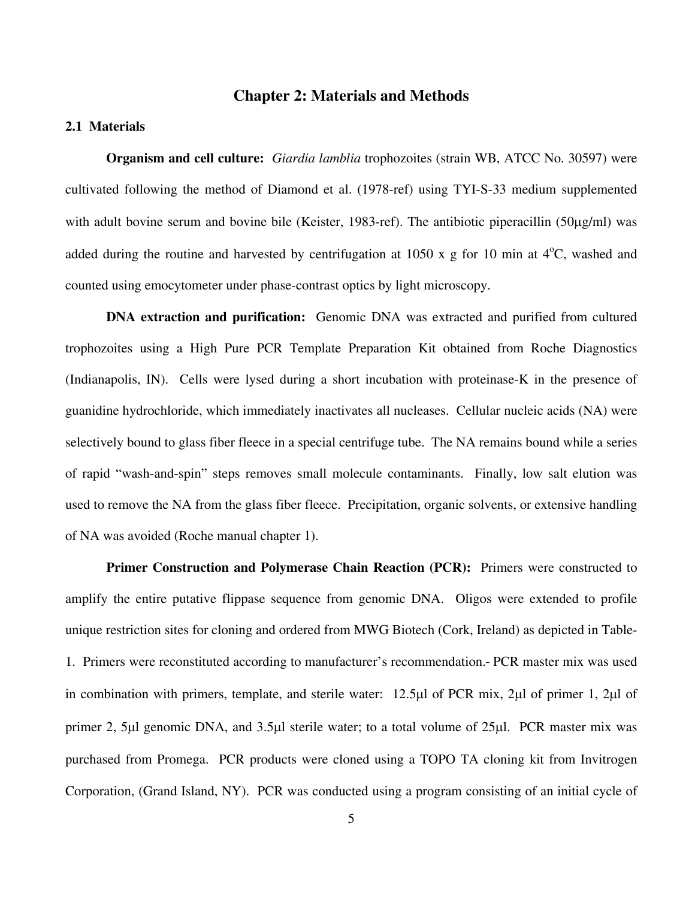## Chapter 2: Materials and Methods

### 2.1 Materials

**Organism and cell culture:** *Giardia lamblia* trophozoites (strain WB, ATCC No. 30597) were cultivated following the method of Diamond et al. (1978-ref) using TYI-S-33 medium supplemented with adult bovine serum and bovine bile (Keister, 1983-ref). The antibiotic piperacillin (50μg/ml) was added during the routine and harvested by centrifugation at 1050 x g for 10 min at 4°C, washed and counted using emocytometer under phase-contrast optics by light microscopy.

**DNA extraction and purification:** Genomic DNA was extracted and purified from cultured trophozoites using a High Pure PCR Template Preparation Kit obtained from Roche Diagnostics (Indianapolis, IN). Cells were lysed during a short incubation with proteinase-K in the presence of guanidine hydrochloride, which immediately inactivates all nucleases. Cellular nucleic acids (NA) were selectively bound to glass fiber fleece in a special centrifuge tube. The NA remains bound while a series of rapid "wash-and-spin" steps removes small molecule contaminants. Finally, low salt elution was used to remove the NA from the glass fiber fleece. Precipitation, organic solvents, or extensive handling of NA was avoided (Roche manual chapter 1).

**Primer Construction and Polymerase Chain Reaction (PCR):** Primers were constructed to amplify the entire putative flippase sequence from genomic DNA. Oligos were extended to profile unique restriction sites for cloning and ordered from MWG Biotech (Cork, Ireland) as depicted in Table-1. Primers were reconstituted according to manufacturer's recommendation. PCR master mix was used in combination with primers, template, and sterile water: 12.5μl of PCR mix, 2μl of primer 1, 2μl of primer 2, 5μl genomic DNA, and 3.5μl sterile water; to a total volume of 25μl. PCR master mix was purchased from Promega. PCR products were cloned using a TOPO TA cloning kit from Invitrogen Corporation, (Grand Island, NY). PCR was conducted using a program consisting of an initial cycle of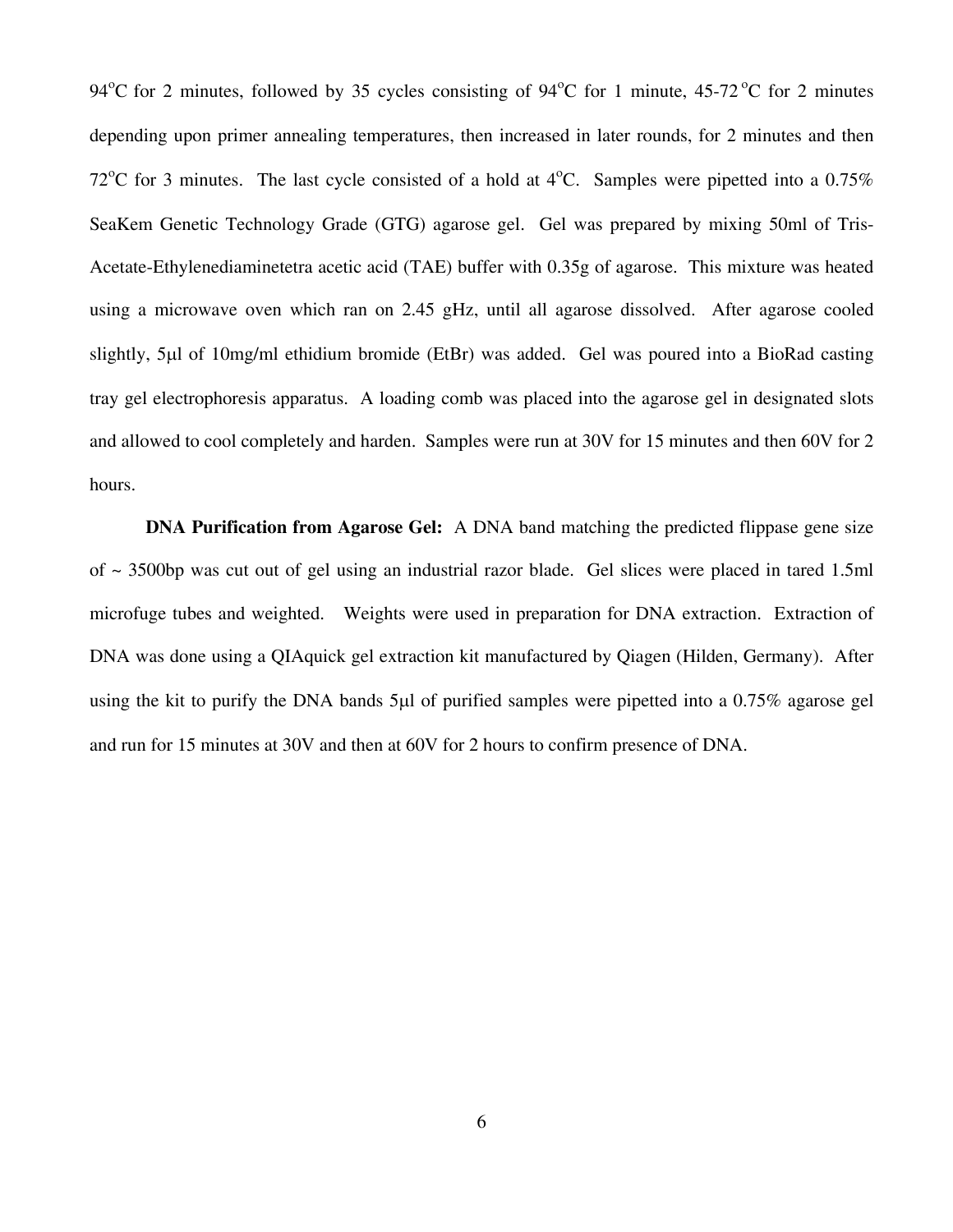94°C for 2 minutes, followed by 35 cycles consisting of 94°C for 1 minute, 45-72 °C for 2 minutes depending upon primer annealing temperatures, then increased in later rounds, for 2 minutes and then 72°C for 3 minutes. The last cycle consisted of a hold at 4°C. Samples were pipetted into a 0.75% SeaKem Genetic Technology Grade (GTG) agarose gel. Gel was prepared by mixing 50ml of Tris-Acetate-Ethylenediaminetetra acetic acid (TAE) buffer with 0.35g of agarose. This mixture was heated using a microwave oven which ran on 2.45 gHz, until all agarose dissolved. After agarose cooled slightly, 5μl of 10mg/ml ethidium bromide (EtBr) was added. Gel was poured into a BioRad casting tray gel electrophoresis apparatus. A loading comb was placed into the agarose gel in designated slots and allowed to cool completely and harden. Samples were run at 30V for 15 minutes and then 60V for 2 hours.

**DNA Purification from Agarose Gel:** A DNA band matching the predicted flippase gene size of ~ 3500bp was cut out of gel using an industrial razor blade. Gel slices were placed in tared 1.5ml microfuge tubes and weighted. Weights were used in preparation for DNA extraction. Extraction of DNA was done using a QIAquick gel extraction kit manufactured by Qiagen (Hilden, Germany). After using the kit to purify the DNA bands 5μl of purified samples were pipetted into a 0.75% agarose gel and run for 15 minutes at 30V and then at 60V for 2 hours to confirm presence of DNA.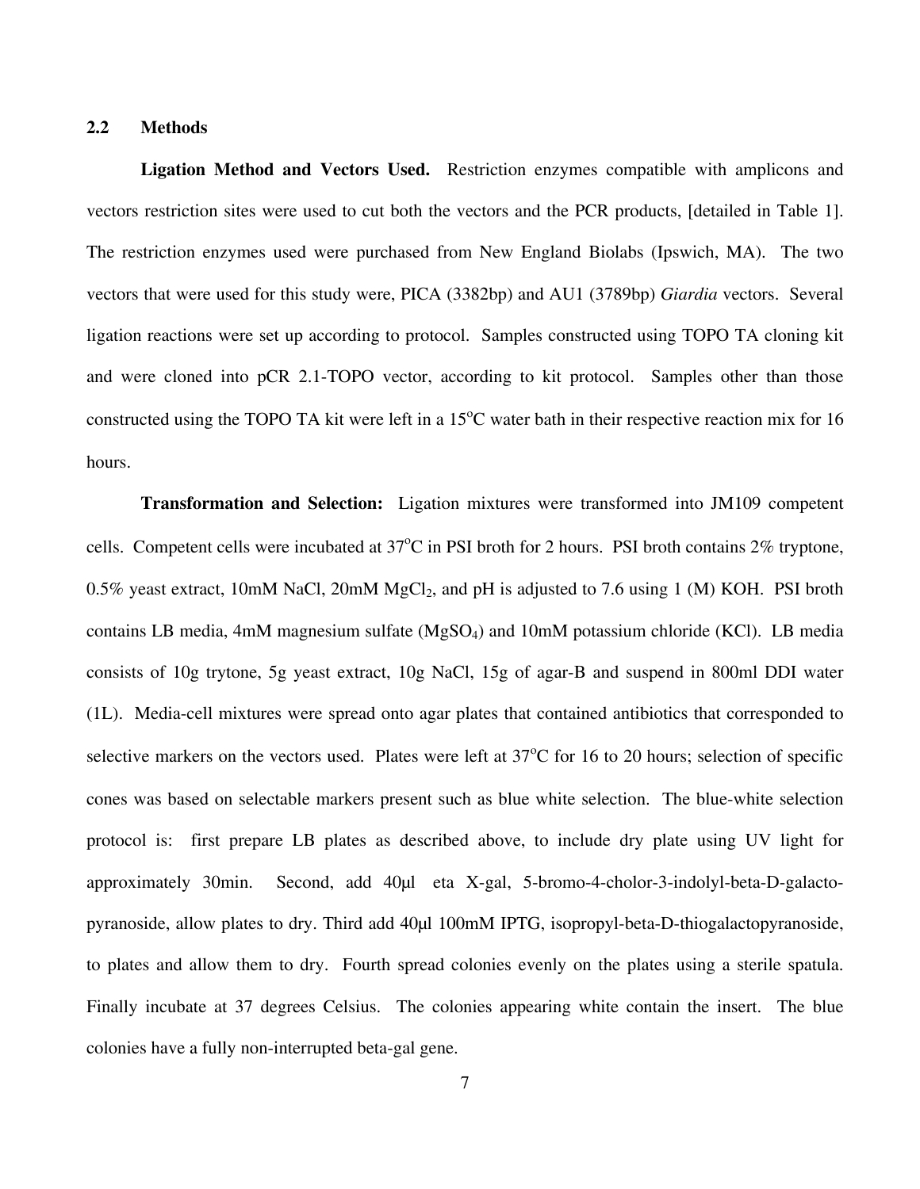## 2.2 Methods

**Ligation Method and Vectors Used.** Restriction enzymes compatible with amplicons and vectors restriction sites were used to cut both the vectors and the PCR products, [detailed in Table 1]. The restriction enzymes used were purchased from New England Biolabs (Ipswich, MA). The two vectors that were used for this study were, PICA (3382bp) and AU1 (3789bp) *Giardia* vectors. Several ligation reactions were set up according to protocol. Samples constructed using TOPO TA cloning kit and were cloned into pCR 2.1-TOPO vector, according to kit protocol. Samples other than those constructed using the TOPO TA kit were left in a 15$^{o}$C water bath in their respective reaction mix for 16 hours.

**Transformation and Selection:** Ligation mixtures were transformed into JM109 competent cells. Competent cells were incubated at 37$^{o}$C in PSI broth for 2 hours. PSI broth contains 2% tryptone, 0.5% yeast extract, 10mM NaCl, 20mM $MgCl_2$, and pH is adjusted to 7.6 using 1 (M) KOH. PSI broth contains LB media, 4mM magnesium sulfate ($MgSO_4$) and 10mM potassium chloride (KCl). LB media consists of 10g trytone, 5g yeast extract, 10g NaCl, 15g of agar-B and suspend in 800ml DDI water (1L). Media-cell mixtures were spread onto agar plates that contained antibiotics that corresponded to selective markers on the vectors used. Plates were left at 37$^{o}$C for 16 to 20 hours; selection of specific cones was based on selectable markers present such as blue white selection. The blue-white selection protocol is: first prepare LB plates as described above, to include dry plate using UV light for approximately 30min. Second, add 40µl eta X-gal, 5-bromo-4-cholor-3-indolyl-beta-D-galacto-pyranoside, allow plates to dry. Third add 40µl 100mM IPTG, isopropyl-beta-D-thiogalactopyranoside, to plates and allow them to dry. Fourth spread colonies evenly on the plates using a sterile spatula. Finally incubate at 37 degrees Celsius. The colonies appearing white contain the insert. The blue colonies have a fully non-interrupted beta-gal gene.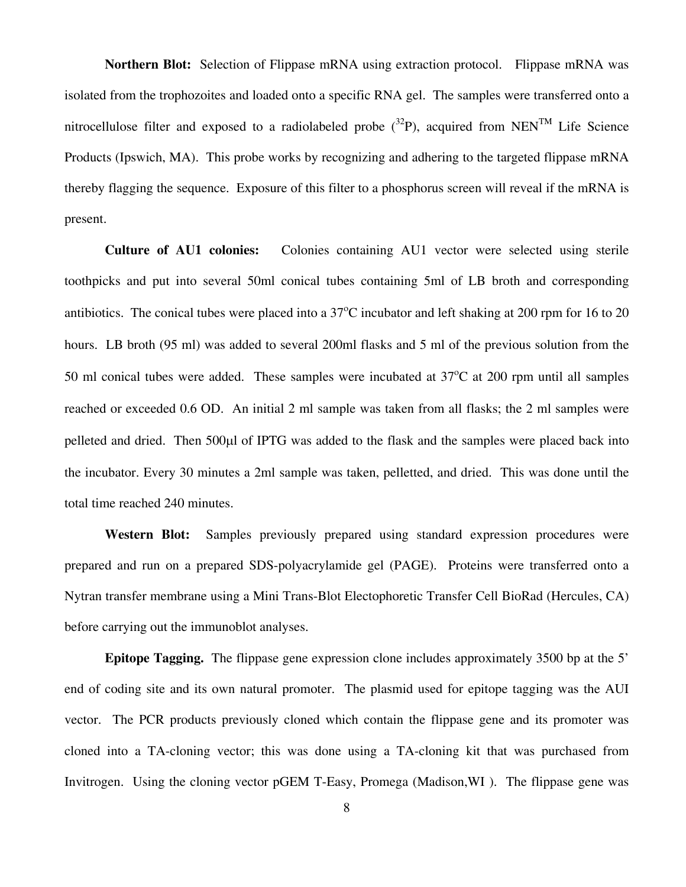**Northern Blot:** Selection of Flippase mRNA using extraction protocol. Flippase mRNA was isolated from the trophozoites and loaded onto a specific RNA gel. The samples were transferred onto a nitrocellulose filter and exposed to a radiolabeled probe ($^{32}P$), acquired from NEN$^{TM}$ Life Science Products (Ipswich, MA). This probe works by recognizing and adhering to the targeted flippase mRNA thereby flagging the sequence. Exposure of this filter to a phosphorus screen will reveal if the mRNA is present.

**Culture of AU1 colonies:** Colonies containing AU1 vector were selected using sterile toothpicks and put into several 50ml conical tubes containing 5ml of LB broth and corresponding antibiotics. The conical tubes were placed into a 37$^{o}$C incubator and left shaking at 200 rpm for 16 to 20 hours. LB broth (95 ml) was added to several 200ml flasks and 5 ml of the previous solution from the 50 ml conical tubes were added. These samples were incubated at 37$^{o}$C at 200 rpm until all samples reached or exceeded 0.6 OD. An initial 2 ml sample was taken from all flasks; the 2 ml samples were pelleted and dried. Then 500µl of IPTG was added to the flask and the samples were placed back into the incubator. Every 30 minutes a 2ml sample was taken, pelletted, and dried. This was done until the total time reached 240 minutes.

**Western Blot:** Samples previously prepared using standard expression procedures were prepared and run on a prepared SDS-polyacrylamide gel (PAGE). Proteins were transferred onto a Nytran transfer membrane using a Mini Trans-Blot Electophoretic Transfer Cell BioRad (Hercules, CA) before carrying out the immunoblot analyses.

**Epitope Tagging.** The flippase gene expression clone includes approximately 3500 bp at the 5' end of coding site and its own natural promoter. The plasmid used for epitope tagging was the AUI vector. The PCR products previously cloned which contain the flippase gene and its promoter was cloned into a TA-cloning vector; this was done using a TA-cloning kit that was purchased from Invitrogen. Using the cloning vector pGEM T-Easy, Promega (Madison,WI ). The flippase gene was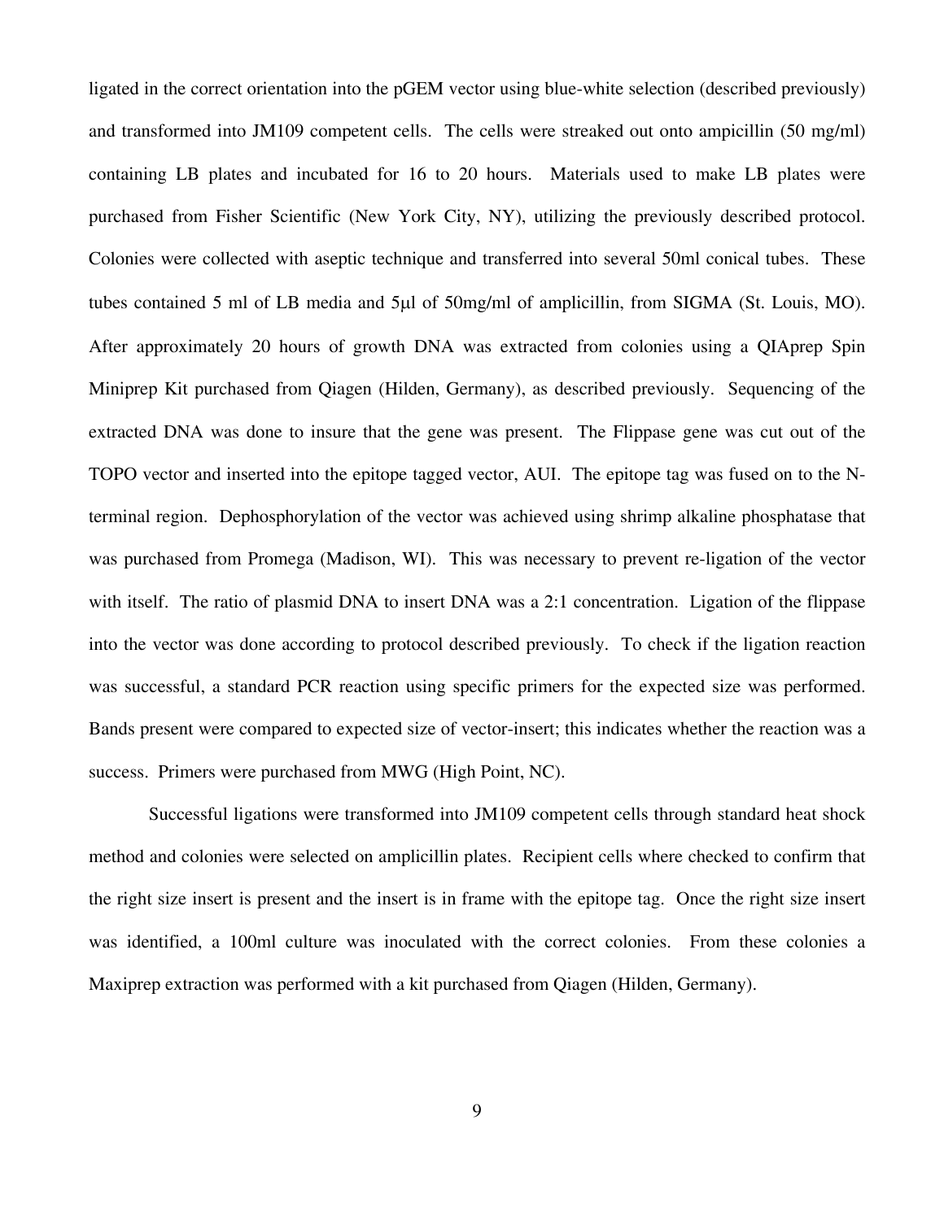ligated in the correct orientation into the pGEM vector using blue-white selection (described previously) and transformed into JM109 competent cells. The cells were streaked out onto ampicillin (50 mg/ml) containing LB plates and incubated for 16 to 20 hours. Materials used to make LB plates were purchased from Fisher Scientific (New York City, NY), utilizing the previously described protocol. Colonies were collected with aseptic technique and transferred into several 50ml conical tubes. These tubes contained 5 ml of LB media and 5μl of 50mg/ml of amplicillin, from SIGMA (St. Louis, MO). After approximately 20 hours of growth DNA was extracted from colonies using a QIAprep Spin Miniprep Kit purchased from Qiagen (Hilden, Germany), as described previously. Sequencing of the extracted DNA was done to insure that the gene was present. The Flippase gene was cut out of the TOPO vector and inserted into the epitope tagged vector, AUI. The epitope tag was fused on to the N-terminal region. Dephosphorylation of the vector was achieved using shrimp alkaline phosphatase that was purchased from Promega (Madison, WI). This was necessary to prevent re-ligation of the vector with itself. The ratio of plasmid DNA to insert DNA was a 2:1 concentration. Ligation of the flippase into the vector was done according to protocol described previously. To check if the ligation reaction was successful, a standard PCR reaction using specific primers for the expected size was performed. Bands present were compared to expected size of vector-insert; this indicates whether the reaction was a success. Primers were purchased from MWG (High Point, NC).

Successful ligations were transformed into JM109 competent cells through standard heat shock method and colonies were selected on amplicillin plates. Recipient cells where checked to confirm that the right size insert is present and the insert is in frame with the epitope tag. Once the right size insert was identified, a 100ml culture was inoculated with the correct colonies. From these colonies a Maxiprep extraction was performed with a kit purchased from Qiagen (Hilden, Germany).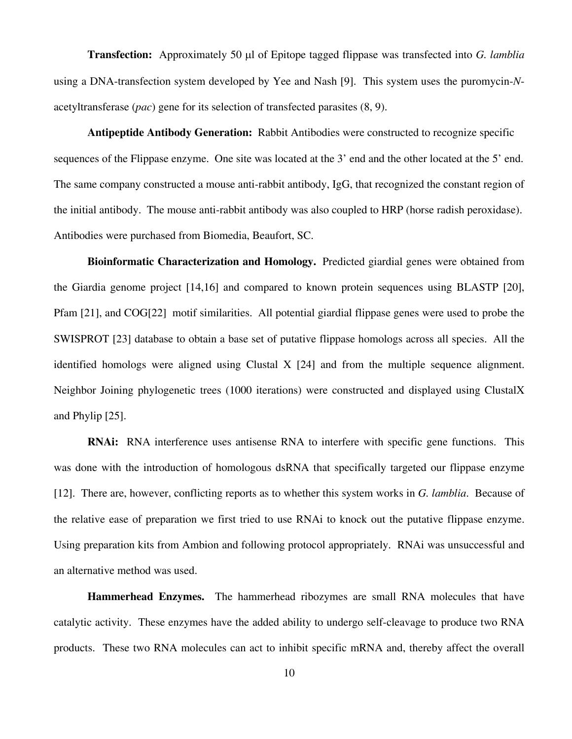**Transfection:** Approximately 50 μl of Epitope tagged flippase was transfected into *G. lamblia* using a DNA-transfection system developed by Yee and Nash [9]. This system uses the puromycin-*N*-acetyltransferase (*pac*) gene for its selection of transfected parasites (8, 9).

**Antipeptide Antibody Generation:** Rabbit Antibodies were constructed to recognize specific sequences of the Flippase enzyme. One site was located at the 3' end and the other located at the 5' end. The same company constructed a mouse anti-rabbit antibody, IgG, that recognized the constant region of the initial antibody. The mouse anti-rabbit antibody was also coupled to HRP (horse radish peroxidase). Antibodies were purchased from Biomedia, Beaufort, SC.

**Bioinformatic Characterization and Homology.** Predicted giardial genes were obtained from the Giardia genome project [14,16] and compared to known protein sequences using BLASTP [20], Pfam [21], and COG[22] motif similarities. All potential giardial flippase genes were used to probe the SWISPROT [23] database to obtain a base set of putative flippase homologs across all species. All the identified homologs were aligned using Clustal X [24] and from the multiple sequence alignment. Neighbor Joining phylogenetic trees (1000 iterations) were constructed and displayed using ClustalX and Phylip [25].

**RNAi:** RNA interference uses antisense RNA to interfere with specific gene functions. This was done with the introduction of homologous dsRNA that specifically targeted our flippase enzyme [12]. There are, however, conflicting reports as to whether this system works in *G. lamblia*. Because of the relative ease of preparation we first tried to use RNAi to knock out the putative flippase enzyme. Using preparation kits from Ambion and following protocol appropriately. RNAi was unsuccessful and an alternative method was used.

**Hammerhead Enzymes.** The hammerhead ribozymes are small RNA molecules that have catalytic activity. These enzymes have the added ability to undergo self-cleavage to produce two RNA products. These two RNA molecules can act to inhibit specific mRNA and, thereby affect the overall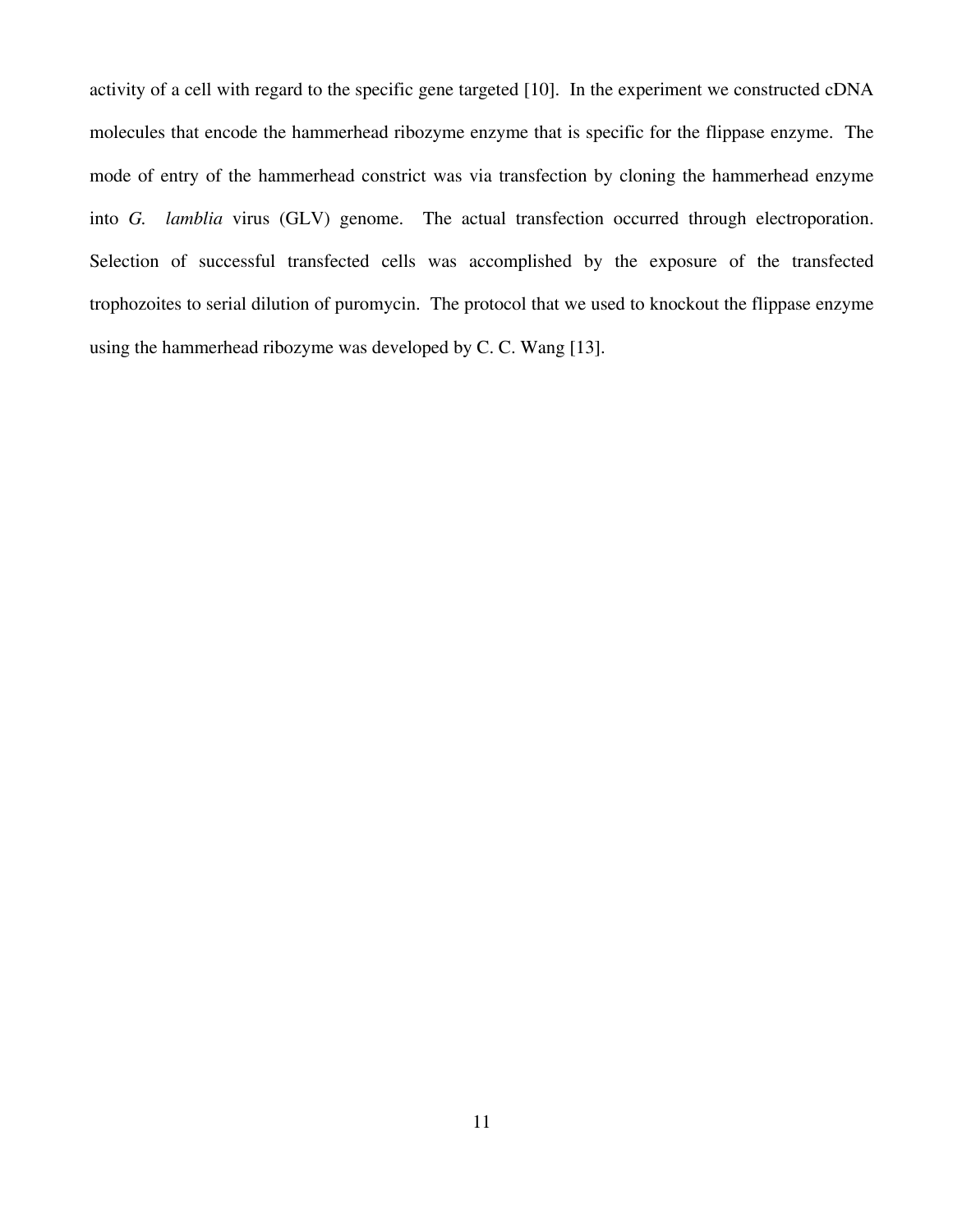activity of a cell with regard to the specific gene targeted [10]. In the experiment we constructed cDNA molecules that encode the hammerhead ribozyme enzyme that is specific for the flippase enzyme. The mode of entry of the hammerhead constrict was via transfection by cloning the hammerhead enzyme into *G. lamblia* virus (GLV) genome. The actual transfection occurred through electroporation. Selection of successful transfected cells was accomplished by the exposure of the transfected trophozoites to serial dilution of puromycin. The protocol that we used to knockout the flippase enzyme using the hammerhead ribozyme was developed by C. C. Wang [13].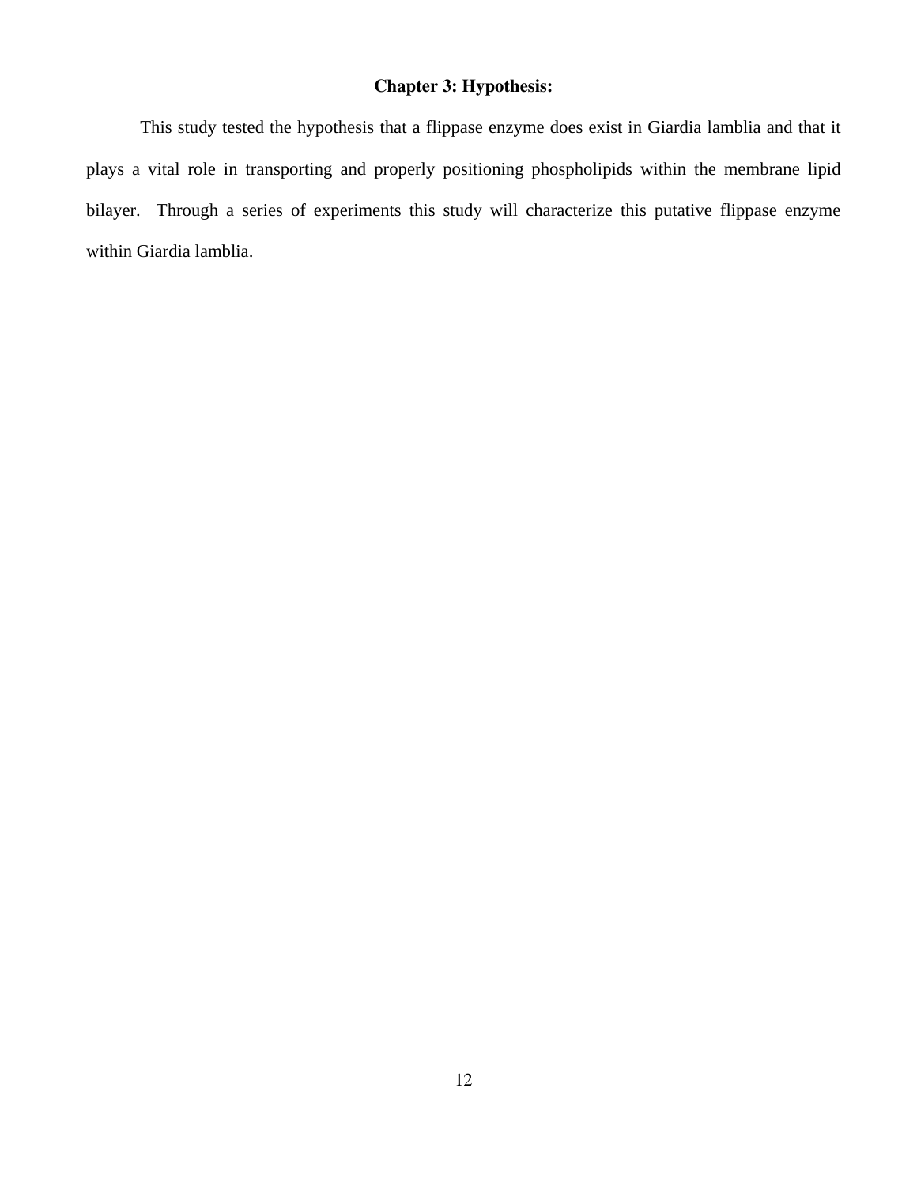# Chapter 3: Hypothesis:

This study tested the hypothesis that a flippase enzyme does exist in Giardia lamblia and that it plays a vital role in transporting and properly positioning phospholipids within the membrane lipid bilayer. Through a series of experiments this study will characterize this putative flippase enzyme within Giardia lamblia.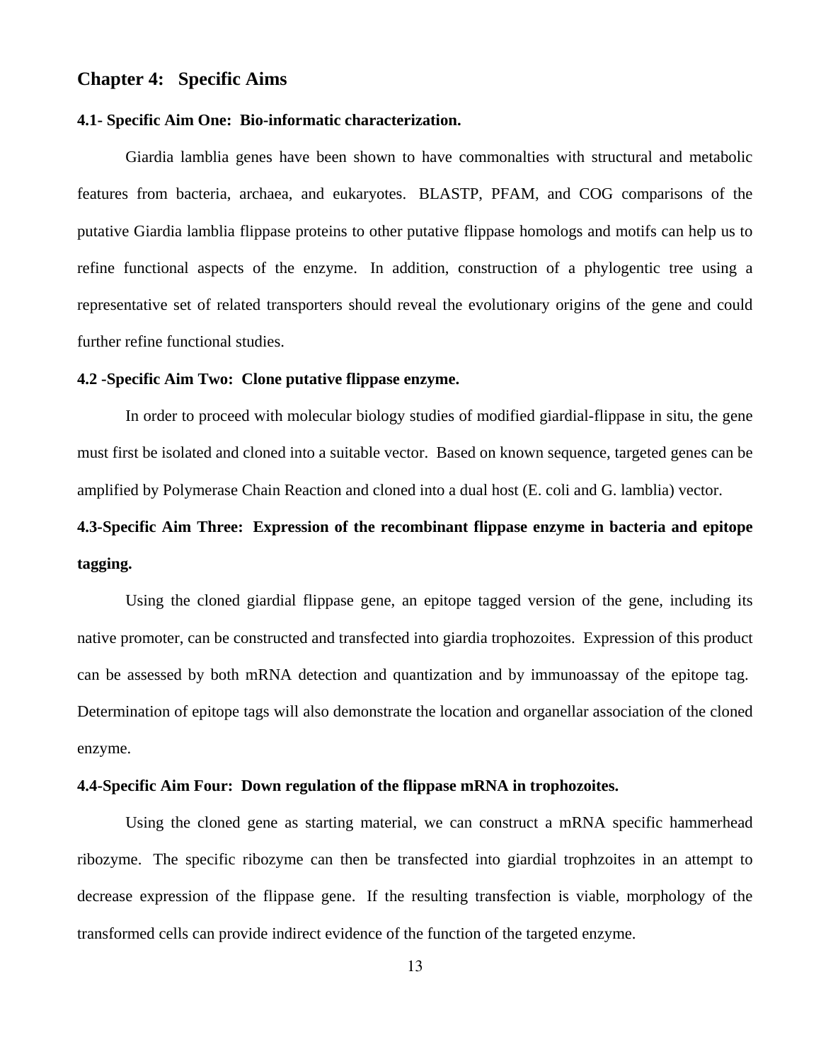## Chapter 4: Specific Aims

### 4.1- Specific Aim One: Bio-informatic characterization.

Giardia lamblia genes have been shown to have commonalties with structural and metabolic features from bacteria, archaea, and eukaryotes. BLASTP, PFAM, and COG comparisons of the putative Giardia lamblia flippase proteins to other putative flippase homologs and motifs can help us to refine functional aspects of the enzyme. In addition, construction of a phylogentic tree using a representative set of related transporters should reveal the evolutionary origins of the gene and could further refine functional studies.

### 4.2 -Specific Aim Two: Clone putative flippase enzyme.

In order to proceed with molecular biology studies of modified giardial-flippase in situ, the gene must first be isolated and cloned into a suitable vector. Based on known sequence, targeted genes can be amplified by Polymerase Chain Reaction and cloned into a dual host (E. coli and G. lamblia) vector.

### 4.3-Specific Aim Three: Expression of the recombinant flippase enzyme in bacteria and epitope tagging.

Using the cloned giardial flippase gene, an epitope tagged version of the gene, including its native promoter, can be constructed and transfected into giardia trophozoites. Expression of this product can be assessed by both mRNA detection and quantization and by immunoassay of the epitope tag. Determination of epitope tags will also demonstrate the location and organellar association of the cloned enzyme.

### 4.4-Specific Aim Four: Down regulation of the flippase mRNA in trophozoites.

Using the cloned gene as starting material, we can construct a mRNA specific hammerhead ribozyme. The specific ribozyme can then be transfected into giardial trophzoites in an attempt to decrease expression of the flippase gene. If the resulting transfection is viable, morphology of the transformed cells can provide indirect evidence of the function of the targeted enzyme.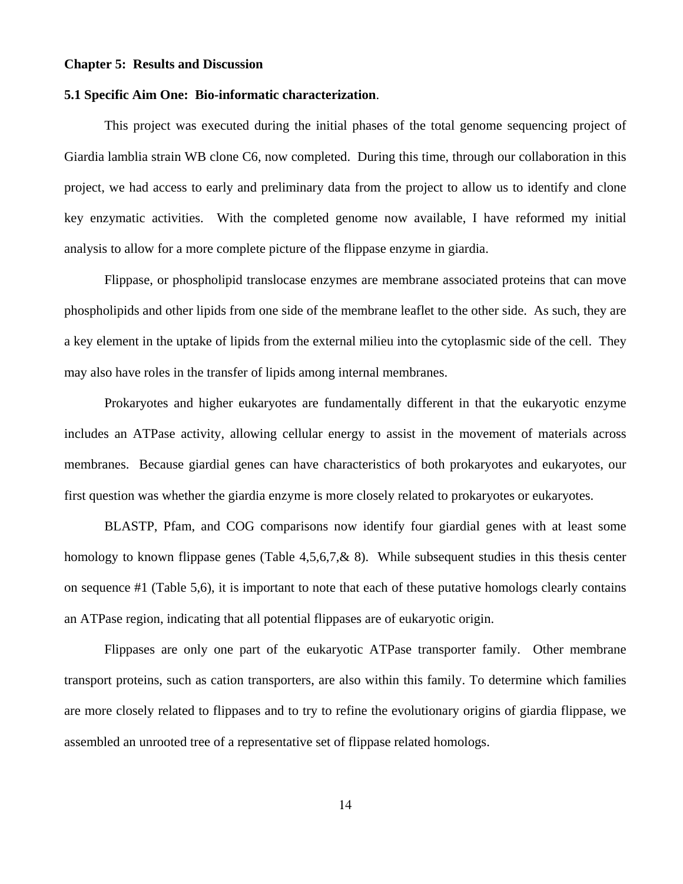## Chapter 5: Results and Discussion

### 5.1 Specific Aim One: Bio-informatic characterization.

This project was executed during the initial phases of the total genome sequencing project of Giardia lamblia strain WB clone C6, now completed. During this time, through our collaboration in this project, we had access to early and preliminary data from the project to allow us to identify and clone key enzymatic activities. With the completed genome now available, I have reformed my initial analysis to allow for a more complete picture of the flippase enzyme in giardia.

Flippase, or phospholipid translocase enzymes are membrane associated proteins that can move phospholipids and other lipids from one side of the membrane leaflet to the other side. As such, they are a key element in the uptake of lipids from the external milieu into the cytoplasmic side of the cell. They may also have roles in the transfer of lipids among internal membranes.

Prokaryotes and higher eukaryotes are fundamentally different in that the eukaryotic enzyme includes an ATPase activity, allowing cellular energy to assist in the movement of materials across membranes. Because giardial genes can have characteristics of both prokaryotes and eukaryotes, our first question was whether the giardia enzyme is more closely related to prokaryotes or eukaryotes.

BLASTP, Pfam, and COG comparisons now identify four giardial genes with at least some homology to known flippase genes (Table 4,5,6,7,& 8). While subsequent studies in this thesis center on sequence #1 (Table 5,6), it is important to note that each of these putative homologs clearly contains an ATPase region, indicating that all potential flippases are of eukaryotic origin.

Flippases are only one part of the eukaryotic ATPase transporter family. Other membrane transport proteins, such as cation transporters, are also within this family. To determine which families are more closely related to flippases and to try to refine the evolutionary origins of giardia flippase, we assembled an unrooted tree of a representative set of flippase related homologs.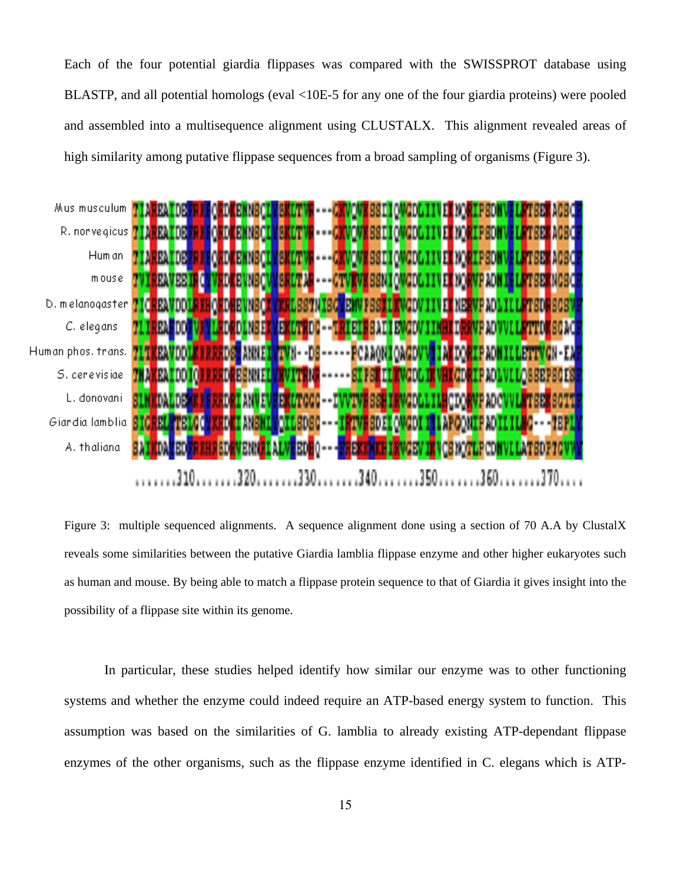Each of the four potential giardia flippases was compared with the SWISSPROT database using BLASTP, and all potential homologs (eval <10E-5 for any one of the four giardia proteins) were pooled and assembled into a multisequence alignment using CLUSTALX. This alignment revealed areas of high similarity among putative flippase sequences from a broad sampling of organisms (Figure 3).

Figure 3: multiple sequenced alignments. A sequence alignment done using a section of 70 A.A by ClustalX reveals some similarities between the putative Giardia lamblia flippase enzyme and other higher eukaryotes such as human and mouse. By being able to match a flippase protein sequence to that of Giardia it gives insight into the possibility of a flippase site within its genome.

In particular, these studies helped identify how similar our enzyme was to other functioning systems and whether the enzyme could indeed require an ATP-based energy system to function. This assumption was based on the similarities of G. lamblia to already existing ATP-dependant flippase enzymes of the other organisms, such as the flippase enzyme identified in C. elegans which is ATP-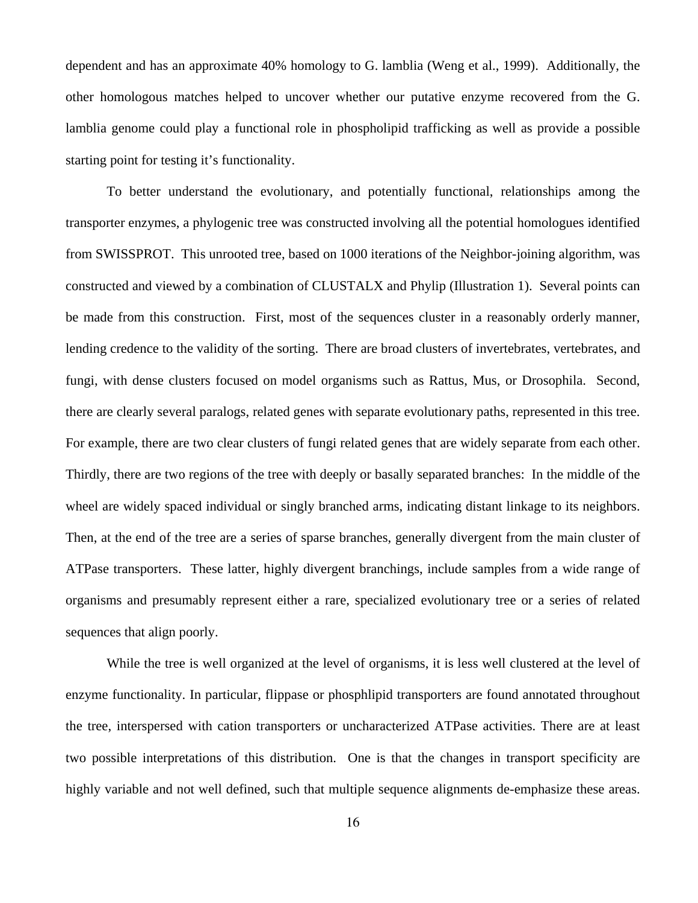dependent and has an approximate 40% homology to G. lamblia (Weng et al., 1999). Additionally, the other homologous matches helped to uncover whether our putative enzyme recovered from the G. lamblia genome could play a functional role in phospholipid trafficking as well as provide a possible starting point for testing it's functionality.

To better understand the evolutionary, and potentially functional, relationships among the transporter enzymes, a phylogenic tree was constructed involving all the potential homologues identified from SWISSPROT. This unrooted tree, based on 1000 iterations of the Neighbor-joining algorithm, was constructed and viewed by a combination of CLUSTALX and Phylip (Illustration 1). Several points can be made from this construction. First, most of the sequences cluster in a reasonably orderly manner, lending credence to the validity of the sorting. There are broad clusters of invertebrates, vertebrates, and fungi, with dense clusters focused on model organisms such as Rattus, Mus, or Drosophila. Second, there are clearly several paralogs, related genes with separate evolutionary paths, represented in this tree. For example, there are two clear clusters of fungi related genes that are widely separate from each other. Thirdly, there are two regions of the tree with deeply or basally separated branches: In the middle of the wheel are widely spaced individual or singly branched arms, indicating distant linkage to its neighbors. Then, at the end of the tree are a series of sparse branches, generally divergent from the main cluster of ATPase transporters. These latter, highly divergent branchings, include samples from a wide range of organisms and presumably represent either a rare, specialized evolutionary tree or a series of related sequences that align poorly.

While the tree is well organized at the level of organisms, it is less well clustered at the level of enzyme functionality. In particular, flippase or phosphlipid transporters are found annotated throughout the tree, interspersed with cation transporters or uncharacterized ATPase activities. There are at least two possible interpretations of this distribution. One is that the changes in transport specificity are highly variable and not well defined, such that multiple sequence alignments de-emphasize these areas.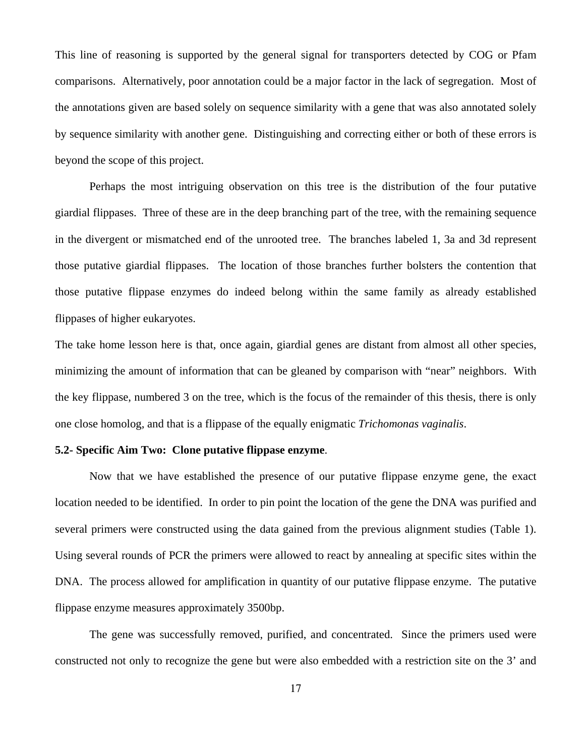This line of reasoning is supported by the general signal for transporters detected by COG or Pfam comparisons. Alternatively, poor annotation could be a major factor in the lack of segregation. Most of the annotations given are based solely on sequence similarity with a gene that was also annotated solely by sequence similarity with another gene. Distinguishing and correcting either or both of these errors is beyond the scope of this project.

Perhaps the most intriguing observation on this tree is the distribution of the four putative giardial flippases. Three of these are in the deep branching part of the tree, with the remaining sequence in the divergent or mismatched end of the unrooted tree. The branches labeled 1, 3a and 3d represent those putative giardial flippases. The location of those branches further bolsters the contention that those putative flippase enzymes do indeed belong within the same family as already established flippases of higher eukaryotes.

The take home lesson here is that, once again, giardial genes are distant from almost all other species, minimizing the amount of information that can be gleaned by comparison with "near" neighbors. With the key flippase, numbered 3 on the tree, which is the focus of the remainder of this thesis, there is only one close homolog, and that is a flippase of the equally enigmatic *Trichomonas vaginalis*.

**5.2- Specific Aim Two: Clone putative flippase enzyme**.

Now that we have established the presence of our putative flippase enzyme gene, the exact location needed to be identified. In order to pin point the location of the gene the DNA was purified and several primers were constructed using the data gained from the previous alignment studies (Table 1). Using several rounds of PCR the primers were allowed to react by annealing at specific sites within the DNA. The process allowed for amplification in quantity of our putative flippase enzyme. The putative flippase enzyme measures approximately 3500bp.

The gene was successfully removed, purified, and concentrated. Since the primers used were constructed not only to recognize the gene but were also embedded with a restriction site on the 3' and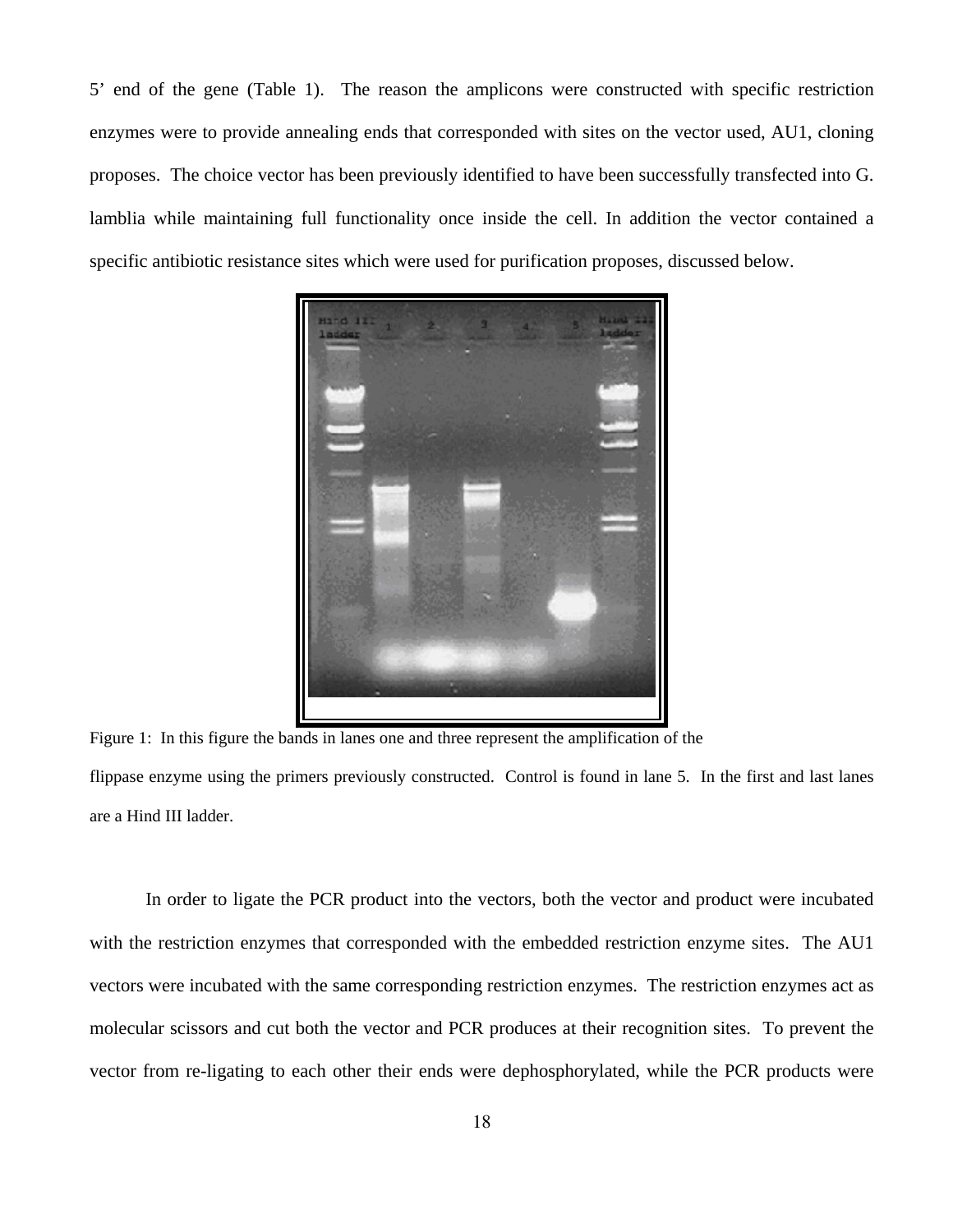5' end of the gene (Table 1). The reason the amplicons were constructed with specific restriction enzymes were to provide annealing ends that corresponded with sites on the vector used, AU1, cloning proposes. The choice vector has been previously identified to have been successfully transfected into G. lamblia while maintaining full functionality once inside the cell. In addition the vector contained a specific antibiotic resistance sites which were used for purification proposes, discussed below.

Figure 1: In this figure the bands in lanes one and three represent the amplification of the flippase enzyme using the primers previously constructed. Control is found in lane 5. In the first and last lanes are a Hind III ladder.

In order to ligate the PCR product into the vectors, both the vector and product were incubated with the restriction enzymes that corresponded with the embedded restriction enzyme sites. The AU1 vectors were incubated with the same corresponding restriction enzymes. The restriction enzymes act as molecular scissors and cut both the vector and PCR produces at their recognition sites. To prevent the vector from re-ligating to each other their ends were dephosphorylated, while the PCR products were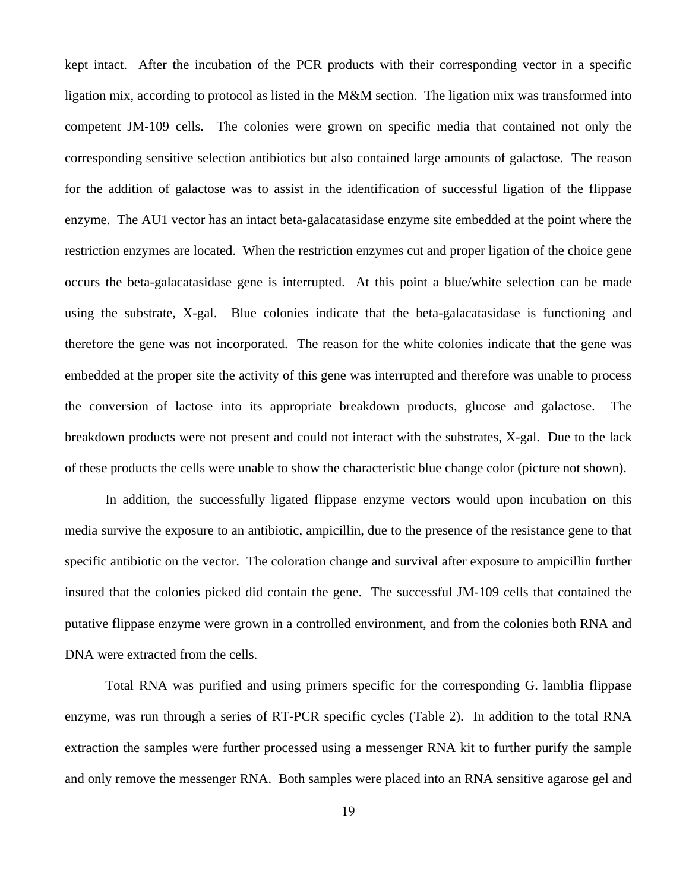kept intact. After the incubation of the PCR products with their corresponding vector in a specific ligation mix, according to protocol as listed in the M&M section. The ligation mix was transformed into competent JM-109 cells. The colonies were grown on specific media that contained not only the corresponding sensitive selection antibiotics but also contained large amounts of galactose. The reason for the addition of galactose was to assist in the identification of successful ligation of the flippase enzyme. The AU1 vector has an intact beta-galacatasidase enzyme site embedded at the point where the restriction enzymes are located. When the restriction enzymes cut and proper ligation of the choice gene occurs the beta-galacatasidase gene is interrupted. At this point a blue/white selection can be made using the substrate, X-gal. Blue colonies indicate that the beta-galacatasidase is functioning and therefore the gene was not incorporated. The reason for the white colonies indicate that the gene was embedded at the proper site the activity of this gene was interrupted and therefore was unable to process the conversion of lactose into its appropriate breakdown products, glucose and galactose. The breakdown products were not present and could not interact with the substrates, X-gal. Due to the lack of these products the cells were unable to show the characteristic blue change color (picture not shown).

In addition, the successfully ligated flippase enzyme vectors would upon incubation on this media survive the exposure to an antibiotic, ampicillin, due to the presence of the resistance gene to that specific antibiotic on the vector. The coloration change and survival after exposure to ampicillin further insured that the colonies picked did contain the gene. The successful JM-109 cells that contained the putative flippase enzyme were grown in a controlled environment, and from the colonies both RNA and DNA were extracted from the cells.

Total RNA was purified and using primers specific for the corresponding G. lamblia flippase enzyme, was run through a series of RT-PCR specific cycles (Table 2). In addition to the total RNA extraction the samples were further processed using a messenger RNA kit to further purify the sample and only remove the messenger RNA. Both samples were placed into an RNA sensitive agarose gel and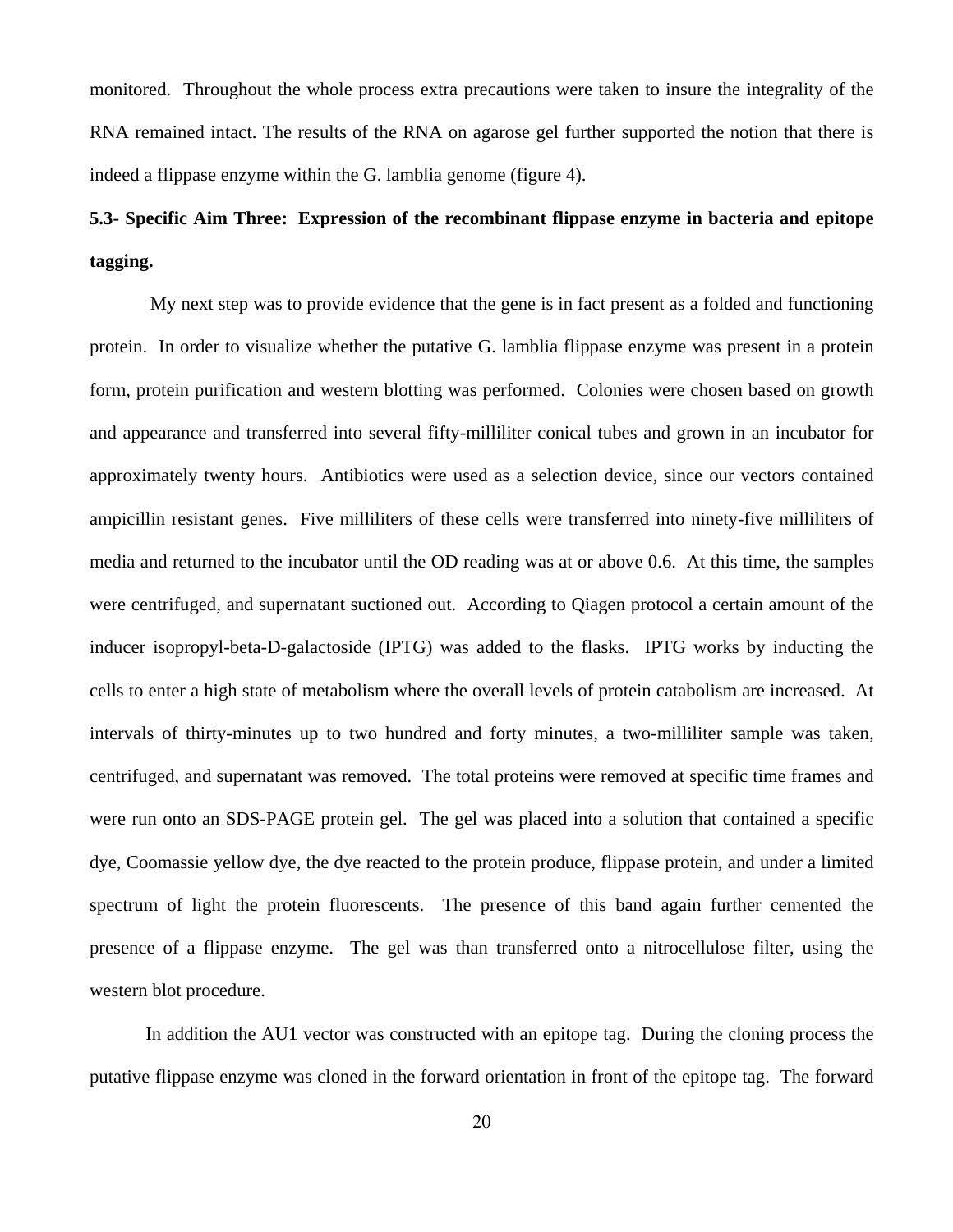monitored. Throughout the whole process extra precautions were taken to insure the integrality of the RNA remained intact. The results of the RNA on agarose gel further supported the notion that there is indeed a flippase enzyme within the G. lamblia genome (figure 4).

### 5.3- Specific Aim Three: Expression of the recombinant flippase enzyme in bacteria and epitope tagging.

My next step was to provide evidence that the gene is in fact present as a folded and functioning protein. In order to visualize whether the putative G. lamblia flippase enzyme was present in a protein form, protein purification and western blotting was performed. Colonies were chosen based on growth and appearance and transferred into several fifty-milliliter conical tubes and grown in an incubator for approximately twenty hours. Antibiotics were used as a selection device, since our vectors contained ampicillin resistant genes. Five milliliters of these cells were transferred into ninety-five milliliters of media and returned to the incubator until the OD reading was at or above 0.6. At this time, the samples were centrifuged, and supernatant suctioned out. According to Qiagen protocol a certain amount of the inducer isopropyl-beta-D-galactoside (IPTG) was added to the flasks. IPTG works by inducting the cells to enter a high state of metabolism where the overall levels of protein catabolism are increased. At intervals of thirty-minutes up to two hundred and forty minutes, a two-milliliter sample was taken, centrifuged, and supernatant was removed. The total proteins were removed at specific time frames and were run onto an SDS-PAGE protein gel. The gel was placed into a solution that contained a specific dye, Coomassie yellow dye, the dye reacted to the protein produce, flippase protein, and under a limited spectrum of light the protein fluorescents. The presence of this band again further cemented the presence of a flippase enzyme. The gel was than transferred onto a nitrocellulose filter, using the western blot procedure.

In addition the AU1 vector was constructed with an epitope tag. During the cloning process the putative flippase enzyme was cloned in the forward orientation in front of the epitope tag. The forward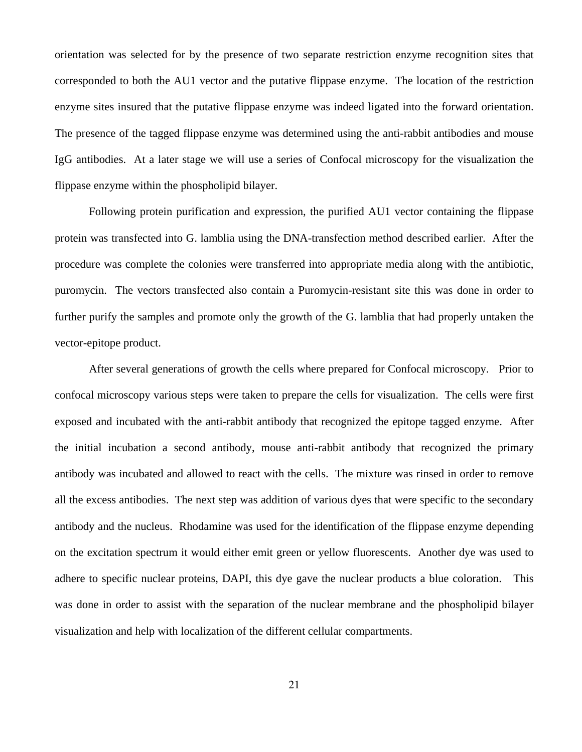orientation was selected for by the presence of two separate restriction enzyme recognition sites that corresponded to both the AU1 vector and the putative flippase enzyme. The location of the restriction enzyme sites insured that the putative flippase enzyme was indeed ligated into the forward orientation. The presence of the tagged flippase enzyme was determined using the anti-rabbit antibodies and mouse IgG antibodies. At a later stage we will use a series of Confocal microscopy for the visualization the flippase enzyme within the phospholipid bilayer.

Following protein purification and expression, the purified AU1 vector containing the flippase protein was transfected into G. lamblia using the DNA-transfection method described earlier. After the procedure was complete the colonies were transferred into appropriate media along with the antibiotic, puromycin. The vectors transfected also contain a Puromycin-resistant site this was done in order to further purify the samples and promote only the growth of the G. lamblia that had properly untaken the vector-epitope product.

After several generations of growth the cells where prepared for Confocal microscopy. Prior to confocal microscopy various steps were taken to prepare the cells for visualization. The cells were first exposed and incubated with the anti-rabbit antibody that recognized the epitope tagged enzyme. After the initial incubation a second antibody, mouse anti-rabbit antibody that recognized the primary antibody was incubated and allowed to react with the cells. The mixture was rinsed in order to remove all the excess antibodies. The next step was addition of various dyes that were specific to the secondary antibody and the nucleus. Rhodamine was used for the identification of the flippase enzyme depending on the excitation spectrum it would either emit green or yellow fluorescents. Another dye was used to adhere to specific nuclear proteins, DAPI, this dye gave the nuclear products a blue coloration. This was done in order to assist with the separation of the nuclear membrane and the phospholipid bilayer visualization and help with localization of the different cellular compartments.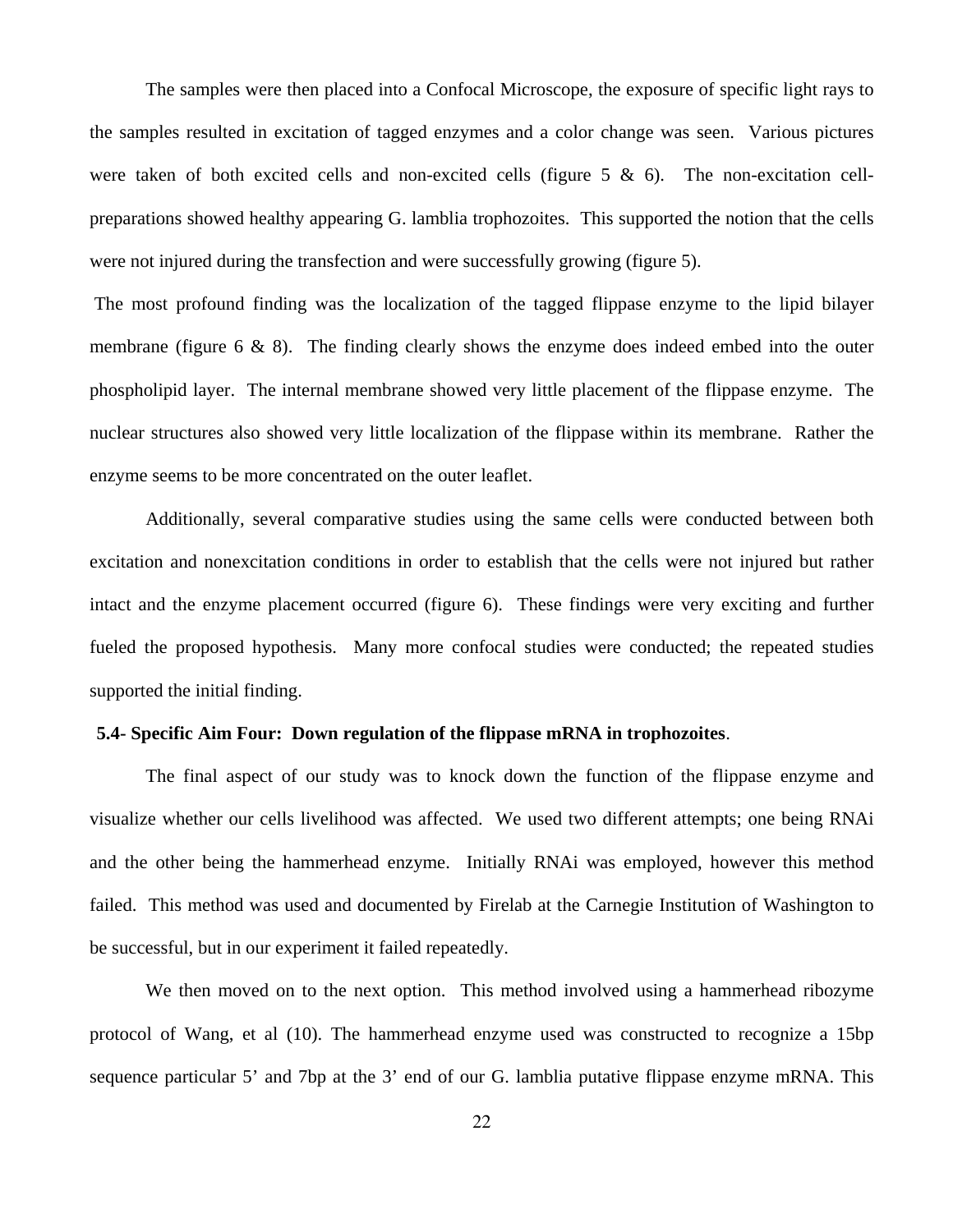The samples were then placed into a Confocal Microscope, the exposure of specific light rays to the samples resulted in excitation of tagged enzymes and a color change was seen. Various pictures were taken of both excited cells and non-excited cells (figure 5 & 6). The non-excitation cell-preparations showed healthy appearing G. lamblia trophozoites. This supported the notion that the cells were not injured during the transfection and were successfully growing (figure 5).

The most profound finding was the localization of the tagged flippase enzyme to the lipid bilayer membrane (figure 6 & 8). The finding clearly shows the enzyme does indeed embed into the outer phospholipid layer. The internal membrane showed very little placement of the flippase enzyme. The nuclear structures also showed very little localization of the flippase within its membrane. Rather the enzyme seems to be more concentrated on the outer leaflet.

Additionally, several comparative studies using the same cells were conducted between both excitation and nonexcitation conditions in order to establish that the cells were not injured but rather intact and the enzyme placement occurred (figure 6). These findings were very exciting and further fueled the proposed hypothesis. Many more confocal studies were conducted; the repeated studies supported the initial finding.

**5.4- Specific Aim Four: Down regulation of the flippase mRNA in trophozoites**.

The final aspect of our study was to knock down the function of the flippase enzyme and visualize whether our cells livelihood was affected. We used two different attempts; one being RNAi and the other being the hammerhead enzyme. Initially RNAi was employed, however this method failed. This method was used and documented by Firelab at the Carnegie Institution of Washington to be successful, but in our experiment it failed repeatedly.

We then moved on to the next option. This method involved using a hammerhead ribozyme protocol of Wang, et al (10). The hammerhead enzyme used was constructed to recognize a 15bp sequence particular 5' and 7bp at the 3' end of our G. lamblia putative flippase enzyme mRNA. This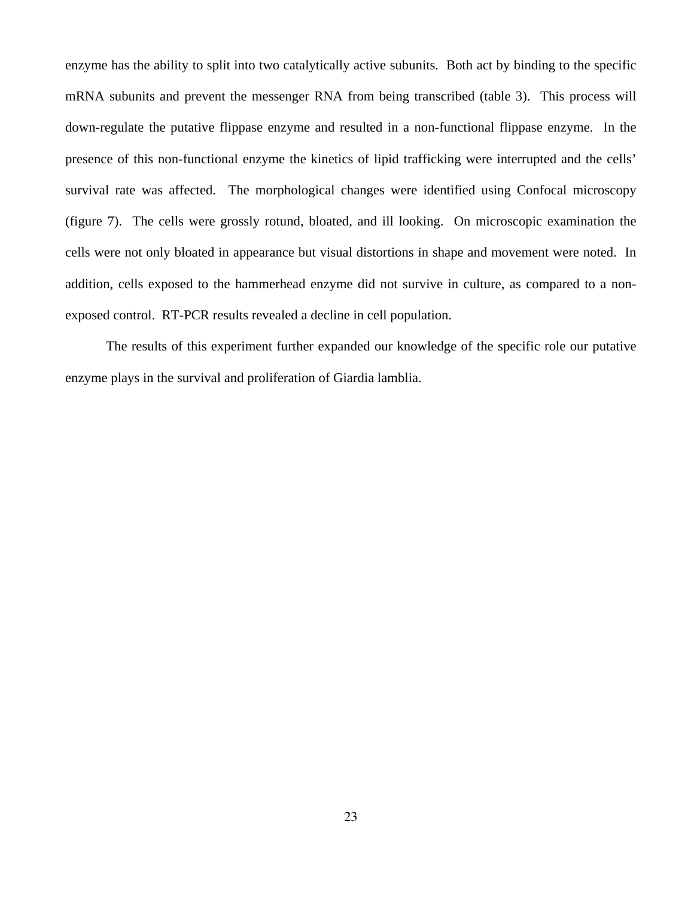enzyme has the ability to split into two catalytically active subunits. Both act by binding to the specific mRNA subunits and prevent the messenger RNA from being transcribed (table 3). This process will down-regulate the putative flippase enzyme and resulted in a non-functional flippase enzyme. In the presence of this non-functional enzyme the kinetics of lipid trafficking were interrupted and the cells' survival rate was affected. The morphological changes were identified using Confocal microscopy (figure 7). The cells were grossly rotund, bloated, and ill looking. On microscopic examination the cells were not only bloated in appearance but visual distortions in shape and movement were noted. In addition, cells exposed to the hammerhead enzyme did not survive in culture, as compared to a non-exposed control. RT-PCR results revealed a decline in cell population.

The results of this experiment further expanded our knowledge of the specific role our putative enzyme plays in the survival and proliferation of Giardia lamblia.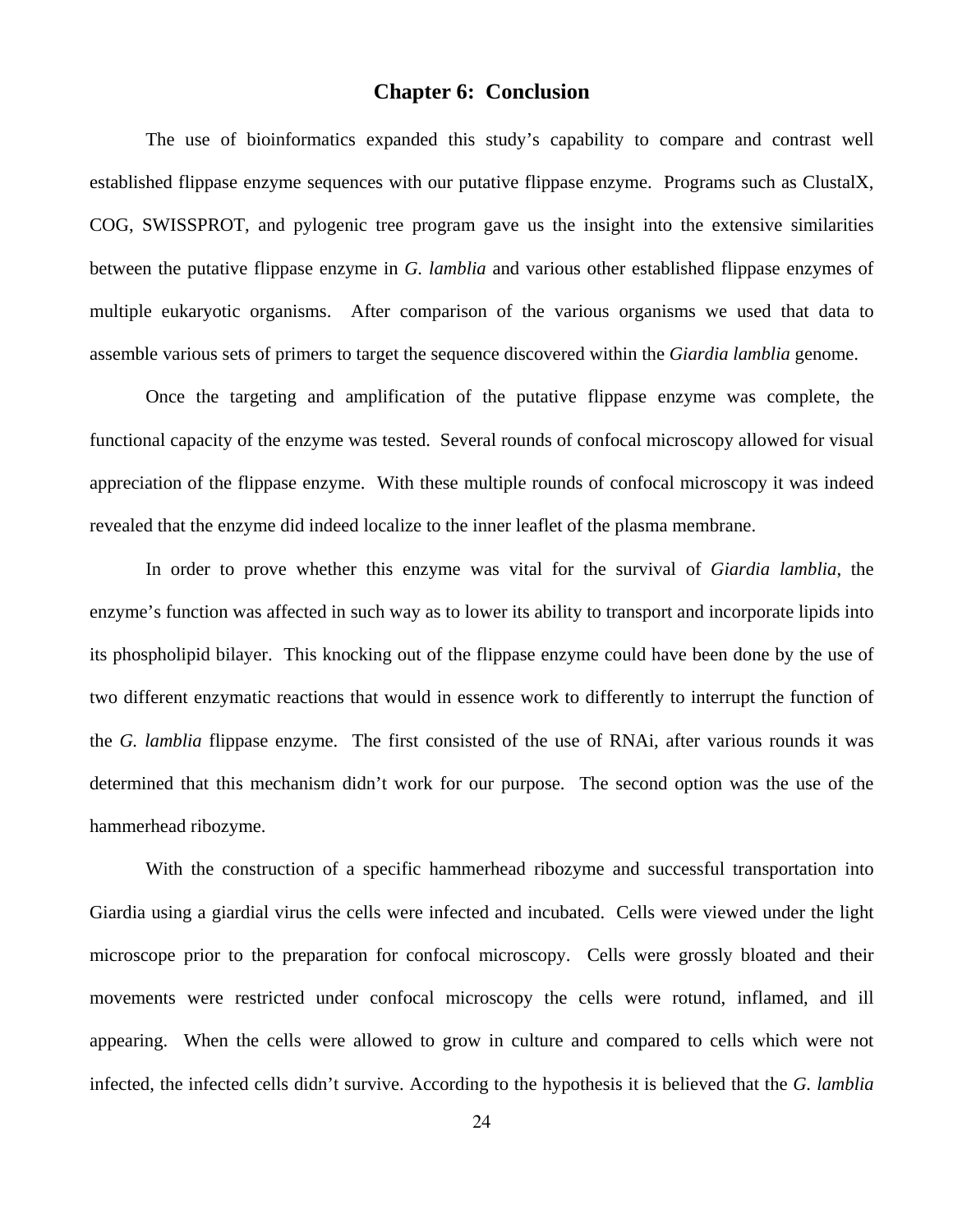# Chapter 6: Conclusion

The use of bioinformatics expanded this study's capability to compare and contrast well established flippase enzyme sequences with our putative flippase enzyme. Programs such as ClustalX, COG, SWISSPROT, and pylogenic tree program gave us the insight into the extensive similarities between the putative flippase enzyme in *G. lamblia* and various other established flippase enzymes of multiple eukaryotic organisms. After comparison of the various organisms we used that data to assemble various sets of primers to target the sequence discovered within the *Giardia lamblia* genome.

Once the targeting and amplification of the putative flippase enzyme was complete, the functional capacity of the enzyme was tested. Several rounds of confocal microscopy allowed for visual appreciation of the flippase enzyme. With these multiple rounds of confocal microscopy it was indeed revealed that the enzyme did indeed localize to the inner leaflet of the plasma membrane.

In order to prove whether this enzyme was vital for the survival of *Giardia lamblia*, the enzyme's function was affected in such way as to lower its ability to transport and incorporate lipids into its phospholipid bilayer. This knocking out of the flippase enzyme could have been done by the use of two different enzymatic reactions that would in essence work to differently to interrupt the function of the *G. lamblia* flippase enzyme. The first consisted of the use of RNAi, after various rounds it was determined that this mechanism didn't work for our purpose. The second option was the use of the hammerhead ribozyme.

With the construction of a specific hammerhead ribozyme and successful transportation into Giardia using a giardial virus the cells were infected and incubated. Cells were viewed under the light microscope prior to the preparation for confocal microscopy. Cells were grossly bloated and their movements were restricted under confocal microscopy the cells were rotund, inflamed, and ill appearing. When the cells were allowed to grow in culture and compared to cells which were not infected, the infected cells didn't survive. According to the hypothesis it is believed that the *G. lamblia*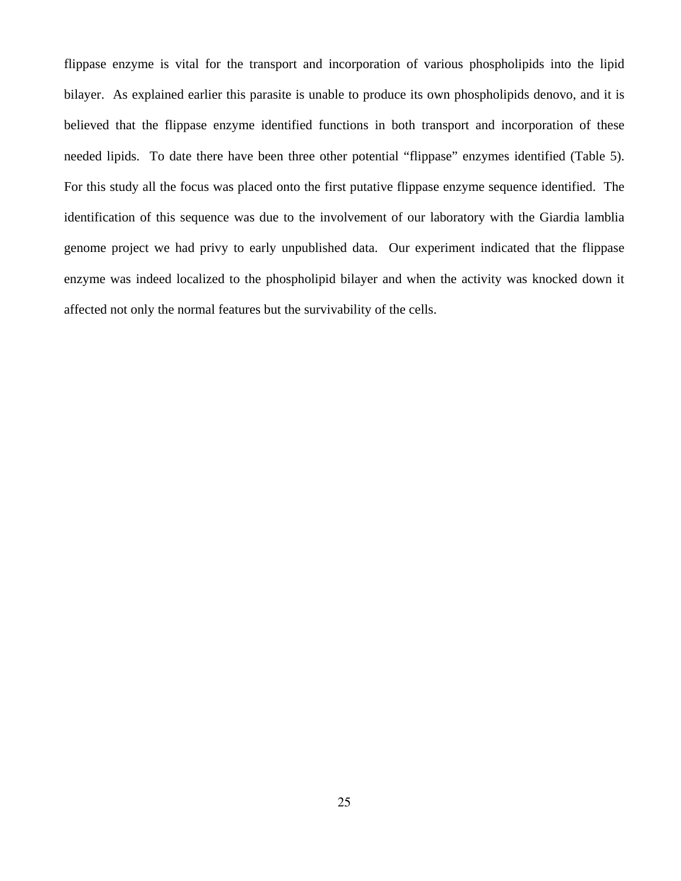flippase enzyme is vital for the transport and incorporation of various phospholipids into the lipid bilayer. As explained earlier this parasite is unable to produce its own phospholipids denovo, and it is believed that the flippase enzyme identified functions in both transport and incorporation of these needed lipids. To date there have been three other potential "flippase" enzymes identified (Table 5). For this study all the focus was placed onto the first putative flippase enzyme sequence identified. The identification of this sequence was due to the involvement of our laboratory with the Giardia lamblia genome project we had privy to early unpublished data. Our experiment indicated that the flippase enzyme was indeed localized to the phospholipid bilayer and when the activity was knocked down it affected not only the normal features but the survivability of the cells.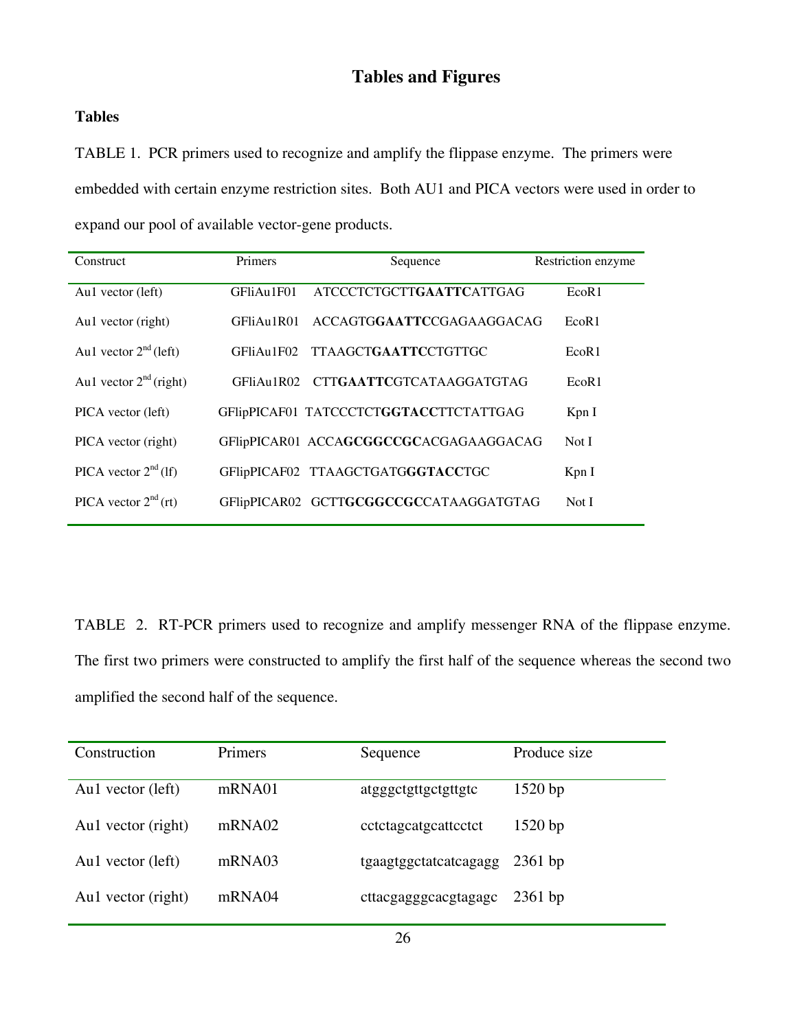# Tables and Figures

## Tables

TABLE 1. PCR primers used to recognize and amplify the flippase enzyme. The primers were embedded with certain enzyme restriction sites. Both AU1 and PICA vectors were used in order to expand our pool of available vector-gene products.

| Construct | Primers | Sequence | Restriction enzyme |
|---|---|---|---|
| Au1 vector (left) | GFliAu1F01 | ATCCCTCTGCTT**GAATTC**ATTGAG | EcoR1 |
| Au1 vector (right) | GFliAu1R01 | ACCAGTG**GAATTC**CGAGAAGGACAG | EcoR1 |
| Au1 vector 2nd (left) | GFliAu1F02 | TTAAGCT**GAATTC**CTGTTGC | EcoR1 |
| Au1 vector 2nd (right) | GFliAu1R02 | CTT**GAATTC**GTCATAAGGATGTAG | EcoR1 |
| PICA vector (left) | GFlipPICAF01 | TATCCCTCT**GGTACC**TTCTATTGAG | Kpn I |
| PICA vector (right) | GFlipPICAR01 | ACCA**GCGGCCGC**ACGAGAAGGACAG | Not I |
| PICA vector 2nd (lf) | GFlipPICAF02 | TTAAGCTGATG**GGTACC**TGC | Kpn I |
| PICA vector 2nd (rt) | GFlipPICAR02 | GCTT**GCGGCCGC**CATAAGGATGTAG | Not I |

TABLE 2. RT-PCR primers used to recognize and amplify messenger RNA of the flippase enzyme. The first two primers were constructed to amplify the first half of the sequence whereas the second two amplified the second half of the sequence.

| Construction | Primers | Sequence | Produce size |
|---|---|---|---|
| Au1 vector (left) | mRNA01 | atgggctgttgctgttgtc | 1520 bp |
| Au1 vector (right) | mRNA02 | cctctagcatgcattcctct | 1520 bp |
| Au1 vector (left) | mRNA03 | tgaagtggctatcatcagagg | 2361 bp |
| Au1 vector (right) | mRNA04 | cttacgagggcacgtagagc | 2361 bp |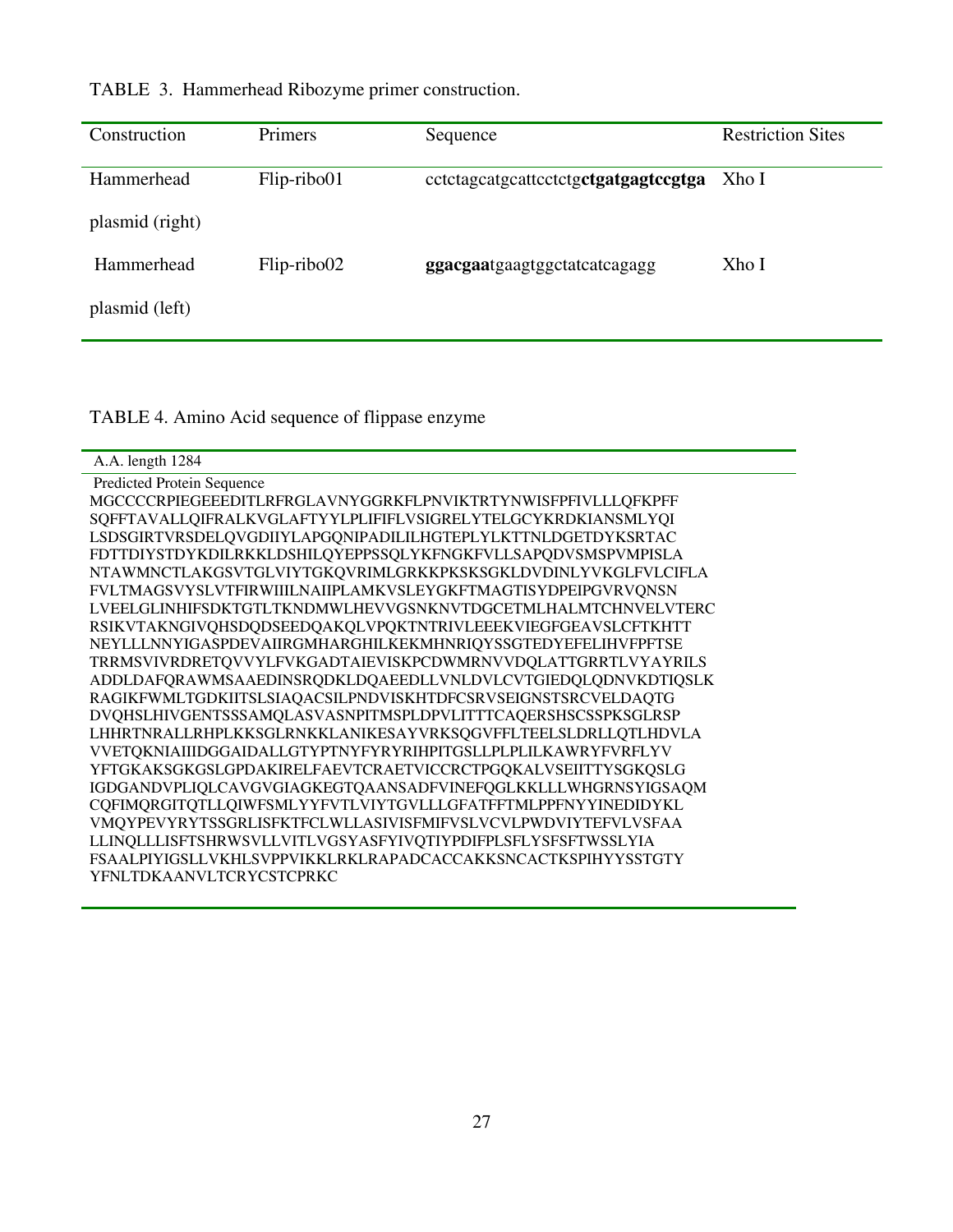TABLE 3. Hammerhead Ribozyme primer construction.

| Construction | Primers | Sequence | Restriction Sites |
|---|---|---|---|
| Hammerhead plasmid (right) | Flip-ribo01 | cctctagcatgcattcctctg**ctgatgagtccgtga** | Xho I |
| Hammerhead plasmid (left) | Flip-ribo02 | **ggacgaa**tgaagtggctatcatcagagg | Xho I |

TABLE 4. Amino Acid sequence of flippase enzyme

| A.A. length 1284 |
|---|
| Predicted Protein Sequence<br>MGCCCCRPIEGEEEDITLRFRGLAVNYGGRKFLPNVIKTRTYNWISFPFIVLLLQFKPFF<br>SQFFTAVALLQIFRALKVGLAFTYYLPLIFIFLVSIGRELYTELGCYKRDKIANSMLYQI<br>LSDSGIRTVRSDELQVGDIIYLAPGQNIPADILILHGTEPLYLKTTNLDGETDYKSRTAC<br>FDTTDIYSTDYKDILRKKLDSHILQYEPPSSQLYKFNGKFVLLSAPQDVSMSPVMPISLA<br>NTAWMNCTLAKGSVTGLVIYTGKQVRIMLGRKKPKSKSGKLDVDINLYVKGLFVLCIFLA<br>FVLTMAGSVYSLVTFIRWIIILNAIIPLAMKVSLEYGKFTMAGTISYDPEIPGVRVQNSN<br>LVEELGLINHIFSDKTGTLTKNDMWLHEVVGSNKNVTDGCETMLHALMTCHNVELVTERC<br>RSIKVTAKNGIVQHSDQDSEEDQAKQLVPQKTNTRIVLEEEKVIEGFGEAVSLCFTKHTT<br>NEYLLLNNYIGASPDEVAIIRGMHARGHILKEKMHNRIQYSSGTEDYEFELIHVFPFTSE<br>TRRMSVIVRDRETQVVYLFVKGADTAIEVISKPCDWMRNVVDQLATTGRRTLVYAYRILS<br>ADDLDAFQRAWMSAAEDINSRQDKLDQAEEDLLVNLDVLCVTGIEDQLQDNVKDTIQSLK<br>RAGIKFWMLTGDKIITSLSIAQACSILPNDVISKHTDFCSRVSEIGNSTSRCVELDAQTG<br>DVQHSLHIVGENTSSSAMQLASVASNPITMSPLDPVLITTTCAQERSHSCSSPKSGLRSP<br>LHHRTNRALLRHPLKKSGLRNKKLANIKESAYVRKSQGVFFLTEELSLDRLLQTLHDVLA<br>VVETQKNIAIIIDGGAIDALLGTYPTNYFYRYRIHPITGSLLPLPLILKAWRYFVRFLYV<br>YFTGKAKSGKGSLGPDAKIRELFAEVTCRAETVICCRCTPGQKALVSEIITTYSGKQSLG<br>IGDGANDVPLIQLCAVGVGIAGKEGTQAANSADFVINEFQGLKKLLLWHGRNSYIGSAQM<br>CQFIMQRGITQTLLQIWFSMLYYFVTLVIYTGVLLLGFATFFTMLPPFNYYINEDIDYKL<br>VMQYPEVYRYTSSGRLISFKTFCLWLLASIVISFMIFVSLVCVLPWDVIYTEFVLVSFAA<br>LLINQLLLISFTSHRWSVLLVITLVGSYASFYIVQTIYPDIFPLSFLYSFSFTWSSLYIA<br>FSAALPIYIGSLLVKHLSVPPVIKKLRKLRAPADCACCAKKSNCACTKSPIHYYSSTGTY<br>YFNLTDKAANVLTCRYCSTCPRKC |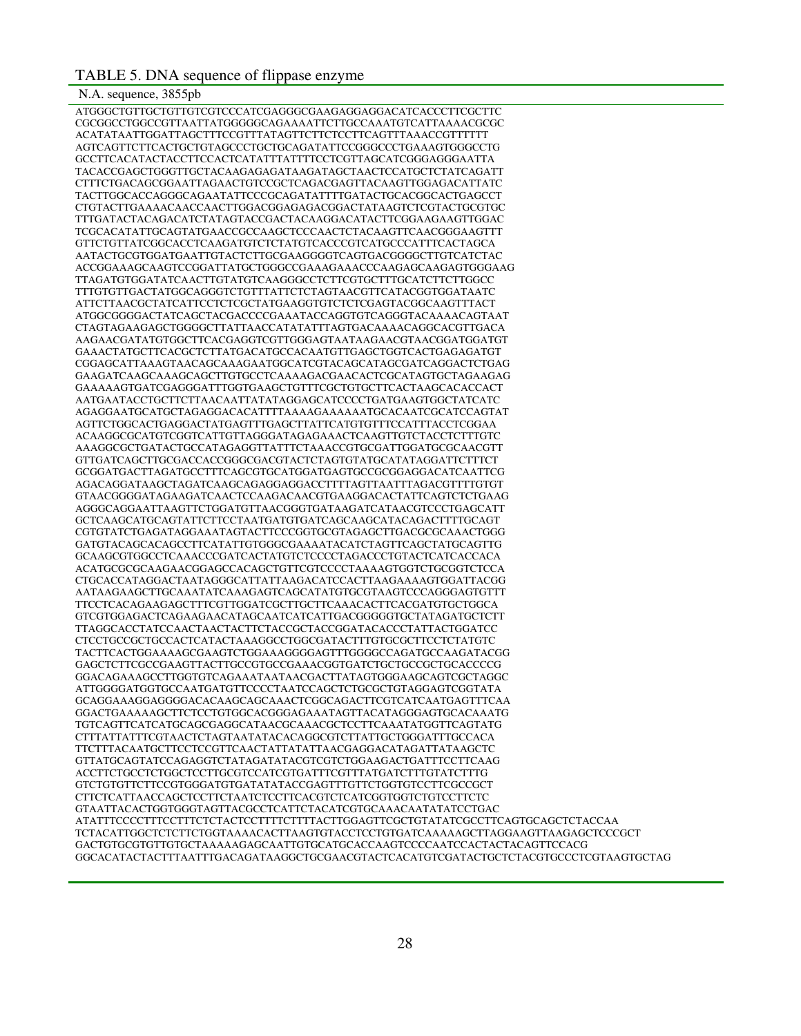TABLE 5. DNA sequence of flippase enzyme

N.A. sequence, 3855pb

```
ATGGGCTGTTGCTGTTGTCGTCCCATCGAGGGCGAAGAGGAGGACATCACCCTTCGCTTC
CGCGGCCTGGCCGTTAATTATGGGGGCAGAAAATTCTTGCCAAATGTCATTAAAACGCGC
ACATATAATTGGATTAGCTTTCCGTTTATAGTTCTTCTCCTTCAGTTTAAACCGTTTTTT
AGTCAGTTCTTCACTGCTGTAGCCCTGCTGCAGATATTCCGGGCCCTGAAAGTGGGCCTG
GCCTTCACATACTACCTTCCACTCATATTTATTTTCCTCGTTAGCATCGGGAGGGAATTA
TACACCGAGCTGGGTTGCTACAAGAGAGATAAGATAGCTAACTCCATGCTCTATCAGATT
CTTTCTGACAGCGGAATTAGAACTGTCCGCTCAGACGAGTTACAAGTTGGAGACATTATC
TACTTGGCACCAGGGCAGAATATTCCCGCAGATATTTTGATACTGCACGGCACTGAGCCT
CTGTACTTGAAAACAACCAACTTGGACGGAGAGACGGACTATAAGTCTCGTACTGCGTGC
TTTGATACTACAGACATCTATAGTACCGACTACAAGGACATACTTCGGAAGAAGTTGGAC
TCGCACATATTGCAGTATGAACCGCCAAGCTCCCAACTCTACAAGTTCAACGGGAAGTTT
GTTCTGTTATCGGCACCTCAAGATGTCTCTATGTCACCCGTCATGCCCATTTCACTAGCA
AATACTGCGTGGATGAATTGTACTCTTGCGAAGGGGTCAGTGACGGGGCTTGTCATCTAC
ACCGGAAAGCAAGTCCGGATTATGCTGGGCCGAAAGAAACCCAAGAGCAAGAGTGGGAAG
TTAGATGTGGATATCAACTTGTATGTCAAGGGCCTCTTCGTGCTTTGCATCTTCTTGGCC
TTTGTGTTGACTATGGCAGGGTCTGTTTATTCTCTAGTAACGTTCATACGGTGGATAATC
ATTCTTAACGCTATCATTCCTCTCGCTATGAAGGTGTCTCTCGAGTACGGCAAGTTTACT
ATGGCGGGGACTATCAGCTACGACCCCGAAATACCAGGTGTCAGGGTACAAAACAGTAAT
CTAGTAGAAGAGCTGGGGCTTATTAACCATATATTTAGTGACAAAACAGGCACGTTGACA
AAGAACGATATGTGGCTTCACGAGGTCGTTGGGAGTAATAAGAACGTAACGGATGGATGT
GAAACTATGCTTCACGCTCTTATGACATGCCACAATGTTGAGCTGGTCACTGAGAGATGT
CGGAGCATTAAAGTAACAGCAAAGAATGGCATCGTACAGCATAGCGATCAGGACTCTGAG
GAAGATCAAGCAAAGCAGCTTGTGCCTCAAAAGACGAACACTCGCATAGTGCTAGAAGAG
GAAAAAGTGATCGAGGGATTTGGTGAAGCTGTTTCGCTGTGCTTCACTAAGCACACCACT
AATGAATACCTGCTTCTTAACAATTATATAGGAGCATCCCCTGATGAAGTGGCTATCATC
AGAGGAATGCATGCTAGAGGACACATTTTAAAAGAAAAAATGCACAATCGCATCCAGTAT
AGTTCTGGCACTGAGGACTATGAGTTTGAGCTTATTCATGTGTTTCCATTTACCTCGGAA
ACAAGGCGCATGTCGGTCATTGTTAGGGATAGAGAAACTCAAGTTGTCTACCTCTTTGTC
AAAGGCGCTGATACTGCCATAGAGGTTATTTCTAAACCGTGCGATTGGATGCGCAACGTT
GTTGATCAGCTTGCGACCACCGGGCGACGTACTCTAGTGTATGCATATAGGATTCTTTCT
GCGGATGACTTAGATGCCTTTCAGCGTGCATGGATGAGTGCCGCGGAGGACATCAATTCG
AGACAGGATAAGCTAGATCAAGCAGAGGAGGACCTTTTAGTTAATTTAGACGTTTTGTGT
GTAACGGGGATAGAAGATCAACTCCAAGACAACGTGAAGGACACTATTCAGTCTCTGAAG
AGGGCAGGAATTAAGTTCTGGATGTTAACGGGTGATAAGATCATAACGTCCCTGAGCATT
GCTCAAGCATGCAGTATTCTTCCTAATGATGTGATCAGCAAGCATACAGACTTTTGCAGT
CGTGTATCTGAGATAGGAAATAGTACTTCCCGGTGCGTAGAGCTTGACGCGCAAACTGGG
GATGTACAGCACAGCCTTCATATTGTGGGCGAAAATACATCTAGTTCAGCTATGCAGTTG
GCAAGCGTGGCCTCAAACCCGATCACTATGTCTCCCCTAGACCCTGTACTCATCACCACA
ACATGCGCGCAAGAACGGAGCCACAGCTGTTCGTCCCCTAAAAGTGGTCTGCGGTCTCCA
CTGCACCATAGGACTAATAGGGCATTATTAAGACATCCACTTAAGAAAAGTGGATTACGG
AATAAGAAGCTTGCAAATATCAAAGAGTCAGCATATGTGCGTAAGTCCCAGGGAGTGTTT
TTCCTCACAGAAGAGCTTTCGTTGGATCGCTTGCTTCAAACACTTCACGATGTGCTGGCA
GTCGTGGAGACTCAGAAGAACATAGCAATCATCATTGACGGGGGTGCTATAGATGCTCTT
TTAGGCACCTATCCAACTAACTACTTCTACCGCTACCGGATACACCCTATTACTGGATCC
CTCCTGCCGCTGCCACTCATACTAAAGGCCTGGCGATACTTTGTGCGCTTCCTCTATGTC
TACTTCACTGGAAAAGCGAAGTCTGGAAAGGGGAGTTTGGGGCCAGATGCCAAGATACGG
GAGCTCTTCGCCGAAGTTACTTGCCGTGCCGAAACGGTGATCTGCTGCCGCTGCACCCCG
GGACAGAAAGCCTTGGTGTCAGAAATAATAACGACTTATAGTGGGAAGCAGTCGCTAGGC
ATTGGGGATGGTGCCAATGATGTTCCCCTAATCCAGCTCTGCGCTGTAGGAGTCGGTATA
GCAGGAAAGGAGGGGACACAAGCAGCAAACTCGGCAGACTTCGTCATCAATGAGTTTCAA
GGACTGAAAAAGCTTCTCCTGTGGCACGGGAGAAATAGTTACATAGGGAGTGCACAAATG
TGTCAGTTCATCATGCAGCGAGGCATAACGCAAACGCTCCTTCAAATATGGTTCAGTATG
CTTTATTATTTCGTAACTCTAGTAATATACACAGGCGTCTTATTGCTGGGATTTGCCACA
TTCTTTACAATGCTTCCTCCGTTCAACTATTATATTAACGAGGACATAGATTATAAGCTC
GTTATGCAGTATCCAGAGGTCTATAGATATACGTCGTCTGGAAGACTGATTTCCTTCAAG
ACCTTCTGCCTCTGGCTCCTTGCGTCCATCGTGATTTCGTTTATGATCTTTGTATCTTTG
GTCTGTGTTCTTCCGTGGGATGTGATATATACCGAGTTTGTTCTGGTGTCCTTCGCCGCT
CTTCTCATTAACCAGCTCCTTCTAATCTCCTTCACGTCTCATCGGTGGTCTGTCCTTCTC
GTAATTACACTGGTGGGTAGTTACGCCTCATTCTACATCGTGCAAACAATATATCCTGAC
ATATTTCCCCTTTCCTTTCTCTACTCCTTTTCTTTTACTTGGAGTTCGCTGTATATCGCCTTCAGTGCAGCTCTACCAA
TCTACATTGGCTCTCTTCTGGTAAAACACTTAAGTGTACCTCCTGTGATCAAAAAGCTTAGGAAGTTAAGAGCTCCCGCT
GACTGTGCGTGTTGTGCTAAAAAGAGCAATTGTGCATGCACCAAGTCCCCAATCCACTACTACAGTTCCACG
GGCACATACTACTTTAATTTGACAGATAAGGCTGCGAACGTACTCACATGTCGATACTGCTCTACGTGCCCTCGTAAGTGCTAG
```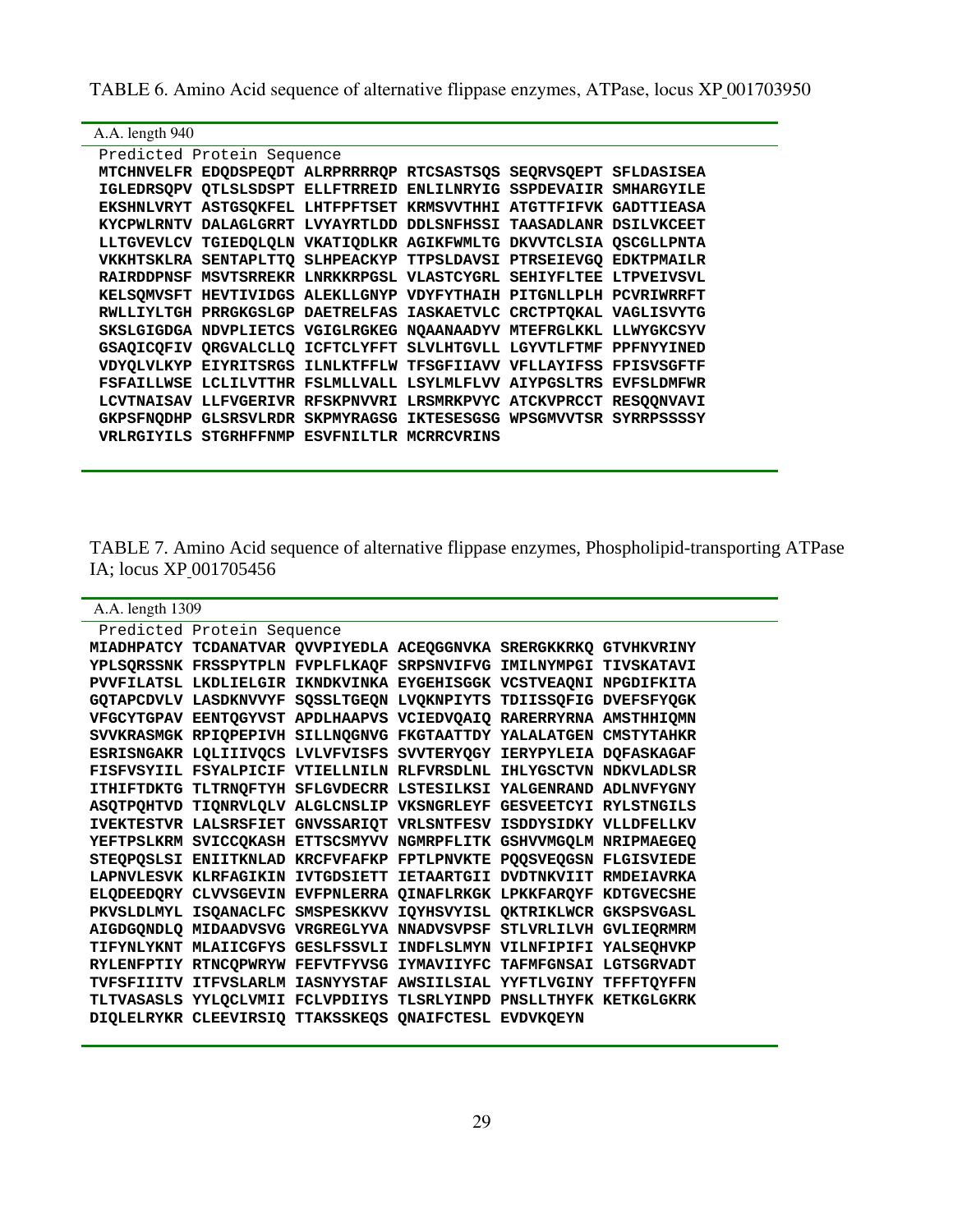TABLE 6. Amino Acid sequence of alternative flippase enzymes, ATPase, locus XP_001703950

A.A. length 940

```
Predicted Protein Sequence
MTCHNVELFR EDQDSPEQDT ALRPRRRRQP RTCSASTSQS SEQRVSQEPT SFLDASISEA
IGLEDRSQPV QTLSLSDSPT ELLFTRREID ENLILNRYIG SSPDEVAIIR SMHARGYILE
EKSHNLVRYT ASTGSQKFEL LHTFPFTSET KRMSVVTHHI ATGTTFIFVK GADTTIEASA
KYCPWLRNTV DALAGLGRRT LVYAYRTLDD DDLSNFHSSI TAASADLANR DSILVKCEET
LLTGVEVLCV TGIEDQLQLN VKATIQDLKR AGIKFWMLTG DKVVTCLSIA QSCGLLPNTA
VKKHTSKLRA SENTAPLTTQ SLHPEACKYP TTPSLDAVSI PTRSEIEVGQ EDKTPMAILR
RAIRDDPNSF MSVTSRREKR LNRKKRPGSL VLASTCYGRL SEHIYFLTEE LTPVEIVSVL
KELSQMVSFT HEVTIVIDGS ALEKLLGNYP VDYFYTHAIH PITGNLLPLH PCVRIWRRFT
RWLLIYLTGH PRRGKGSLGP DAETRELFAS IASKAETVLC CRCTPTQKAL VAGLISVYTG
SKSLGIGDGA NDVPLIETCS VGIGLRGKEG NQAANAADYV MTEFRGLKKL LLWYGKCSYV
GSAQICQFIV QRGVALCLLQ ICFTCLYFFT SLVLHTGVLL LGYVTLFTMF PPFNYYINED
VDYQLVLKYP EIYRITSRGS ILNLKTFFLW TFSGFIIAVV VFLLAYIFSS FPISVSGFTF
FSFAILLWSE LCLILVTTHR FSLMLLVALL LSYLMLFLVV AIYPGSLTRS EVFSLDMFWR
LCVTNAISAV LLFVGERIVR RFSKPNVVRI LRSMRKPVYC ATCKVPRCCT RESQQNVAVI
GKPSFNQDHP GLSRSVLRDR SKPMYRAGSG IKTESESGSG WPSGMVVTSR SYRRPSSSSY
VRLRGIYILS STGRHFFNMP ESVFNILTLR MCRRCVRINS
```

TABLE 7. Amino Acid sequence of alternative flippase enzymes, Phospholipid-transporting ATPase IA; locus XP_001705456

A.A. length 1309

```
Predicted Protein Sequence
MIADHPATCY TCDANATVAR QVVPIYEDLA ACEQGGNVKA SRERGKKRKQ GTVHKVRINY
YPLSQRSSNK FRSSPYTPLN FVPLFLKAQF SRPSNVIFVG IMILNYMPGI TIVSKATAVI
PVVFILATSL LKDLIELGIR IKNDKVINKA EYGEHISGGK VCSTVEAQNI NPGDIFKITA
GQTAPCDVLV LASDKNVVYF SQSSLTGEQN LVQKNPIYTS TDIISSQFIG DVEFSFYQGK
VFGCYTGPAV EENTQGYVST APDLHAAPVS VCIEDVQAIQ RARERRYRNA AMSTHHIQMN
SVVKRASMGK RPIQPEPIVH SILLNQGNVG FKGTAATTDY YALALATGEN CMSTYTAHKR
ESRISNGAKR LQLIIIVQCS LVLVFVISFS SVVTERYQGY IERYPYLEIA DQFASKAGAF
FISFVSYIIL FSYALPICIF VTIELLNILN RLFVRSDLNL IHLYGSCTVN NDKVLADLSR
ITHIFTDKTG TLTRNQFTYH SFLGVDECRR LSTESILKSI YALGENRAND ADLNVFYGNY
ASQTPQHTVD TIQNRVLQLV ALGLCNSLIP VKSNGRLEYF GESVEETCYI RYLSTNGILS
IVEKTESTVR LALSRSFIET GNVSSARIQT VRLSNTFESV ISDDYSIDKY VLLDFELLKV
YEFTPSLKRM SVICCQKASH ETTSCSMYVV NGMRPFLITK GSHVVMGQLM NRIPMAEGEQ
STEQPQSLSI ENIITKNLAD KRCFVFAFKP FPTLPNVKTE PQQSVEQGSN FLGISVIEDE
LAPNVLESVK KLRFAGIKIN IVTGDSIETT IETAARTGII DVDTNKVIIT RMDEIAVRKA
ELQDEEDQRY CLVVSGEVIN EVFPNLERRA QINAFLRKGK LPKKFARQYF KDTGVECSHE
PKVSLDLMYL ISQANACLFC SMSPESKKVV IQYHSVYISL QKTRIKLWCR GKSPSVGASL
AIGDGQNDLQ MIDAADVSVG VRGREGLYVA NNADVSVPSF STLVRLILVH GVLIEQRMRM
TIFYNLYKNT MLAIICGFYS GESLFSSVLI INDFLSLMYN VILNFIPIFI YALSEQHVKP
RYLENFPTIY RTNCQPWRYW FEFVTFYVSG IYMAVIIYFC TAFMFGNSAI LGTSGRVADT
TVFSFIIITV ITFVSLARLM IASNYYSTAF AWSIILSIAL YYFTLVGINY TFFFTQYFFN
TLTVASASLS YYLQCLVMII FCLVPDIIYS TLSRLYINPD PNSLLTHYFK KETKGLGKRK
DIQLELRYKR CLEEVIRSIQ TTAKSSKEQS QNAIFCTESL EVDVKQEYN
```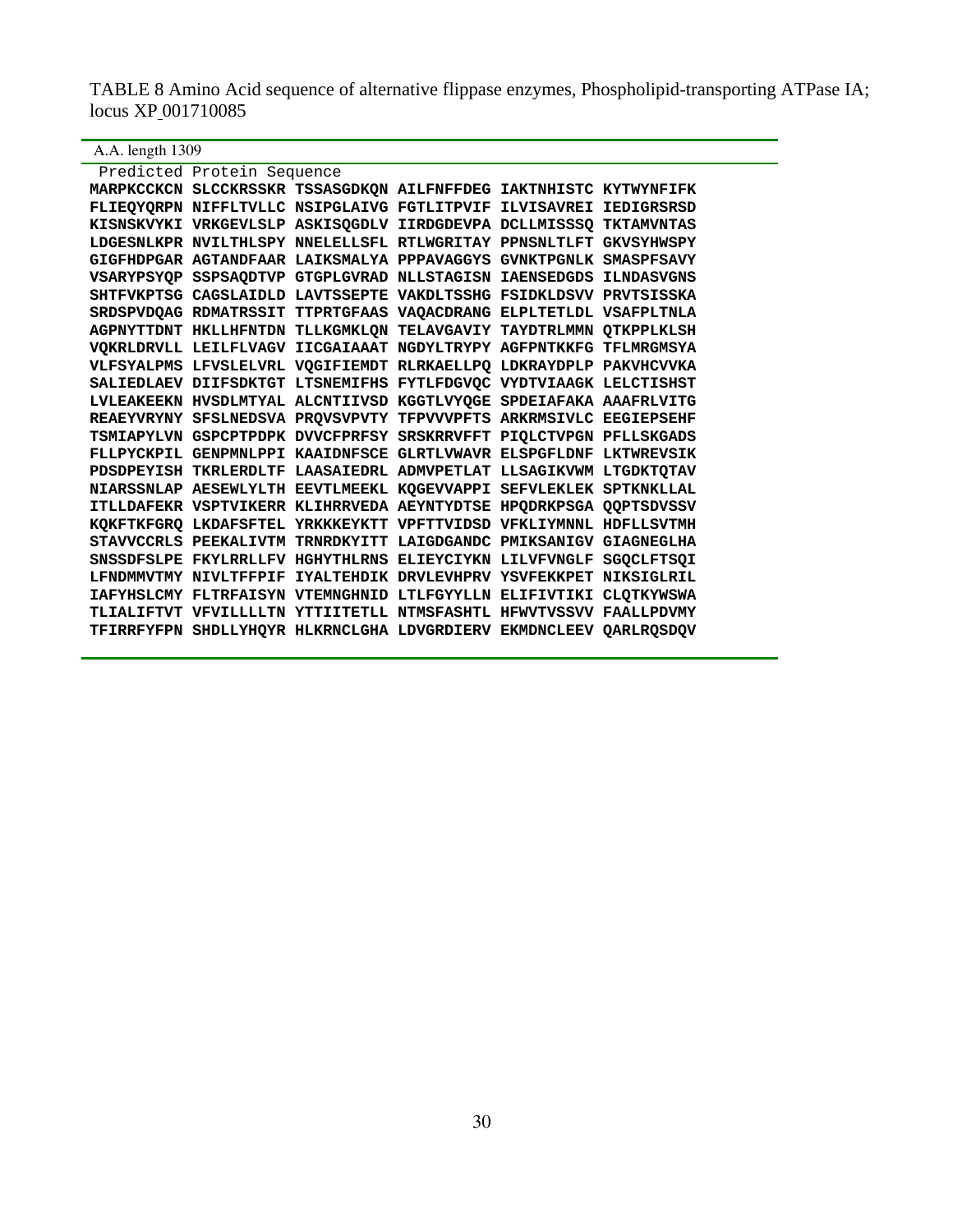TABLE 8 Amino Acid sequence of alternative flippase enzymes, Phospholipid-transporting ATPase IA; locus XP_001710085

| A.A. length 1309 |
|---|
| Predicted Protein Sequence |

```
MARPKCCKCN SLCCKRSSKR TSSASGDKQN AILFNFFDEG IAKTNHISTC KYTWYNFIFK
FLIEQYQRPN NIFFLTVLLC NSIPGLAIVG FGTLITPVIF ILVISAVREI IEDIGRSRSD
KISNSKVYKI VRKGEVLSLP ASKISQGDLV IIRDGDEVPA DCLLMISSSQ TKTAMVNTAS
LDGESNLKPR NVILTHLSPY NNELELLSFL RTLWGRITAY PPNSNLTLFT GKVSYHWSPY
GIGFHDPGAR AGTANDFAAR LAIKSMALYA PPPAVAGGYS GVNKTPGNLK SMASPFSAVY
VSARYPSYQP SSPSAQDTVP GTGPLGVRAD NLLSTAGISN IAENSEDGDS ILNDASVGNS
SHTFVKPTSG CAGSLAIDLD LAVTSSEPTE VAKDLTSSHG FSIDKLDSVV PRVTSISSKA
SRDSPVDQAG RDMATRSSIT TTPRTGFAAS VAQACDRANG ELPLTETLDL VSAFPLTNLA
AGPNYTTDNT HKLLHFNTDN TLLKGMKLQN TELAVGAVIY TAYDTRLMMN QTKPPLKLSH
VQKRLDRVLL LEILFLVAGV IICGAIAAAT NGDYLTRYPY AGFPNTKKFG TFLMRGMSYA
VLFSYALPMS LFVSLELVRL VQGIFIEMDT RLRKAELLPQ LDKRAYDPLP PAKVHCVVKA
SALIEDLAEV DIIFSDKTGT LTSNEMIFHS FYTLFDGVQC VYDTVIAAGK LELCTISHST
LVLEAKEEKN HVSDLMTYAL ALCNTIIVSD KGGTLVYQGE SPDEIAFAKA AAAFRLVITG
REAEYVRYNY SFSLNEDSVA PRQVSVPVTY TFPVVVPFTS ARKRMSIVLC EEGIEPSEHF
TSMIAPYLVN GSPCPTPDPK DVVCFPRFSY SRSKRRVFFT PIQLCTVPGN PFLLSKGADS
FLLPYCKPIL GENPMNLPPI KAAIDNFSCE GLRTLVWAVR ELSPGFLDNF LKTWREVSIK
PDSDPEYISH TKRLERDLTF LAASAIEDRL ADMVPETLAT LLSAGIKVWM LTGDKTQTAV
NIARSSNLAP AESEWLYLTH EEVTLMEEKL KQGEVVAPPI SEFVLEKLEK SPTKNKLLAL
ITLLDAFEKR VSPTVIKERR KLIHRRVEDA AEYNTYDTSE HPQDRKPSGA QQPTSDVSSV
KQKFTKFGRQ LKDAFSFTEL YRKKKEYKTT VPFTTVIDSD VFKLIYMNNL HDFLLSVTMH
STAVVCCRLS PEEKALIVTM TRNRDKYITT LAIGDGANDC PMIKSANIGV GIAGNEGLHA
SNSSDFSLPE FKYLRRLLFV HGHYTHLRNS ELIEYCIYKN LILVFVNGLF SGQCLFTSQI
LFNDMMVTMY NIVLTFFPIF IYALTEHDIK DRVLEVHPRV YSVFEKKPET NIKSIGLRIL
IAFYHSLCMY FLTRFAISYN VTEMNGHNID LTLFGYYLLN ELIFIVTIKI CLQTKYWSWA
TLIALIFTVT VFVILLLLTN YTTIITETLL NTMSFASHTL HFWVTVSSVV FAALLPDVMY
TFIRRFYFPN SHDLLYHQYR HLKRNCLGHA LDVGRDIERV EKMDNCLEEV QARLRQSDQV
```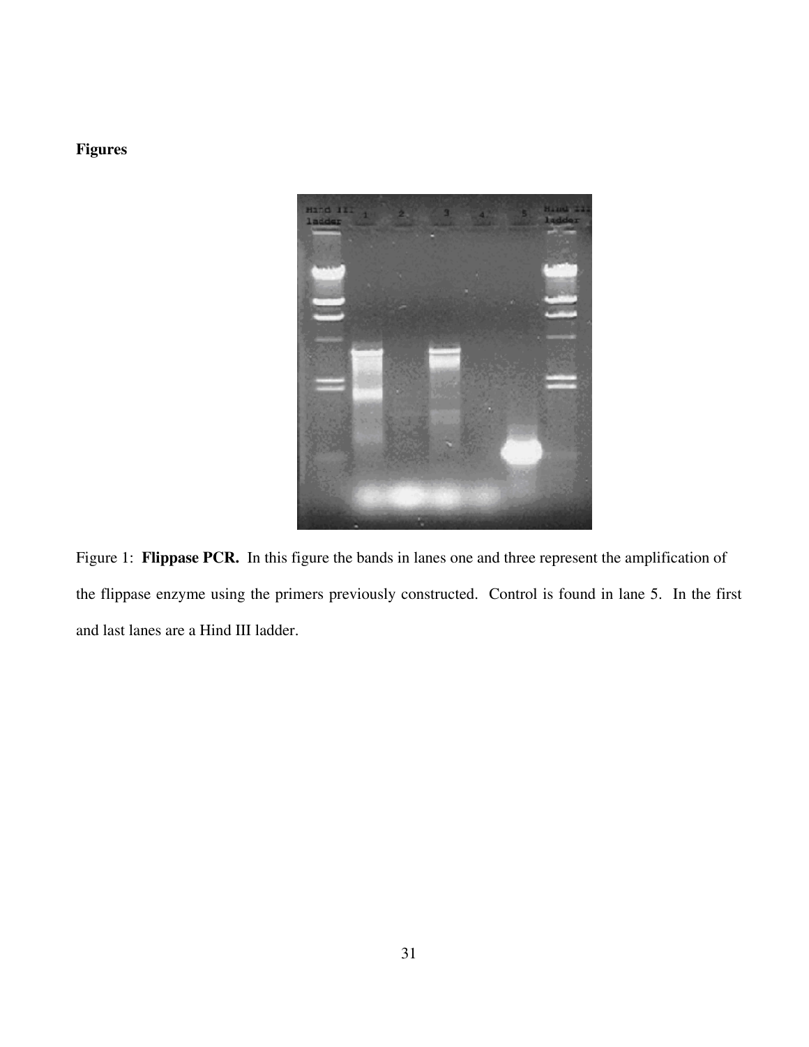**Figures**

Figure 1: **Flippase PCR.** In this figure the bands in lanes one and three represent the amplification of the flippase enzyme using the primers previously constructed. Control is found in lane 5. In the first and last lanes are a Hind III ladder.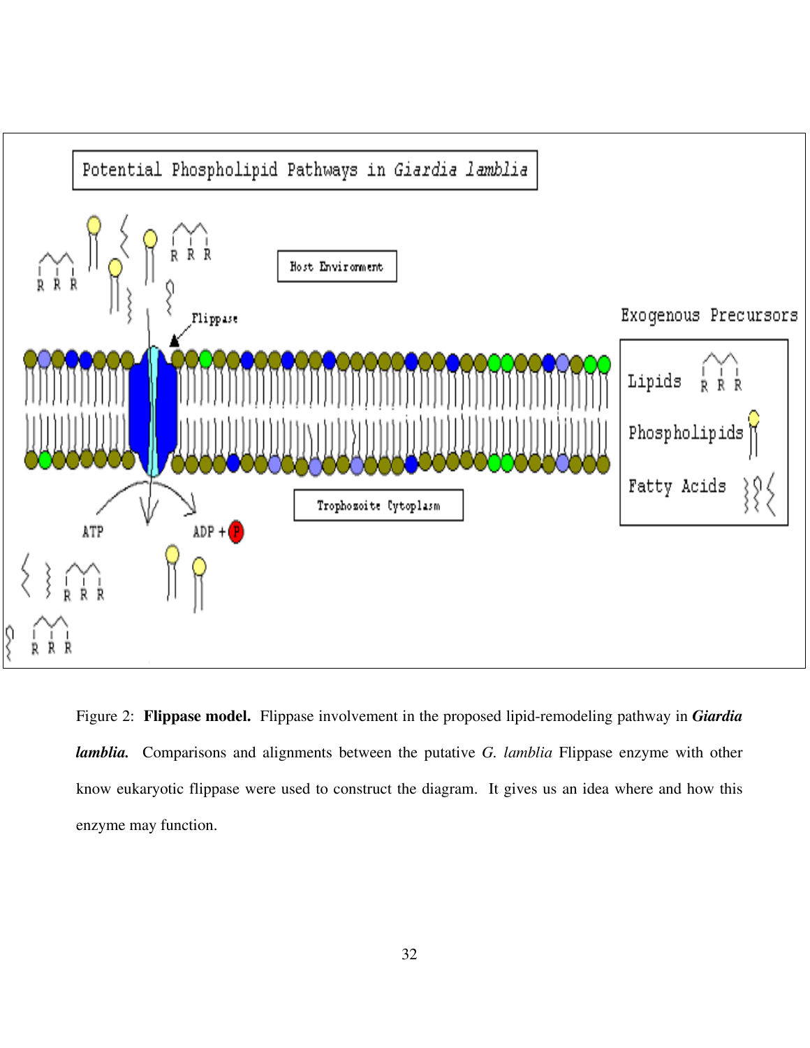Figure 2: **Flippase model.** Flippase involvement in the proposed lipid-remodeling pathway in ***Giardia lamblia.*** Comparisons and alignments between the putative *G. lamblia* Flippase enzyme with other know eukaryotic flippase were used to construct the diagram. It gives us an idea where and how this enzyme may function.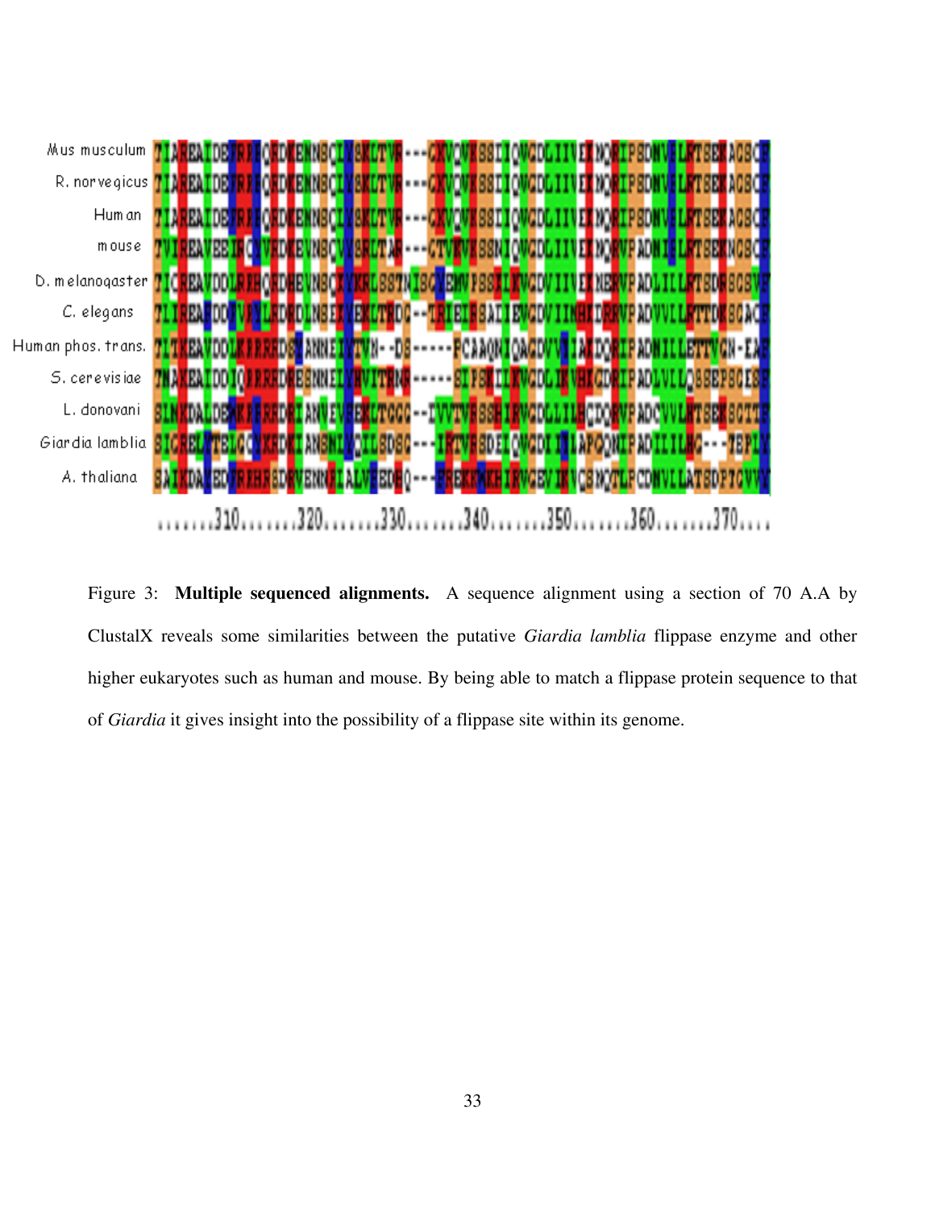Figure 3: **Multiple sequenced alignments.** A sequence alignment using a section of 70 A.A by ClustalX reveals some similarities between the putative *Giardia lamblia* flippase enzyme and other higher eukaryotes such as human and mouse. By being able to match a flippase protein sequence to that of *Giardia* it gives insight into the possibility of a flippase site within its genome.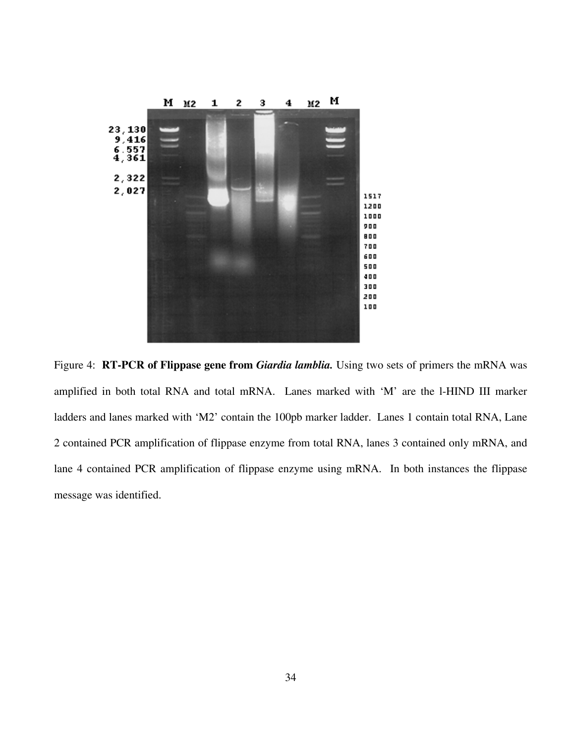Figure 4: **RT-PCR of Flippase gene from *Giardia lamblia.*** Using two sets of primers the mRNA was amplified in both total RNA and total mRNA. Lanes marked with 'M' are the l-HIND III marker ladders and lanes marked with 'M2' contain the 100pb marker ladder. Lanes 1 contain total RNA, Lane 2 contained PCR amplification of flippase enzyme from total RNA, lanes 3 contained only mRNA, and lane 4 contained PCR amplification of flippase enzyme using mRNA. In both instances the flippase message was identified.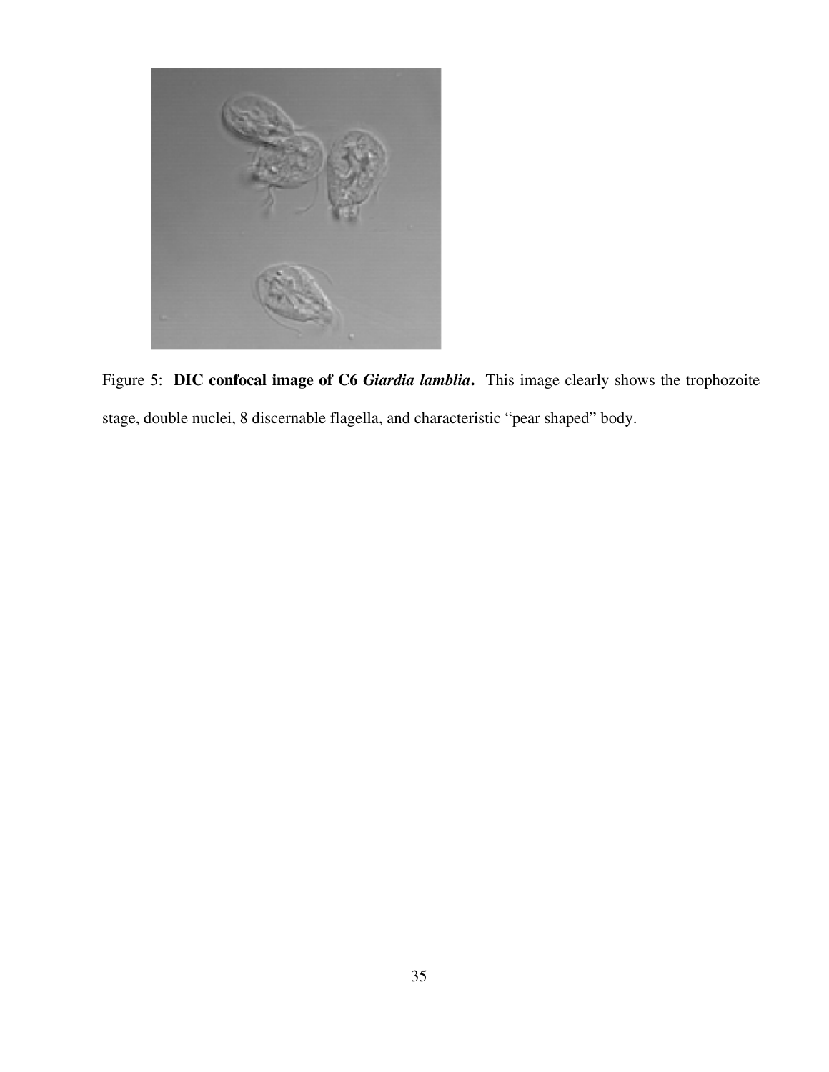Figure 5: **DIC confocal image of C6 *Giardia lamblia*.** This image clearly shows the trophozoite stage, double nuclei, 8 discernable flagella, and characteristic "pear shaped" body.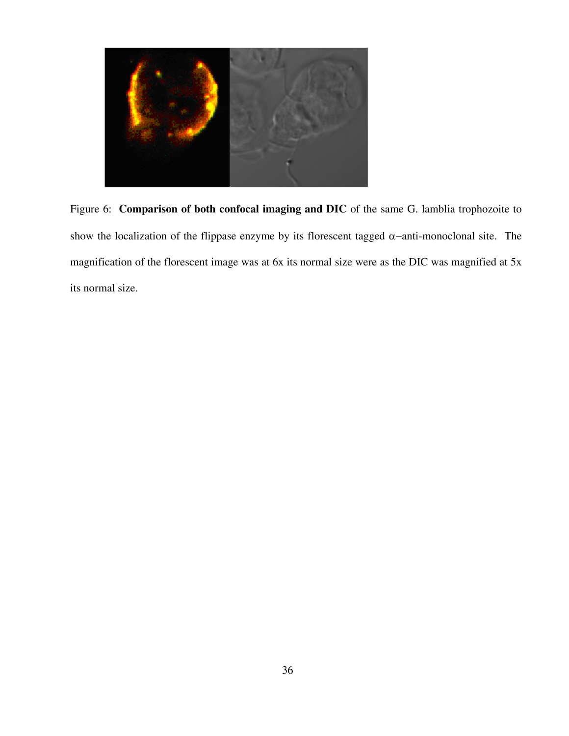Figure 6: **Comparison of both confocal imaging and DIC** of the same G. lamblia trophozoite to show the localization of the flippase enzyme by its florescent tagged $\alpha$−anti-monoclonal site. The magnification of the florescent image was at 6x its normal size were as the DIC was magnified at 5x its normal size.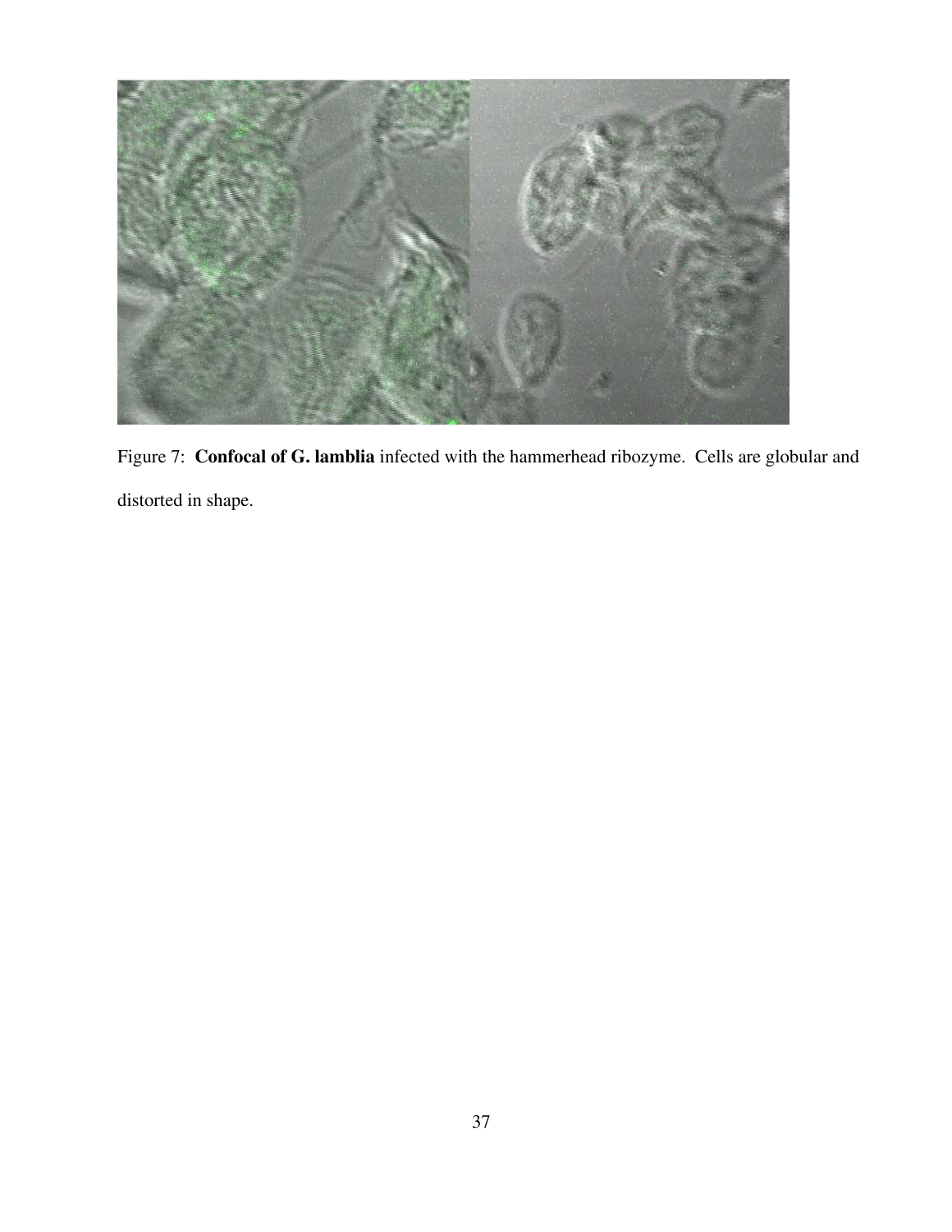Figure 7: **Confocal of G. lamblia** infected with the hammerhead ribozyme. Cells are globular and distorted in shape.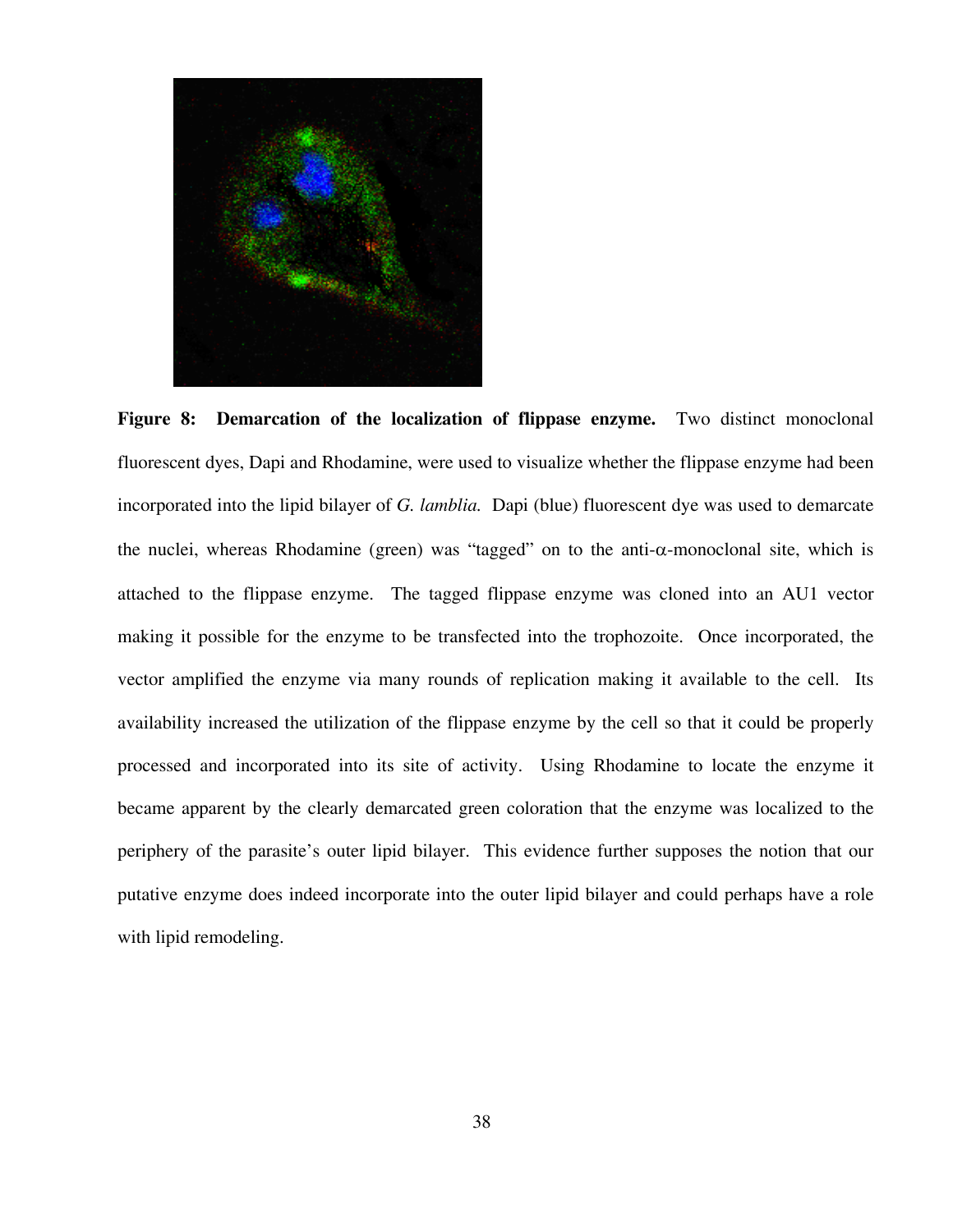**Figure 8: Demarcation of the localization of flippase enzyme.** Two distinct monoclonal fluorescent dyes, Dapi and Rhodamine, were used to visualize whether the flippase enzyme had been incorporated into the lipid bilayer of *G. lamblia.* Dapi (blue) fluorescent dye was used to demarcate the nuclei, whereas Rhodamine (green) was "tagged" on to the anti-α-monoclonal site, which is attached to the flippase enzyme. The tagged flippase enzyme was cloned into an AU1 vector making it possible for the enzyme to be transfected into the trophozoite. Once incorporated, the vector amplified the enzyme via many rounds of replication making it available to the cell. Its availability increased the utilization of the flippase enzyme by the cell so that it could be properly processed and incorporated into its site of activity. Using Rhodamine to locate the enzyme it became apparent by the clearly demarcated green coloration that the enzyme was localized to the periphery of the parasite's outer lipid bilayer. This evidence further supposes the notion that our putative enzyme does indeed incorporate into the outer lipid bilayer and could perhaps have a role with lipid remodeling.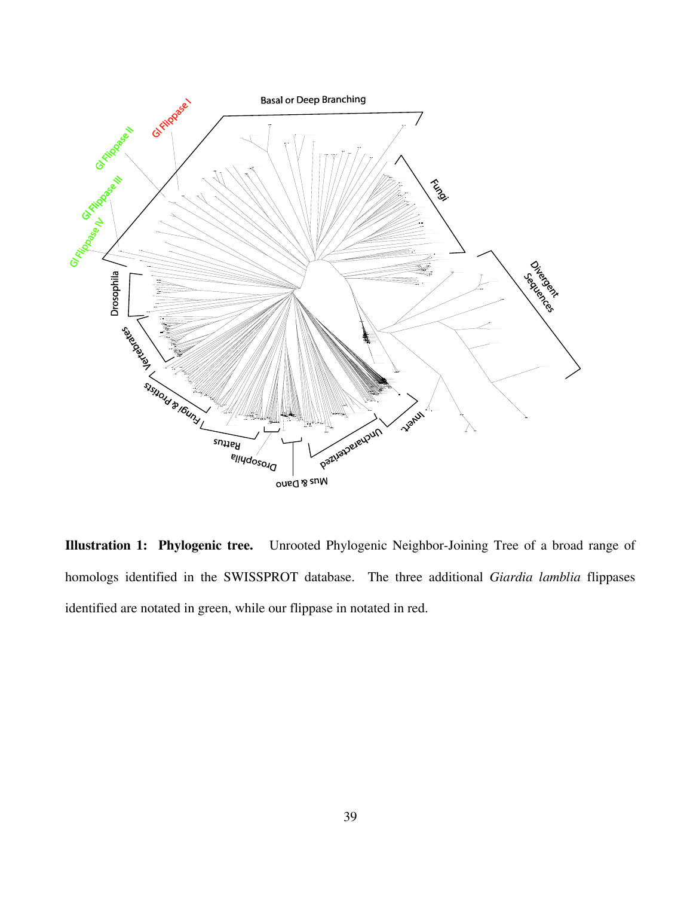**Illustration 1: Phylogenic tree.** Unrooted Phylogenic Neighbor-Joining Tree of a broad range of homologs identified in the SWISSPROT database. The three additional *Giardia lamblia* flippases identified are notated in green, while our flippase in notated in red.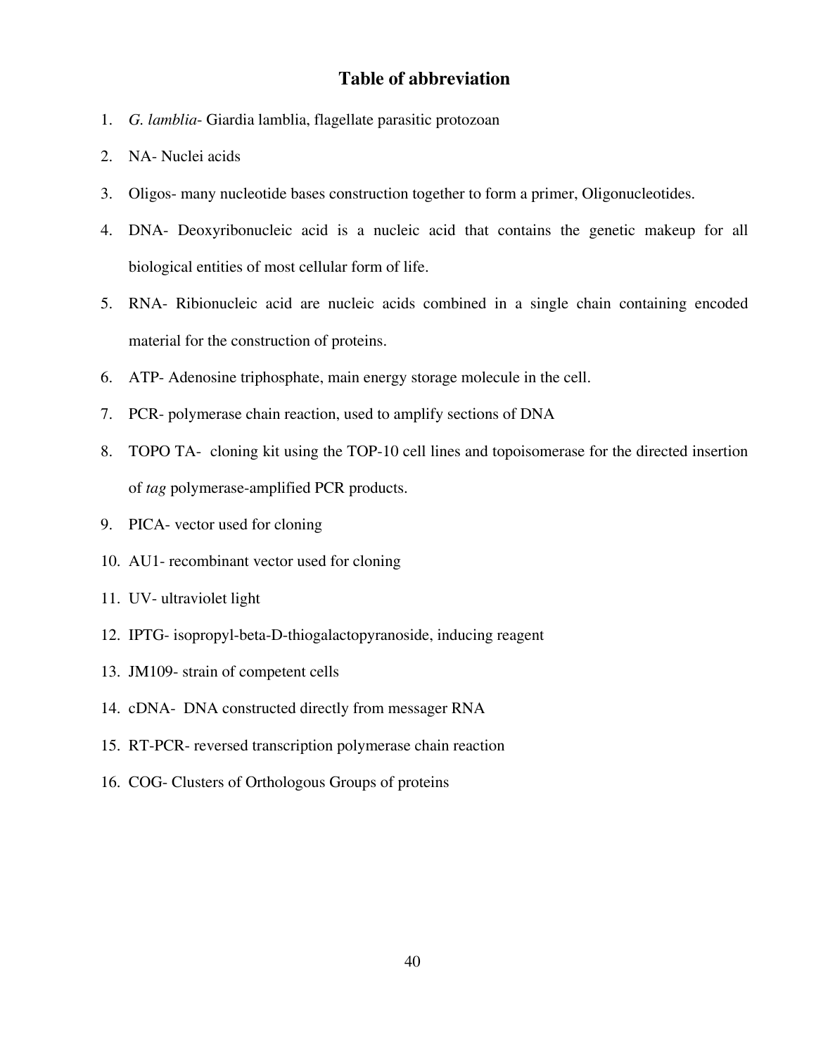# Table of abbreviation

1. *G. lamblia*- Giardia lamblia, flagellate parasitic protozoan
2. NA- Nuclei acids
3. Oligos- many nucleotide bases construction together to form a primer, Oligonucleotides.
4. DNA- Deoxyribonucleic acid is a nucleic acid that contains the genetic makeup for all biological entities of most cellular form of life.
5. RNA- Ribionucleic acid are nucleic acids combined in a single chain containing encoded material for the construction of proteins.
6. ATP- Adenosine triphosphate, main energy storage molecule in the cell.
7. PCR- polymerase chain reaction, used to amplify sections of DNA
8. TOPO TA- cloning kit using the TOP-10 cell lines and topoisomerase for the directed insertion of *tag* polymerase-amplified PCR products.
9. PICA- vector used for cloning
10. AU1- recombinant vector used for cloning
11. UV- ultraviolet light
12. IPTG- isopropyl-beta-D-thiogalactopyranoside, inducing reagent
13. JM109- strain of competent cells
14. cDNA- DNA constructed directly from messager RNA
15. RT-PCR- reversed transcription polymerase chain reaction
16. COG- Clusters of Orthologous Groups of proteins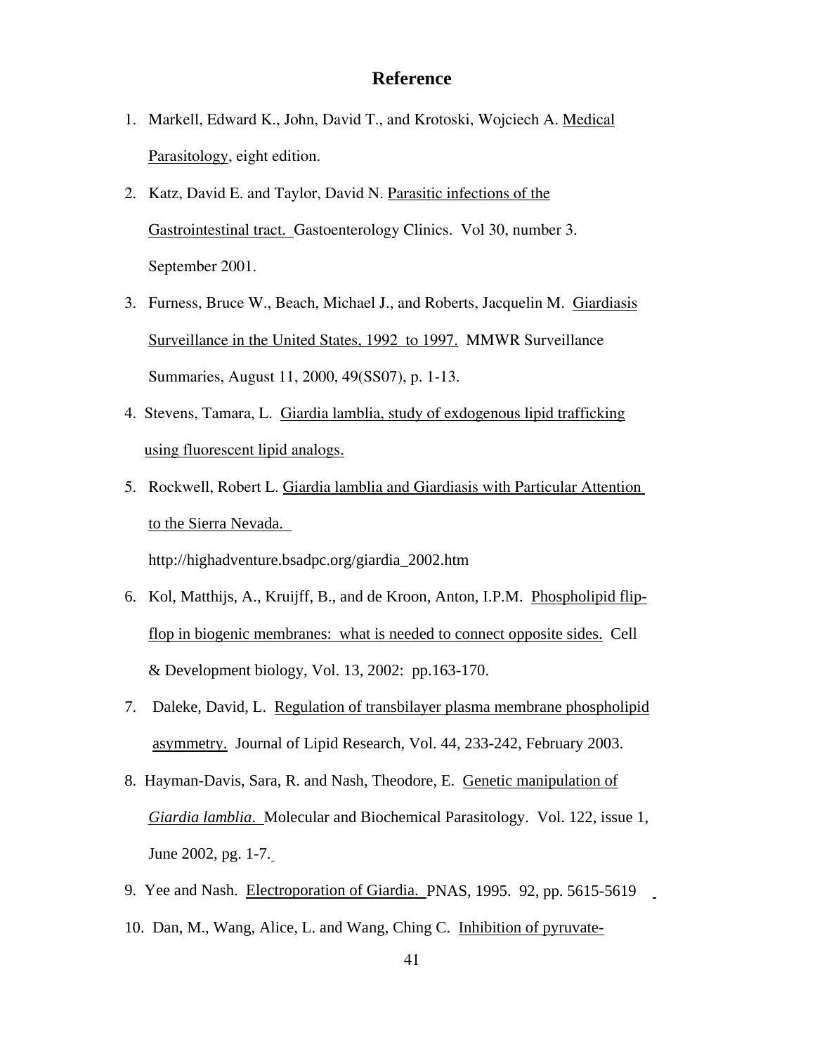# Reference

1. Markell, Edward K., John, David T., and Krotoski, Wojciech A. Medical Parasitology, eight edition.
2. Katz, David E. and Taylor, David N. Parasitic infections of the Gastrointestinal tract. Gastoenterology Clinics. Vol 30, number 3. September 2001.
3. Furness, Bruce W., Beach, Michael J., and Roberts, Jacquelin M. Giardiasis Surveillance in the United States, 1992 to 1997. MMWR Surveillance Summaries, August 11, 2000, 49(SS07), p. 1-13.
4. Stevens, Tamara, L. Giardia lamblia, study of exdogenous lipid trafficking using fluorescent lipid analogs.
5. Rockwell, Robert L. Giardia lamblia and Giardiasis with Particular Attention to the Sierra Nevada. http://highadventure.bsadpc.org/giardia_2002.htm
6. Kol, Matthijs, A., Kruijff, B., and de Kroon, Anton, I.P.M. Phospholipid flip-flop in biogenic membranes: what is needed to connect opposite sides. Cell & Development biology, Vol. 13, 2002: pp.163-170.
7. Daleke, David, L. Regulation of transbilayer plasma membrane phospholipid asymmetry. Journal of Lipid Research, Vol. 44, 233-242, February 2003.
8. Hayman-Davis, Sara, R. and Nash, Theodore, E. Genetic manipulation of *Giardia lamblia*. Molecular and Biochemical Parasitology. Vol. 122, issue 1, June 2002, pg. 1-7.
9. Yee and Nash. Electroporation of Giardia. PNAS, 1995. 92, pp. 5615-5619
10. Dan, M., Wang, Alice, L. and Wang, Ching C. Inhibition of pyruvate-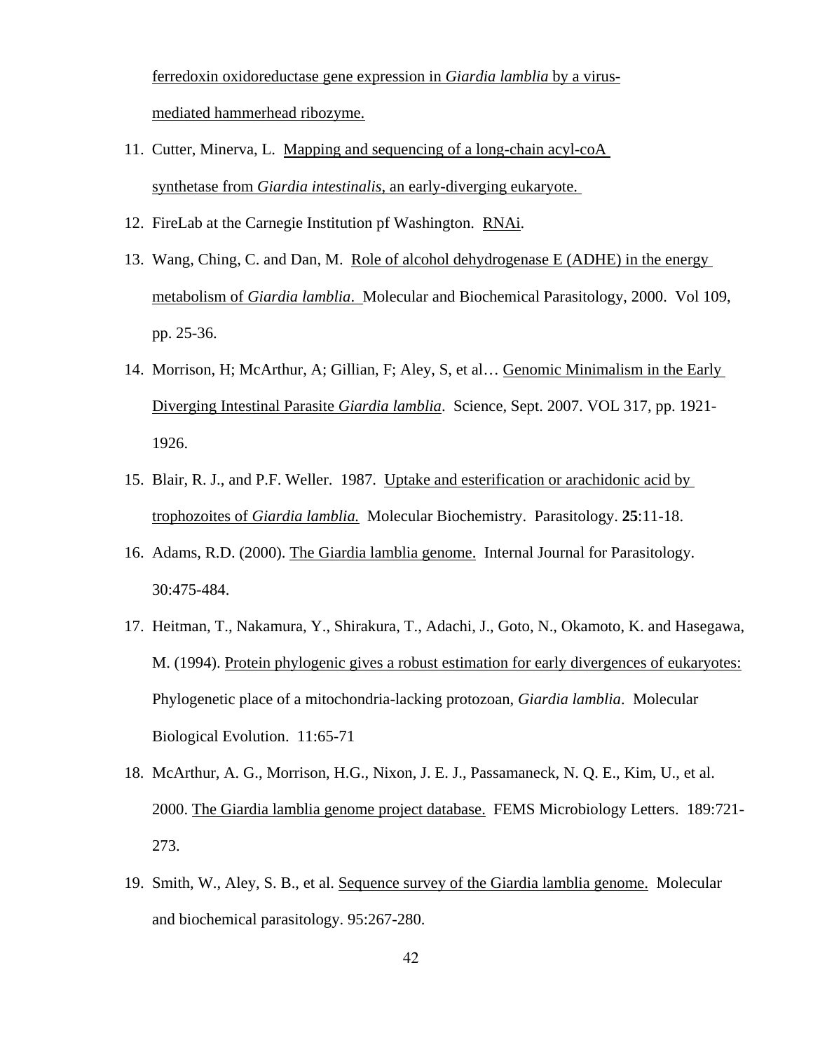ferredoxin oxidoreductase gene expression in *Giardia lamblia* by a virus-mediated hammerhead ribozyme.

11. Cutter, Minerva, L. Mapping and sequencing of a long-chain acyl-coA synthetase from *Giardia intestinalis*, an early-diverging eukaryote.
12. FireLab at the Carnegie Institution pf Washington. RNAi.
13. Wang, Ching, C. and Dan, M. Role of alcohol dehydrogenase E (ADHE) in the energy metabolism of *Giardia lamblia*. Molecular and Biochemical Parasitology, 2000. Vol 109, pp. 25-36.
14. Morrison, H; McArthur, A; Gillian, F; Aley, S, et al… Genomic Minimalism in the Early Diverging Intestinal Parasite *Giardia lamblia*. Science, Sept. 2007. VOL 317, pp. 1921-1926.
15. Blair, R. J., and P.F. Weller. 1987. Uptake and esterification or arachidonic acid by trophozoites of *Giardia lamblia.* Molecular Biochemistry. Parasitology. **25**:11-18.
16. Adams, R.D. (2000). The Giardia lamblia genome. Internal Journal for Parasitology. 30:475-484.
17. Heitman, T., Nakamura, Y., Shirakura, T., Adachi, J., Goto, N., Okamoto, K. and Hasegawa, M. (1994). Protein phylogenic gives a robust estimation for early divergences of eukaryotes: Phylogenetic place of a mitochondria-lacking protozoan, *Giardia lamblia*. Molecular Biological Evolution. 11:65-71
18. McArthur, A. G., Morrison, H.G., Nixon, J. E. J., Passamaneck, N. Q. E., Kim, U., et al. 2000. The Giardia lamblia genome project database. FEMS Microbiology Letters. 189:721-273.
19. Smith, W., Aley, S. B., et al. Sequence survey of the Giardia lamblia genome. Molecular and biochemical parasitology. 95:267-280.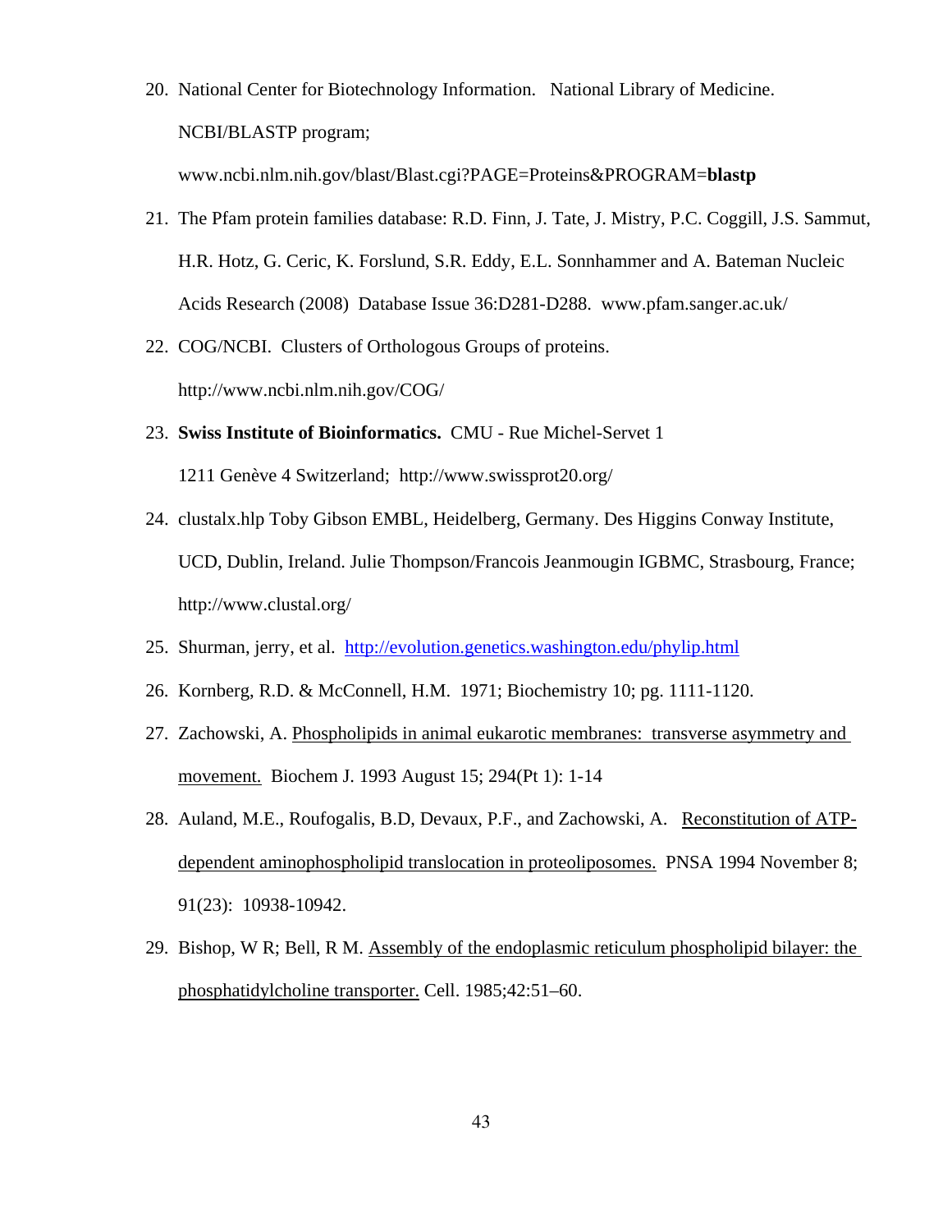20. National Center for Biotechnology Information. National Library of Medicine. NCBI/BLASTP program; www.ncbi.nlm.nih.gov/blast/Blast.cgi?PAGE=Proteins&PROGRAM=**blastp**

21. The Pfam protein families database: R.D. Finn, J. Tate, J. Mistry, P.C. Coggill, J.S. Sammut, H.R. Hotz, G. Ceric, K. Forslund, S.R. Eddy, E.L. Sonnhammer and A. Bateman Nucleic Acids Research (2008) Database Issue 36:D281-D288. www.pfam.sanger.ac.uk/

22. COG/NCBI. Clusters of Orthologous Groups of proteins. http://www.ncbi.nlm.nih.gov/COG/

23. **Swiss Institute of Bioinformatics.** CMU - Rue Michel-Servet 1 1211 Genève 4 Switzerland; http://www.swissprot20.org/

24. clustalx.hlp Toby Gibson EMBL, Heidelberg, Germany. Des Higgins Conway Institute, UCD, Dublin, Ireland. Julie Thompson/Francois Jeanmougin IGBMC, Strasbourg, France; http://www.clustal.org/

25. Shurman, jerry, et al. http://evolution.genetics.washington.edu/phylip.html

26. Kornberg, R.D. & McConnell, H.M. 1971; Biochemistry 10; pg. 1111-1120.

27. Zachowski, A. Phospholipids in animal eukarotic membranes: transverse asymmetry and movement. Biochem J. 1993 August 15; 294(Pt 1): 1-14

28. Auland, M.E., Roufogalis, B.D, Devaux, P.F., and Zachowski, A. Reconstitution of ATP-dependent aminophospholipid translocation in proteoliposomes. PNSA 1994 November 8; 91(23): 10938-10942.

29. Bishop, W R; Bell, R M. Assembly of the endoplasmic reticulum phospholipid bilayer: the phosphatidylcholine transporter. Cell. 1985;42:51–60.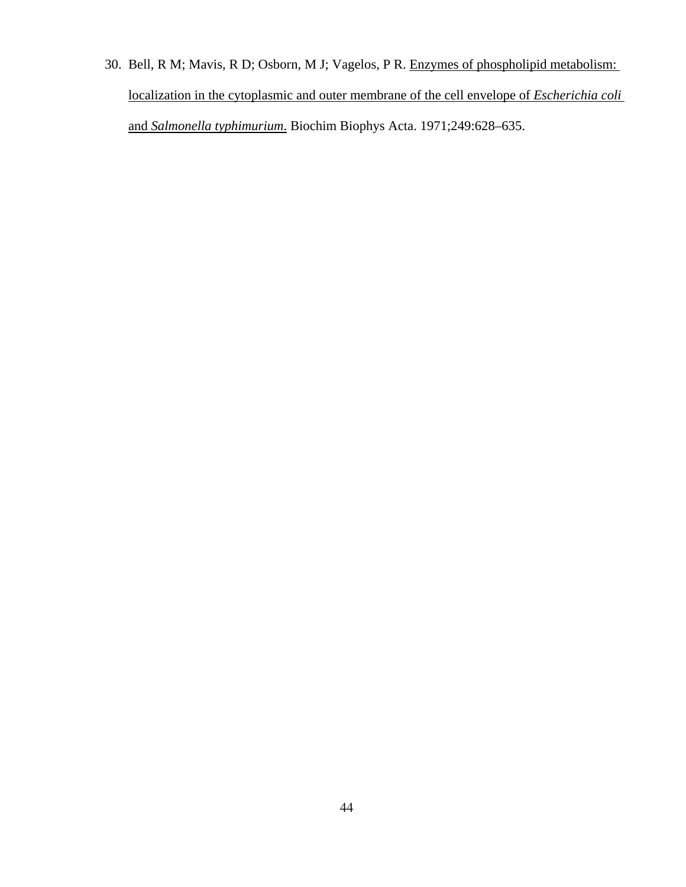30. Bell, R M; Mavis, R D; Osborn, M J; Vagelos, P R. Enzymes of phospholipid metabolism: localization in the cytoplasmic and outer membrane of the cell envelope of *Escherichia coli* and *Salmonella typhimurium*. Biochim Biophys Acta. 1971;249:628–635.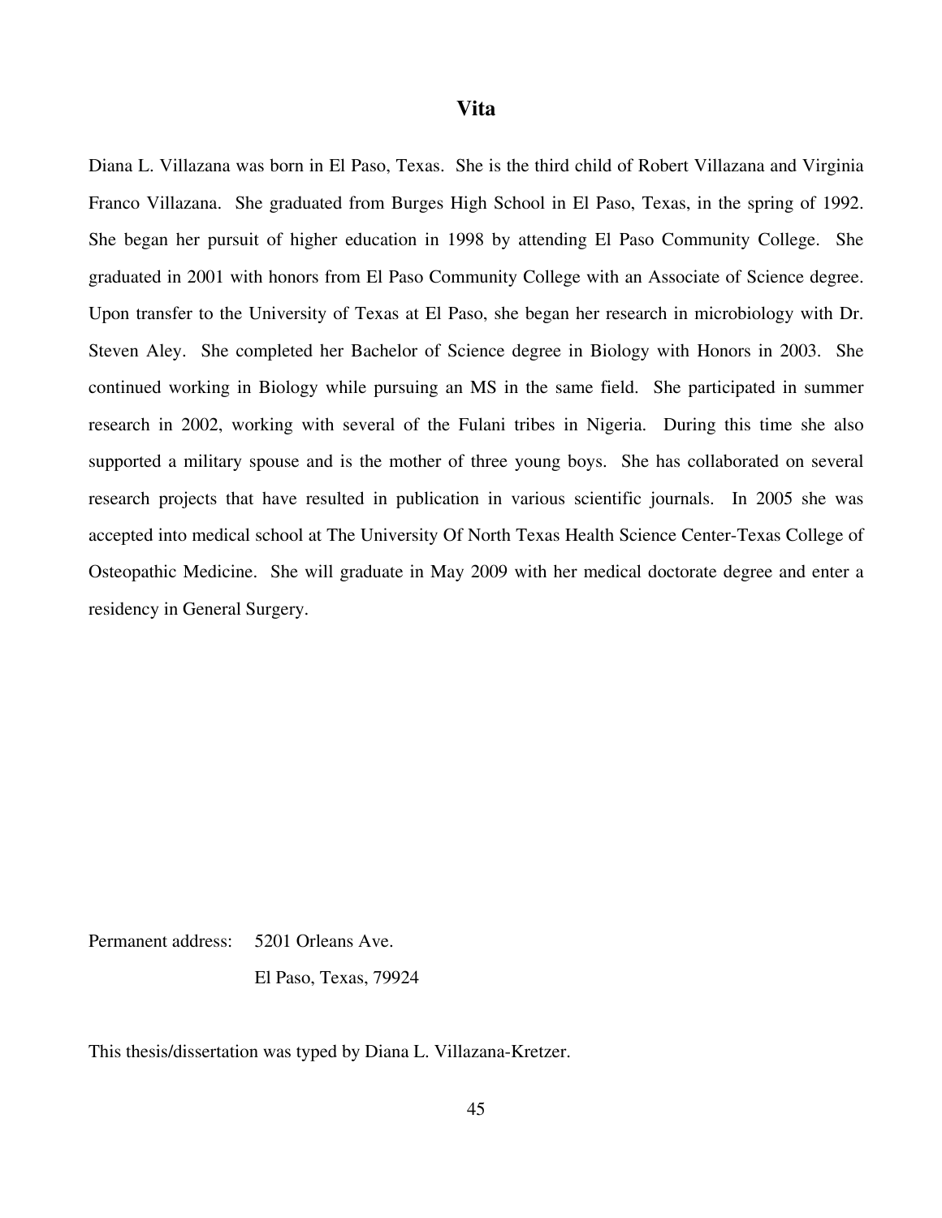# Vita

Diana L. Villazana was born in El Paso, Texas. She is the third child of Robert Villazana and Virginia Franco Villazana. She graduated from Burges High School in El Paso, Texas, in the spring of 1992. She began her pursuit of higher education in 1998 by attending El Paso Community College. She graduated in 2001 with honors from El Paso Community College with an Associate of Science degree. Upon transfer to the University of Texas at El Paso, she began her research in microbiology with Dr. Steven Aley. She completed her Bachelor of Science degree in Biology with Honors in 2003. She continued working in Biology while pursuing an MS in the same field. She participated in summer research in 2002, working with several of the Fulani tribes in Nigeria. During this time she also supported a military spouse and is the mother of three young boys. She has collaborated on several research projects that have resulted in publication in various scientific journals. In 2005 she was accepted into medical school at The University Of North Texas Health Science Center-Texas College of Osteopathic Medicine. She will graduate in May 2009 with her medical doctorate degree and enter a residency in General Surgery.

Permanent address: 5201 Orleans Ave.

El Paso, Texas, 79924

This thesis/dissertation was typed by Diana L. Villazana-Kretzer.